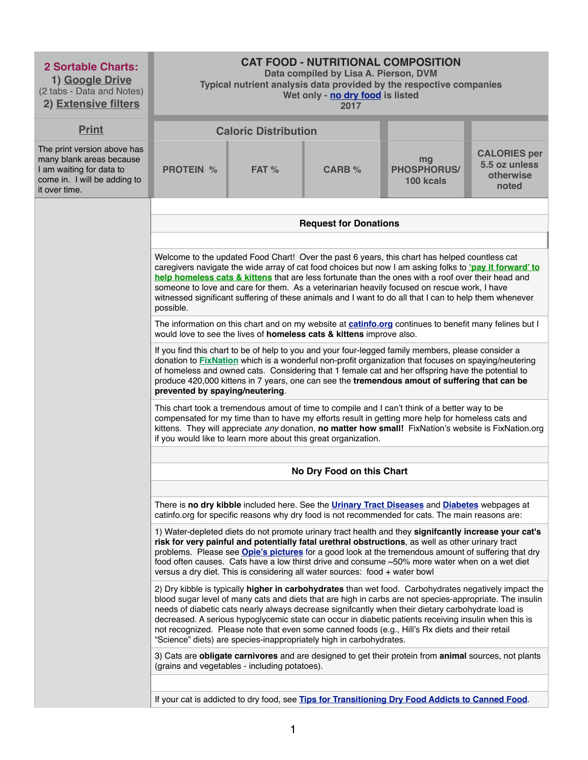| **2 Sortable Charts:** 1) Google Drive (2 tabs - Data and Notes) 2) Extensive filters | **CAT FOOD - NUTRITIONAL COMPOSITION** Data compiled by Lisa A. Pierson, DVM Typical nutrient analysis data provided by the respective companies Wet only - no dry food is listed 2017 | | | | |
|---|---|---|---|---|---|
| **Print** | **Caloric Distribution** | | | | |
| The print version above has many blank areas because I am waiting for data to come in. I will be adding to it over time. | **PROTEIN %** | **FAT %** | **CARB %** | **mg PHOSPHORUS/ 100 kcals** | **CALORIES per 5.5 oz unless otherwise noted** |

**Request for Donations**

Welcome to the updated Food Chart! Over the past 6 years, this chart has helped countless cat caregivers navigate the wide array of cat food choices but now I am asking folks to **'pay it forward' to help homeless cats & kittens** that are less fortunate than the ones with a roof over their head and someone to love and care for them. As a veterinarian heavily focused on rescue work, I have witnessed significant suffering of these animals and I want to do all that I can to help them whenever possible.

The information on this chart and on my website at **catinfo.org** continues to benefit many felines but I would love to see the lives of **homeless cats & kittens** improve also.

If you find this chart to be of help to you and your four-legged family members, please consider a donation to **FixNation** which is a wonderful non-profit organization that focuses on spaying/neutering of homeless and owned cats. Considering that 1 female cat and her offspring have the potential to produce 420,000 kittens in 7 years, one can see the **tremendous amout of suffering that can be prevented by spaying/neutering**.

This chart took a tremendous amout of time to compile and I can't think of a better way to be compensated for my time than to have my efforts result in getting more help for homeless cats and kittens. They will appreciate *any* donation, **no matter how small!** FixNation's website is FixNation.org if you would like to learn more about this great organization.

**No Dry Food on this Chart**

There is **no dry kibble** included here. See the **Urinary Tract Diseases** and **Diabetes** webpages at catinfo.org for specific reasons why dry food is not recommended for cats. The main reasons are:

1) Water-depleted diets do not promote urinary tract health and they **signifcantly increase your cat's risk for very painful and potentially fatal urethral obstructions**, as well as other urinary tract problems. Please see **Opie's pictures** for a good look at the tremendous amount of suffering that dry food often causes. Cats have a low thirst drive and consume ~50% more water when on a wet diet versus a dry diet. This is considering all water sources: food + water bowl

2) Dry kibble is typically **higher in carbohydrates** than wet food. Carbohydrates negatively impact the blood sugar level of many cats and diets that are high in carbs are not species-appropriate. The insulin needs of diabetic cats nearly always decrease signifcantly when their dietary carbohydrate load is decreased. A serious hypoglycemic state can occur in diabetic patients receiving insulin when this is not recognized. Please note that even some canned foods (e.g., Hill's Rx diets and their retail "Science" diets) are species-inappropriately high in carbohydrates.

3) Cats are **obligate carnivores** and are designed to get their protein from **animal** sources, not plants (grains and vegetables - including potatoes).

If your cat is addicted to dry food, see **Tips for Transitioning Dry Food Addicts to Canned Food**.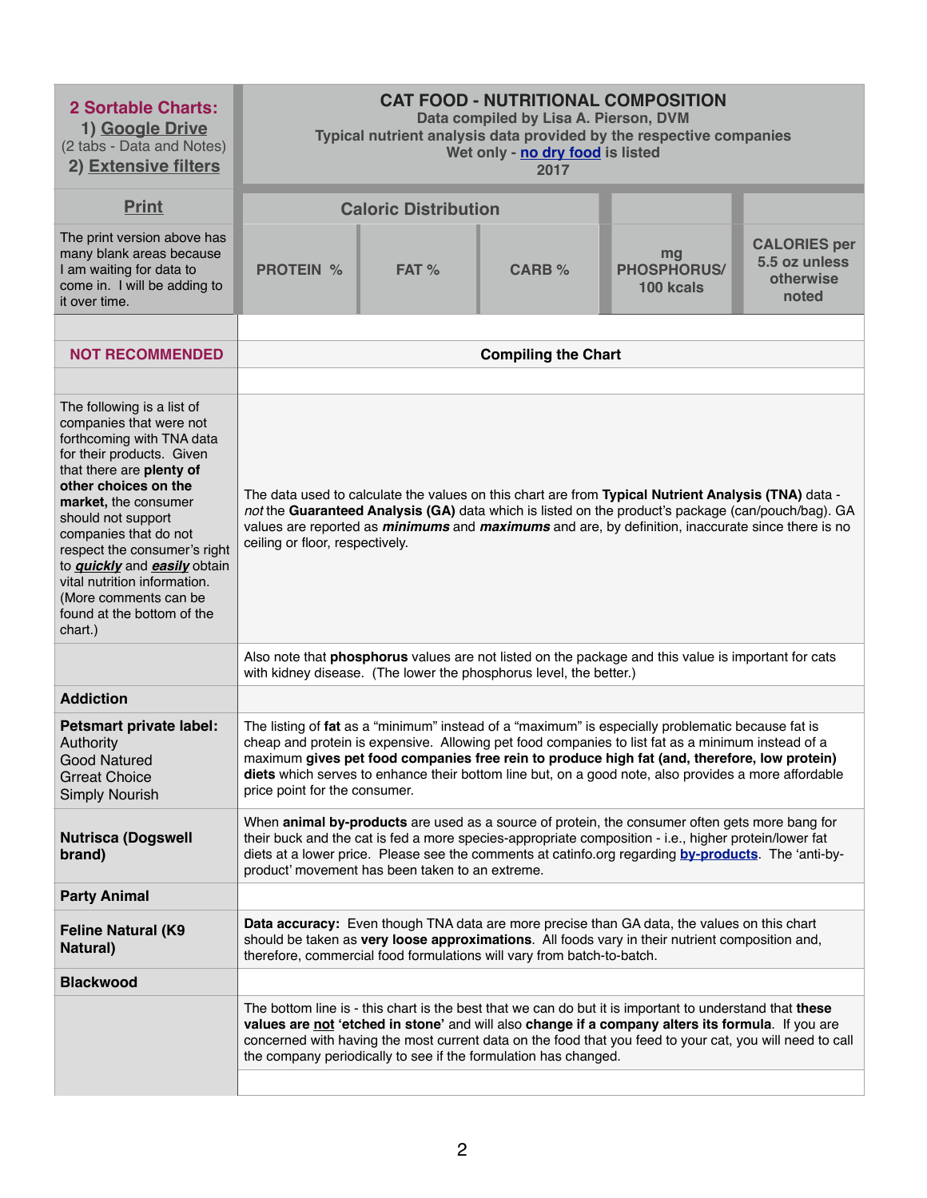| **2 Sortable Charts:** 1) Google Drive (2 tabs - Data and Notes) 2) Extensive filters | **CAT FOOD - NUTRITIONAL COMPOSITION** Data compiled by Lisa A. Pierson, DVM Typical nutrient analysis data provided by the respective companies Wet only - no dry food is listed 2017 | | | | |
|---|---|---|---|---|---|
| **Print** | **Caloric Distribution** | | | | |
| The print version above has many blank areas because I am waiting for data to come in. I will be adding to it over time. | **PROTEIN %** | **FAT %** | **CARB %** | **mg PHOSPHORUS/ 100 kcals** | **CALORIES per 5.5 oz unless otherwise noted** |

| | |
|---|---|
| | |
| **NOT RECOMMENDED** | **Compiling the Chart** |
| | |
| The following is a list of companies that were not forthcoming with TNA data for their products. Given that there are **plenty of other choices on the market,** the consumer should not support companies that do not respect the consumer's right to ***quickly*** and ***easily*** obtain vital nutrition information. (More comments can be found at the bottom of the chart.) | The data used to calculate the values on this chart are from **Typical Nutrient Analysis (TNA)** data - *not* the **Guaranteed Analysis (GA)** data which is listed on the product's package (can/pouch/bag). GA values are reported as ***minimums*** and ***maximums*** and are, by definition, inaccurate since there is no ceiling or floor, respectively. |
| | Also note that **phosphorus** values are not listed on the package and this value is important for cats with kidney disease. (The lower the phosphorus level, the better.) |
| **Addiction** | |
| **Petsmart private label:** Authority Good Natured Grreat Choice Simply Nourish | The listing of **fat** as a "minimum" instead of a "maximum" is especially problematic because fat is cheap and protein is expensive. Allowing pet food companies to list fat as a minimum instead of a maximum **gives pet food companies free rein to produce high fat (and, therefore, low protein) diets** which serves to enhance their bottom line but, on a good note, also provides a more affordable price point for the consumer. |
| **Nutrisca (Dogswell brand)** | When **animal by-products** are used as a source of protein, the consumer often gets more bang for their buck and the cat is fed a more species-appropriate composition - i.e., higher protein/lower fat diets at a lower price. Please see the comments at catinfo.org regarding **by-products**. The 'anti-by-product' movement has been taken to an extreme. |
| **Party Animal** | |
| **Feline Natural (K9 Natural)** | **Data accuracy:** Even though TNA data are more precise than GA data, the values on this chart should be taken as **very loose approximations**. All foods vary in their nutrient composition and, therefore, commercial food formulations will vary from batch-to-batch. |
| **Blackwood** | |
| | The bottom line is - this chart is the best that we can do but it is important to understand that **these values are not 'etched in stone'** and will also **change if a company alters its formula**. If you are concerned with having the most current data on the food that you feed to your cat, you will need to call the company periodically to see if the formulation has changed. |
| | |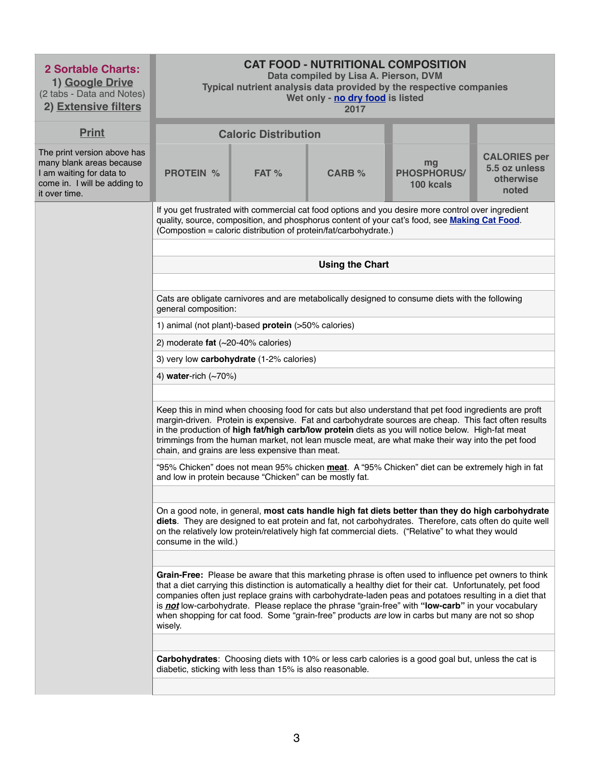**2 Sortable Charts:**
1) Google Drive
(2 tabs - Data and Notes)
2) Extensive filters

**Print**

The print version above has many blank areas because I am waiting for data to come in. I will be adding to it over time.

# CAT FOOD - NUTRITIONAL COMPOSITION

**Data compiled by Lisa A. Pierson, DVM**
**Typical nutrient analysis data provided by the respective companies**
**Wet only - no dry food is listed**
**2017**

| Caloric Distribution | | | | |
|---|---|---|---|---|
| **PROTEIN %** | **FAT %** | **CARB %** | **mg PHOSPHORUS/ 100 kcals** | **CALORIES per 5.5 oz unless otherwise noted** |

If you get frustrated with commercial cat food options and you desire more control over ingredient quality, source, composition, and phosphorus content of your cat's food, see **Making Cat Food**. (Compostion = caloric distribution of protein/fat/carbohydrate.)

## Using the Chart

Cats are obligate carnivores and are metabolically designed to consume diets with the following general composition:

1) animal (not plant)-based **protein** (>50% calories)

2) moderate **fat** (~20-40% calories)

3) very low **carbohydrate** (1-2% calories)

4) **water**-rich (~70%)

Keep this in mind when choosing food for cats but also understand that pet food ingredients are proft margin-driven. Protein is expensive. Fat and carbohydrate sources are cheap. This fact often results in the production of **high fat/high carb/low protein** diets as you will notice below. High-fat meat trimmings from the human market, not lean muscle meat, are what make their way into the pet food chain, and grains are less expensive than meat.

"95% Chicken" does not mean 95% chicken **meat**. A "95% Chicken" diet can be extremely high in fat and low in protein because "Chicken" can be mostly fat.

On a good note, in general, **most cats handle high fat diets better than they do high carbohydrate diets**. They are designed to eat protein and fat, not carbohydrates. Therefore, cats often do quite well on the relatively low protein/relatively high fat commercial diets. ("Relative" to what they would consume in the wild.)

**Grain-Free:** Please be aware that this marketing phrase is often used to influence pet owners to think that a diet carrying this distinction is automatically a healthy diet for their cat. Unfortunately, pet food companies often just replace grains with carbohydrate-laden peas and potatoes resulting in a diet that is ***not*** low-carbohydrate. Please replace the phrase "grain-free" with **"low-carb"** in your vocabulary when shopping for cat food. Some "grain-free" products *are* low in carbs but many are not so shop wisely.

**Carbohydrates**: Choosing diets with 10% or less carb calories is a good goal but, unless the cat is diabetic, sticking with less than 15% is also reasonable.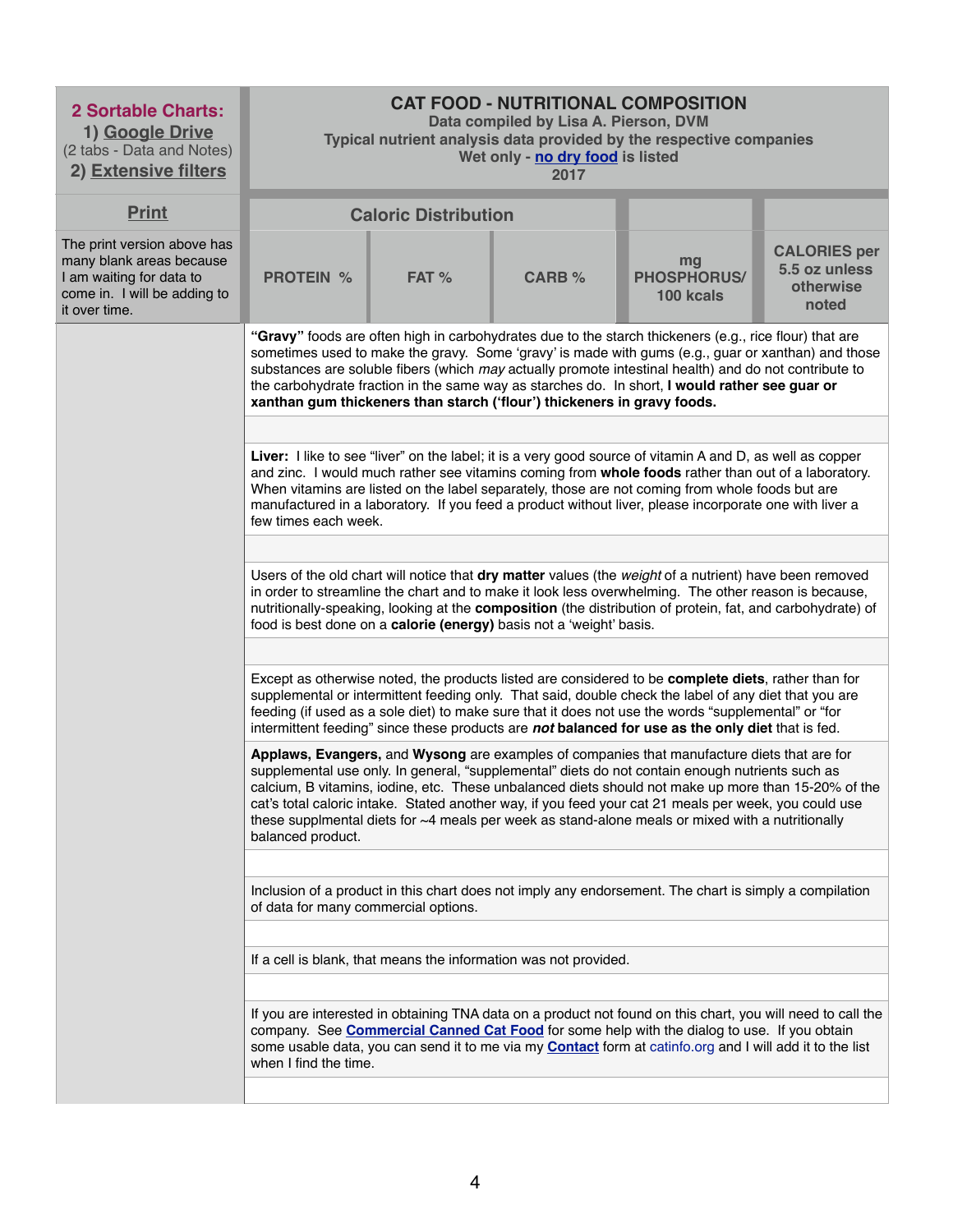| **2 Sortable Charts:** 1) Google Drive (2 tabs - Data and Notes) 2) Extensive filters | **CAT FOOD - NUTRITIONAL COMPOSITION** Data compiled by Lisa A. Pierson, DVM Typical nutrient analysis data provided by the respective companies Wet only - no dry food is listed 2017 | | | | |
|---|---|---|---|---|---|
| Print | Caloric Distribution | | | | |
| The print version above has many blank areas because I am waiting for data to come in. I will be adding to it over time. | PROTEIN % | FAT % | CARB % | mg PHOSPHORUS/ 100 kcals | CALORIES per 5.5 oz unless otherwise noted |

**"Gravy"** foods are often high in carbohydrates due to the starch thickeners (e.g., rice flour) that are sometimes used to make the gravy. Some 'gravy' is made with gums (e.g., guar or xanthan) and those substances are soluble fibers (which *may* actually promote intestinal health) and do not contribute to the carbohydrate fraction in the same way as starches do. In short, **I would rather see guar or xanthan gum thickeners than starch ('flour') thickeners in gravy foods.**

**Liver:** I like to see "liver" on the label; it is a very good source of vitamin A and D, as well as copper and zinc. I would much rather see vitamins coming from **whole foods** rather than out of a laboratory. When vitamins are listed on the label separately, those are not coming from whole foods but are manufactured in a laboratory. If you feed a product without liver, please incorporate one with liver a few times each week.

Users of the old chart will notice that **dry matter** values (the *weight* of a nutrient) have been removed in order to streamline the chart and to make it look less overwhelming. The other reason is because, nutritionally-speaking, looking at the **composition** (the distribution of protein, fat, and carbohydrate) of food is best done on a **calorie (energy)** basis not a 'weight' basis.

Except as otherwise noted, the products listed are considered to be **complete diets**, rather than for supplemental or intermittent feeding only. That said, double check the label of any diet that you are feeding (if used as a sole diet) to make sure that it does not use the words "supplemental" or "for intermittent feeding" since these products are ***not* balanced for use as the only diet** that is fed.

**Applaws, Evangers,** and **Wysong** are examples of companies that manufacture diets that are for supplemental use only. In general, "supplemental" diets do not contain enough nutrients such as calcium, B vitamins, iodine, etc. These unbalanced diets should not make up more than 15-20% of the cat's total caloric intake. Stated another way, if you feed your cat 21 meals per week, you could use these supplmental diets for ~4 meals per week as stand-alone meals or mixed with a nutritionally balanced product.

Inclusion of a product in this chart does not imply any endorsement. The chart is simply a compilation of data for many commercial options.

If a cell is blank, that means the information was not provided.

If you are interested in obtaining TNA data on a product not found on this chart, you will need to call the company. See **Commercial Canned Cat Food** for some help with the dialog to use. If you obtain some usable data, you can send it to me via my **Contact** form at catinfo.org and I will add it to the list when I find the time.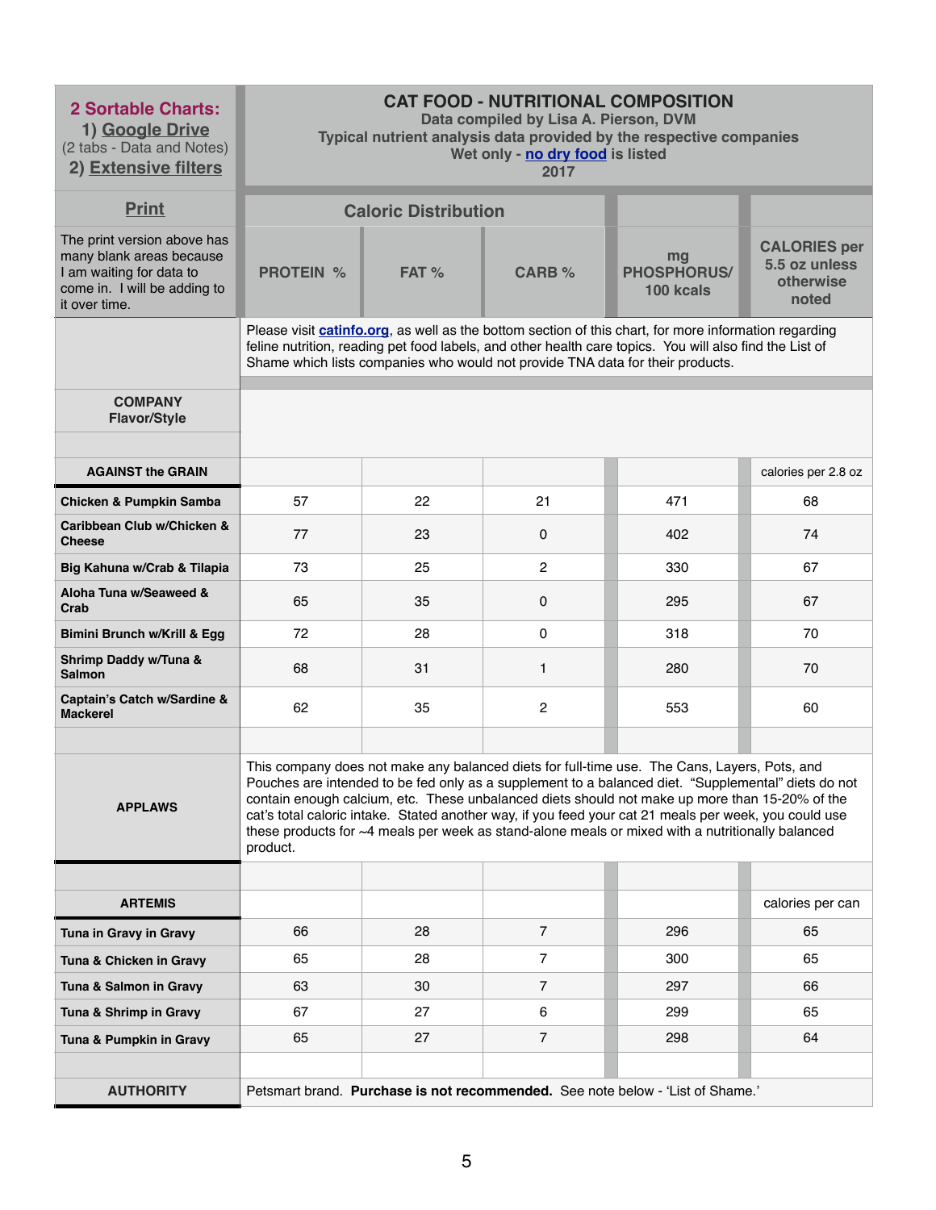| 2 Sortable Charts: 1) Google Drive (2 tabs - Data and Notes) 2) Extensive filters | CAT FOOD - NUTRITIONAL COMPOSITION<br>Data compiled by Lisa A. Pierson, DVM<br>Typical nutrient analysis data provided by the respective companies<br>Wet only - no dry food is listed<br>2017 | | | | |
|---|---|---|---|---|---|
| **Print** | **Caloric Distribution** | | | | |
| The print version above has many blank areas because I am waiting for data to come in. I will be adding to it over time. | **PROTEIN %** | **FAT %** | **CARB %** | **mg PHOSPHORUS/ 100 kcals** | **CALORIES per 5.5 oz unless otherwise noted** |
| | Please visit catinfo.org, as well as the bottom section of this chart, for more information regarding feline nutrition, reading pet food labels, and other health care topics. You will also find the List of Shame which lists companies who would not provide TNA data for their products. | | | | |
| **COMPANY Flavor/Style** | | | | | |
| **AGAINST the GRAIN** | | | | | calories per 2.8 oz |
| **Chicken & Pumpkin Samba** | 57 | 22 | 21 | 471 | 68 |
| **Caribbean Club w/Chicken & Cheese** | 77 | 23 | 0 | 402 | 74 |
| **Big Kahuna w/Crab & Tilapia** | 73 | 25 | 2 | 330 | 67 |
| **Aloha Tuna w/Seaweed & Crab** | 65 | 35 | 0 | 295 | 67 |
| **Bimini Brunch w/Krill & Egg** | 72 | 28 | 0 | 318 | 70 |
| **Shrimp Daddy w/Tuna & Salmon** | 68 | 31 | 1 | 280 | 70 |
| **Captain's Catch w/Sardine & Mackerel** | 62 | 35 | 2 | 553 | 60 |
| | | | | | |
| **APPLAWS** | This company does not make any balanced diets for full-time use. The Cans, Layers, Pots, and Pouches are intended to be fed only as a supplement to a balanced diet. "Supplemental" diets do not contain enough calcium, etc. These unbalanced diets should not make up more than 15-20% of the cat's total caloric intake. Stated another way, if you feed your cat 21 meals per week, you could use these products for ~4 meals per week as stand-alone meals or mixed with a nutritionally balanced product. | | | | |
| | | | | | |
| **ARTEMIS** | | | | | calories per can |
| **Tuna in Gravy in Gravy** | 66 | 28 | 7 | 296 | 65 |
| **Tuna & Chicken in Gravy** | 65 | 28 | 7 | 300 | 65 |
| **Tuna & Salmon in Gravy** | 63 | 30 | 7 | 297 | 66 |
| **Tuna & Shrimp in Gravy** | 67 | 27 | 6 | 299 | 65 |
| **Tuna & Pumpkin in Gravy** | 65 | 27 | 7 | 298 | 64 |
| | | | | | |
| **AUTHORITY** | Petsmart brand. **Purchase is not recommended.** See note below - 'List of Shame.' | | | | |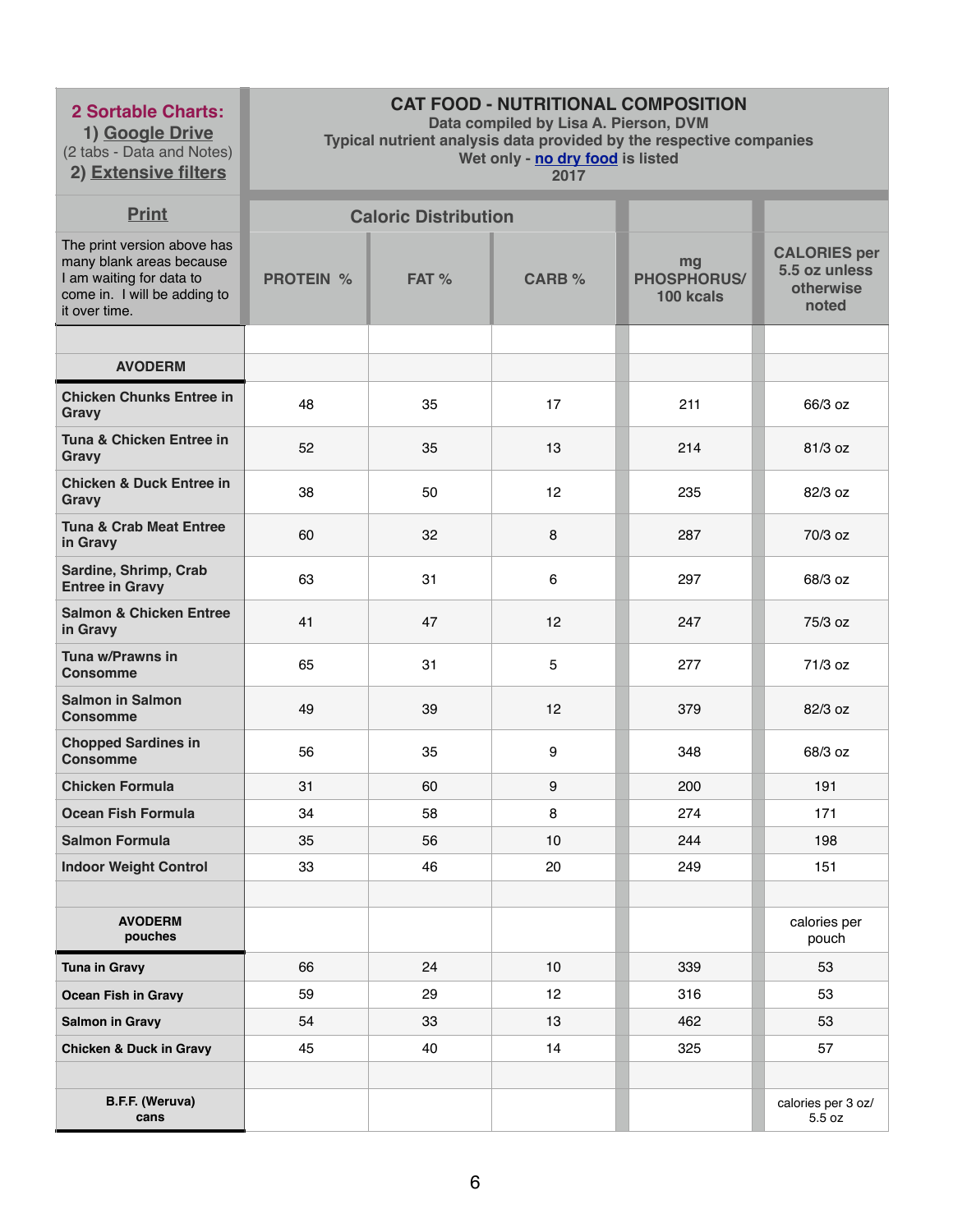| **2 Sortable Charts:** 1) Google Drive (2 tabs - Data and Notes) 2) Extensive filters | **CAT FOOD - NUTRITIONAL COMPOSITION** Data compiled by Lisa A. Pierson, DVM Typical nutrient analysis data provided by the respective companies Wet only - no dry food is listed 2017 | | | | |
|---|---|---|---|---|---|
| **Print** | **Caloric Distribution** | | | | |
| The print version above has many blank areas because I am waiting for data to come in. I will be adding to it over time. | **PROTEIN %** | **FAT %** | **CARB %** | **mg PHOSPHORUS/ 100 kcals** | **CALORIES per 5.5 oz unless otherwise noted** |
| | | | | | |
| **AVODERM** | | | | | |
| **Chicken Chunks Entree in Gravy** | 48 | 35 | 17 | 211 | 66/3 oz |
| **Tuna & Chicken Entree in Gravy** | 52 | 35 | 13 | 214 | 81/3 oz |
| **Chicken & Duck Entree in Gravy** | 38 | 50 | 12 | 235 | 82/3 oz |
| **Tuna & Crab Meat Entree in Gravy** | 60 | 32 | 8 | 287 | 70/3 oz |
| **Sardine, Shrimp, Crab Entree in Gravy** | 63 | 31 | 6 | 297 | 68/3 oz |
| **Salmon & Chicken Entree in Gravy** | 41 | 47 | 12 | 247 | 75/3 oz |
| **Tuna w/Prawns in Consomme** | 65 | 31 | 5 | 277 | 71/3 oz |
| **Salmon in Salmon Consomme** | 49 | 39 | 12 | 379 | 82/3 oz |
| **Chopped Sardines in Consomme** | 56 | 35 | 9 | 348 | 68/3 oz |
| **Chicken Formula** | 31 | 60 | 9 | 200 | 191 |
| **Ocean Fish Formula** | 34 | 58 | 8 | 274 | 171 |
| **Salmon Formula** | 35 | 56 | 10 | 244 | 198 |
| **Indoor Weight Control** | 33 | 46 | 20 | 249 | 151 |
| | | | | | |
| **AVODERM pouches** | | | | | calories per pouch |
| **Tuna in Gravy** | 66 | 24 | 10 | 339 | 53 |
| **Ocean Fish in Gravy** | 59 | 29 | 12 | 316 | 53 |
| **Salmon in Gravy** | 54 | 33 | 13 | 462 | 53 |
| **Chicken & Duck in Gravy** | 45 | 40 | 14 | 325 | 57 |
| | | | | | |
| **B.F.F. (Weruva) cans** | | | | | calories per 3 oz/ 5.5 oz |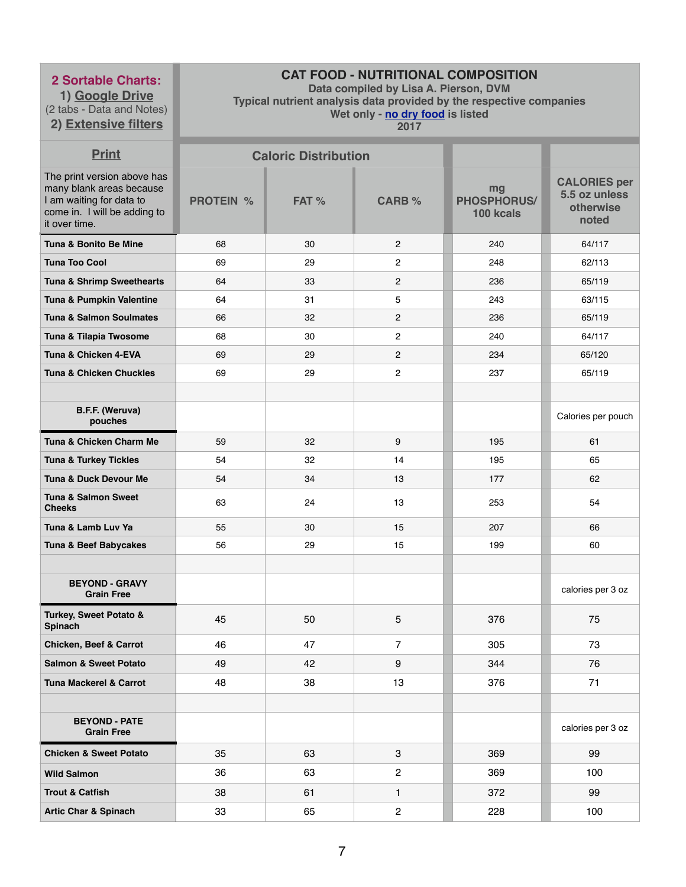| 2 Sortable Charts: 1) Google Drive (2 tabs - Data and Notes) 2) Extensive filters | CAT FOOD - NUTRITIONAL COMPOSITION Data compiled by Lisa A. Pierson, DVM Typical nutrient analysis data provided by the respective companies Wet only - no dry food is listed 2017 | | | | |
|---|---|---|---|---|---|
| Print | Caloric Distribution | | | | |
| The print version above has many blank areas because I am waiting for data to come in. I will be adding to it over time. | PROTEIN % | FAT % | CARB % | mg PHOSPHORUS/ 100 kcals | CALORIES per 5.5 oz unless otherwise noted |
| Tuna & Bonito Be Mine | 68 | 30 | 2 | 240 | 64/117 |
| Tuna Too Cool | 69 | 29 | 2 | 248 | 62/113 |
| Tuna & Shrimp Sweethearts | 64 | 33 | 2 | 236 | 65/119 |
| Tuna & Pumpkin Valentine | 64 | 31 | 5 | 243 | 63/115 |
| Tuna & Salmon Soulmates | 66 | 32 | 2 | 236 | 65/119 |
| Tuna & Tilapia Twosome | 68 | 30 | 2 | 240 | 64/117 |
| Tuna & Chicken 4-EVA | 69 | 29 | 2 | 234 | 65/120 |
| Tuna & Chicken Chuckles | 69 | 29 | 2 | 237 | 65/119 |
| | | | | | |
| B.F.F. (Weruva) pouches | | | | | Calories per pouch |
| Tuna & Chicken Charm Me | 59 | 32 | 9 | 195 | 61 |
| Tuna & Turkey Tickles | 54 | 32 | 14 | 195 | 65 |
| Tuna & Duck Devour Me | 54 | 34 | 13 | 177 | 62 |
| Tuna & Salmon Sweet Cheeks | 63 | 24 | 13 | 253 | 54 |
| Tuna & Lamb Luv Ya | 55 | 30 | 15 | 207 | 66 |
| Tuna & Beef Babycakes | 56 | 29 | 15 | 199 | 60 |
| | | | | | |
| BEYOND - GRAVY Grain Free | | | | | calories per 3 oz |
| Turkey, Sweet Potato & Spinach | 45 | 50 | 5 | 376 | 75 |
| Chicken, Beef & Carrot | 46 | 47 | 7 | 305 | 73 |
| Salmon & Sweet Potato | 49 | 42 | 9 | 344 | 76 |
| Tuna Mackerel & Carrot | 48 | 38 | 13 | 376 | 71 |
| | | | | | |
| BEYOND - PATE Grain Free | | | | | calories per 3 oz |
| Chicken & Sweet Potato | 35 | 63 | 3 | 369 | 99 |
| Wild Salmon | 36 | 63 | 2 | 369 | 100 |
| Trout & Catfish | 38 | 61 | 1 | 372 | 99 |
| Artic Char & Spinach | 33 | 65 | 2 | 228 | 100 |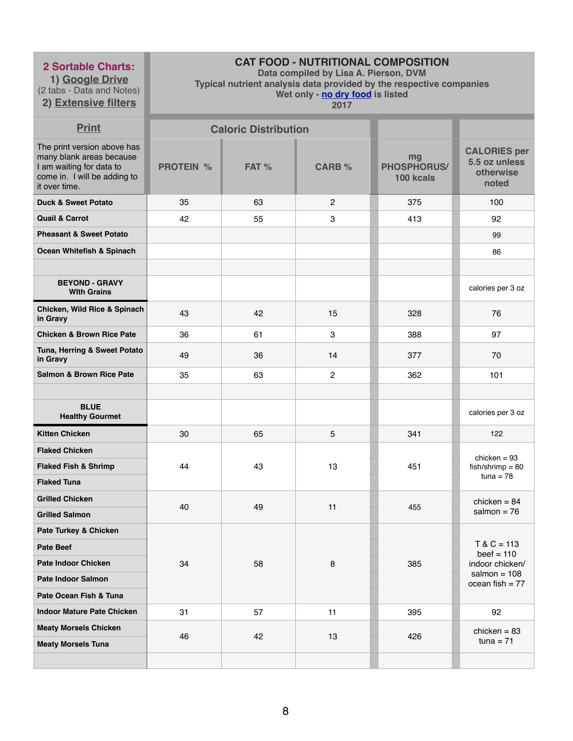| 2 Sortable Charts: 1) Google Drive (2 tabs - Data and Notes) 2) Extensive filters | CAT FOOD - NUTRITIONAL COMPOSITION Data compiled by Lisa A. Pierson, DVM Typical nutrient analysis data provided by the respective companies Wet only - no dry food is listed 2017 | | | | |
|---|---|---|---|---|---|
| **Print** | Caloric Distribution | | | | |
| The print version above has many blank areas because I am waiting for data to come in. I will be adding to it over time. | PROTEIN % | FAT % | CARB % | mg PHOSPHORUS/ 100 kcals | CALORIES per 5.5 oz unless otherwise noted |
| **Duck & Sweet Potato** | 35 | 63 | 2 | 375 | 100 |
| **Quail & Carrot** | 42 | 55 | 3 | 413 | 92 |
| **Pheasant & Sweet Potato** | | | | | 99 |
| **Ocean Whitefish & Spinach** | | | | | 86 |
| | | | | | |
| **BEYOND - GRAVY With Grains** | | | | | calories per 3 oz |
| **Chicken, Wild Rice & Spinach in Gravy** | 43 | 42 | 15 | 328 | 76 |
| **Chicken & Brown Rice Pate** | 36 | 61 | 3 | 388 | 97 |
| **Tuna, Herring & Sweet Potato in Gravy** | 49 | 36 | 14 | 377 | 70 |
| **Salmon & Brown Rice Pate** | 35 | 63 | 2 | 362 | 101 |
| | | | | | |
| **BLUE Healthy Gourmet** | | | | | calories per 3 oz |
| **Kitten Chicken** | 30 | 65 | 5 | 341 | 122 |
| **Flaked Chicken** | 44 | 43 | 13 | 451 | chicken = 93 fish/shrimp = 80 tuna = 78 |
| **Flaked Fish & Shrimp** | | | | | |
| **Flaked Tuna** | | | | | |
| **Grilled Chicken** | 40 | 49 | 11 | 455 | chicken = 84 salmon = 76 |
| **Grilled Salmon** | | | | | |
| **Pate Turkey & Chicken** | 34 | 58 | 8 | 385 | T & C = 113 beef = 110 indoor chicken/ salmon = 108 ocean fish = 77 |
| **Pate Beef** | | | | | |
| **Pate Indoor Chicken** | | | | | |
| **Pate Indoor Salmon** | | | | | |
| **Pate Ocean Fish & Tuna** | | | | | |
| **Indoor Mature Pate Chicken** | 31 | 57 | 11 | 395 | 92 |
| **Meaty Morsels Chicken** | 46 | 42 | 13 | 426 | chicken = 83 tuna = 71 |
| **Meaty Morsels Tuna** | | | | | |
| | | | | | |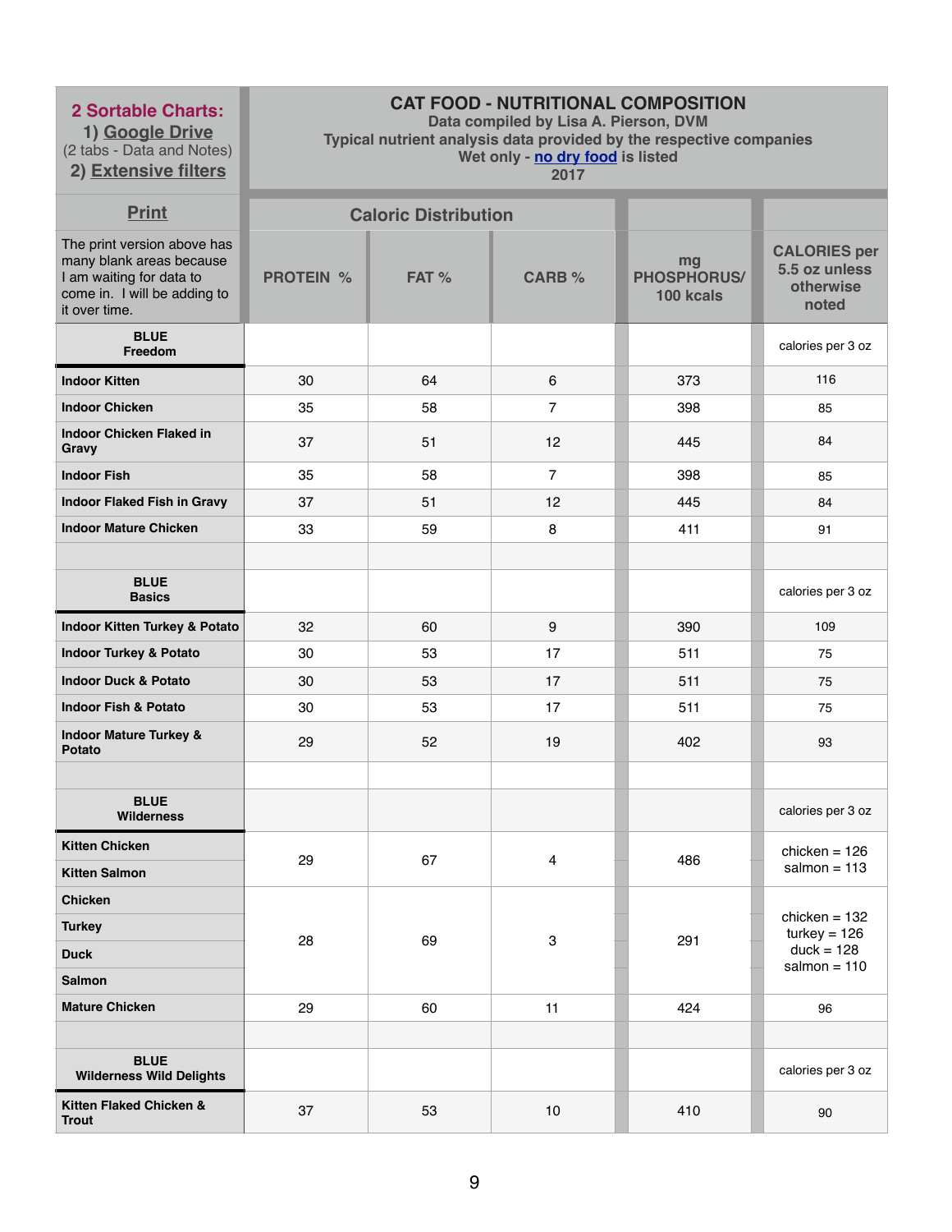| **2 Sortable Charts:**<br>1) Google Drive<br>(2 tabs - Data and Notes)<br>2) Extensive filters | **CAT FOOD - NUTRITIONAL COMPOSITION**<br>Data compiled by Lisa A. Pierson, DVM<br>Typical nutrient analysis data provided by the respective companies<br>Wet only - no dry food is listed<br>2017 | | | | |
|---|---|---|---|---|---|
| **Print** | **Caloric Distribution** | | | | |
| The print version above has many blank areas because I am waiting for data to come in. I will be adding to it over time. | **PROTEIN %** | **FAT %** | **CARB %** | **mg PHOSPHORUS/ 100 kcals** | **CALORIES per 5.5 oz unless otherwise noted** |
| **BLUE Freedom** | | | | | calories per 3 oz |
| **Indoor Kitten** | 30 | 64 | 6 | 373 | 116 |
| **Indoor Chicken** | 35 | 58 | 7 | 398 | 85 |
| **Indoor Chicken Flaked in Gravy** | 37 | 51 | 12 | 445 | 84 |
| **Indoor Fish** | 35 | 58 | 7 | 398 | 85 |
| **Indoor Flaked Fish in Gravy** | 37 | 51 | 12 | 445 | 84 |
| **Indoor Mature Chicken** | 33 | 59 | 8 | 411 | 91 |
| | | | | | |
| **BLUE Basics** | | | | | calories per 3 oz |
| **Indoor Kitten Turkey & Potato** | 32 | 60 | 9 | 390 | 109 |
| **Indoor Turkey & Potato** | 30 | 53 | 17 | 511 | 75 |
| **Indoor Duck & Potato** | 30 | 53 | 17 | 511 | 75 |
| **Indoor Fish & Potato** | 30 | 53 | 17 | 511 | 75 |
| **Indoor Mature Turkey & Potato** | 29 | 52 | 19 | 402 | 93 |
| | | | | | |
| **BLUE Wilderness** | | | | | calories per 3 oz |
| **Kitten Chicken**<br>**Kitten Salmon** | 29 | 67 | 4 | 486 | chicken = 126<br>salmon = 113 |
| **Chicken**<br>**Turkey**<br>**Duck**<br>**Salmon** | 28 | 69 | 3 | 291 | chicken = 132<br>turkey = 126<br>duck = 128<br>salmon = 110 |
| **Mature Chicken** | 29 | 60 | 11 | 424 | 96 |
| | | | | | |
| **BLUE Wilderness Wild Delights** | | | | | calories per 3 oz |
| **Kitten Flaked Chicken & Trout** | 37 | 53 | 10 | 410 | 90 |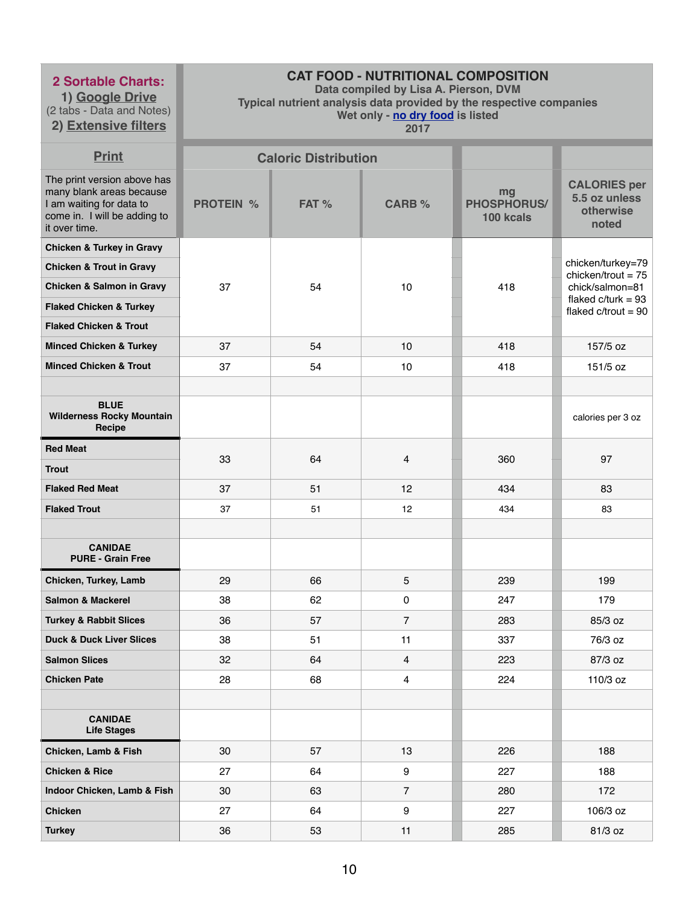| **2 Sortable Charts:** 1) Google Drive (2 tabs - Data and Notes) 2) Extensive filters | **CAT FOOD - NUTRITIONAL COMPOSITION** Data compiled by Lisa A. Pierson, DVM Typical nutrient analysis data provided by the respective companies Wet only - no dry food is listed 2017 | | | | |
|---|---|---|---|---|---|
| **Print** | **Caloric Distribution** | | | | |
| The print version above has many blank areas because I am waiting for data to come in. I will be adding to it over time. | **PROTEIN %** | **FAT %** | **CARB %** | **mg PHOSPHORUS/ 100 kcals** | **CALORIES per 5.5 oz unless otherwise noted** |
| **Chicken & Turkey in Gravy** | 37 | 54 | 10 | 418 | chicken/turkey=79 chicken/trout = 75 chick/salmon=81 flaked c/turk = 93 flaked c/trout = 90 |
| **Chicken & Trout in Gravy** | | | | | |
| **Chicken & Salmon in Gravy** | | | | | |
| **Flaked Chicken & Turkey** | | | | | |
| **Flaked Chicken & Trout** | | | | | |
| **Minced Chicken & Turkey** | 37 | 54 | 10 | 418 | 157/5 oz |
| **Minced Chicken & Trout** | 37 | 54 | 10 | 418 | 151/5 oz |
| | | | | | |
| **BLUE Wilderness Rocky Mountain Recipe** | | | | | calories per 3 oz |
| **Red Meat** | 33 | 64 | 4 | 360 | 97 |
| **Trout** | | | | | |
| **Flaked Red Meat** | 37 | 51 | 12 | 434 | 83 |
| **Flaked Trout** | 37 | 51 | 12 | 434 | 83 |
| | | | | | |
| **CANIDAE PURE - Grain Free** | | | | | |
| **Chicken, Turkey, Lamb** | 29 | 66 | 5 | 239 | 199 |
| **Salmon & Mackerel** | 38 | 62 | 0 | 247 | 179 |
| **Turkey & Rabbit Slices** | 36 | 57 | 7 | 283 | 85/3 oz |
| **Duck & Duck Liver Slices** | 38 | 51 | 11 | 337 | 76/3 oz |
| **Salmon Slices** | 32 | 64 | 4 | 223 | 87/3 oz |
| **Chicken Pate** | 28 | 68 | 4 | 224 | 110/3 oz |
| | | | | | |
| **CANIDAE Life Stages** | | | | | |
| **Chicken, Lamb & Fish** | 30 | 57 | 13 | 226 | 188 |
| **Chicken & Rice** | 27 | 64 | 9 | 227 | 188 |
| **Indoor Chicken, Lamb & Fish** | 30 | 63 | 7 | 280 | 172 |
| **Chicken** | 27 | 64 | 9 | 227 | 106/3 oz |
| **Turkey** | 36 | 53 | 11 | 285 | 81/3 oz |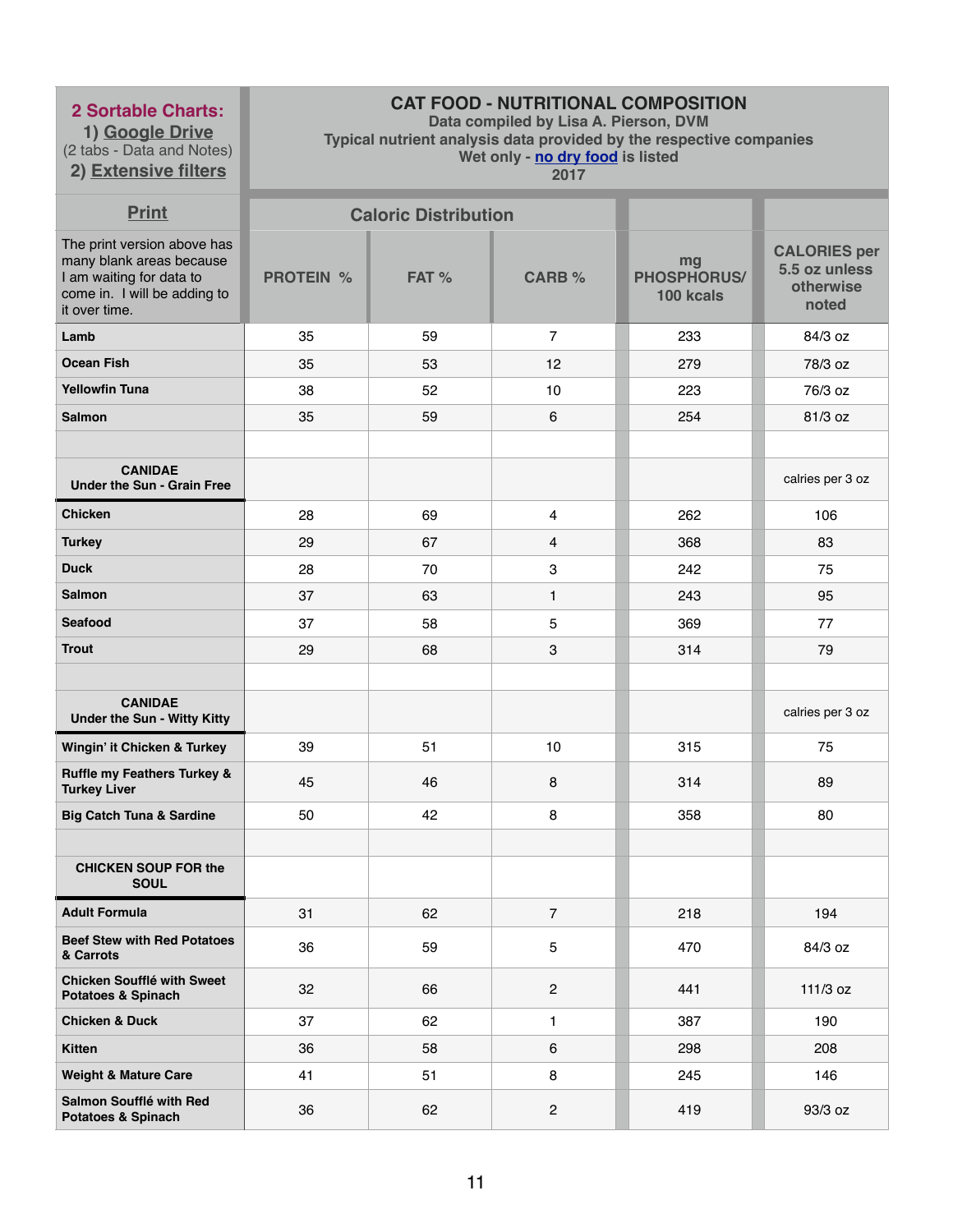| 2 Sortable Charts: 1) Google Drive (2 tabs - Data and Notes) 2) Extensive filters | CAT FOOD - NUTRITIONAL COMPOSITION Data compiled by Lisa A. Pierson, DVM Typical nutrient analysis data provided by the respective companies Wet only - no dry food is listed 2017 | | | | |
|---|---|---|---|---|---|
| Print | Caloric Distribution | | | | |
| The print version above has many blank areas because I am waiting for data to come in. I will be adding to it over time. | PROTEIN % | FAT % | CARB % | mg PHOSPHORUS/ 100 kcals | CALORIES per 5.5 oz unless otherwise noted |
| **Lamb** | 35 | 59 | 7 | 233 | 84/3 oz |
| **Ocean Fish** | 35 | 53 | 12 | 279 | 78/3 oz |
| **Yellowfin Tuna** | 38 | 52 | 10 | 223 | 76/3 oz |
| **Salmon** | 35 | 59 | 6 | 254 | 81/3 oz |
| | | | | | |
| **CANIDAE Under the Sun - Grain Free** | | | | | calries per 3 oz |
| **Chicken** | 28 | 69 | 4 | 262 | 106 |
| **Turkey** | 29 | 67 | 4 | 368 | 83 |
| **Duck** | 28 | 70 | 3 | 242 | 75 |
| **Salmon** | 37 | 63 | 1 | 243 | 95 |
| **Seafood** | 37 | 58 | 5 | 369 | 77 |
| **Trout** | 29 | 68 | 3 | 314 | 79 |
| | | | | | |
| **CANIDAE Under the Sun - Witty Kitty** | | | | | calries per 3 oz |
| **Wingin' it Chicken & Turkey** | 39 | 51 | 10 | 315 | 75 |
| **Ruffle my Feathers Turkey & Turkey Liver** | 45 | 46 | 8 | 314 | 89 |
| **Big Catch Tuna & Sardine** | 50 | 42 | 8 | 358 | 80 |
| | | | | | |
| **CHICKEN SOUP FOR the SOUL** | | | | | |
| **Adult Formula** | 31 | 62 | 7 | 218 | 194 |
| **Beef Stew with Red Potatoes & Carrots** | 36 | 59 | 5 | 470 | 84/3 oz |
| **Chicken Soufflé with Sweet Potatoes & Spinach** | 32 | 66 | 2 | 441 | 111/3 oz |
| **Chicken & Duck** | 37 | 62 | 1 | 387 | 190 |
| **Kitten** | 36 | 58 | 6 | 298 | 208 |
| **Weight & Mature Care** | 41 | 51 | 8 | 245 | 146 |
| **Salmon Soufflé with Red Potatoes & Spinach** | 36 | 62 | 2 | 419 | 93/3 oz |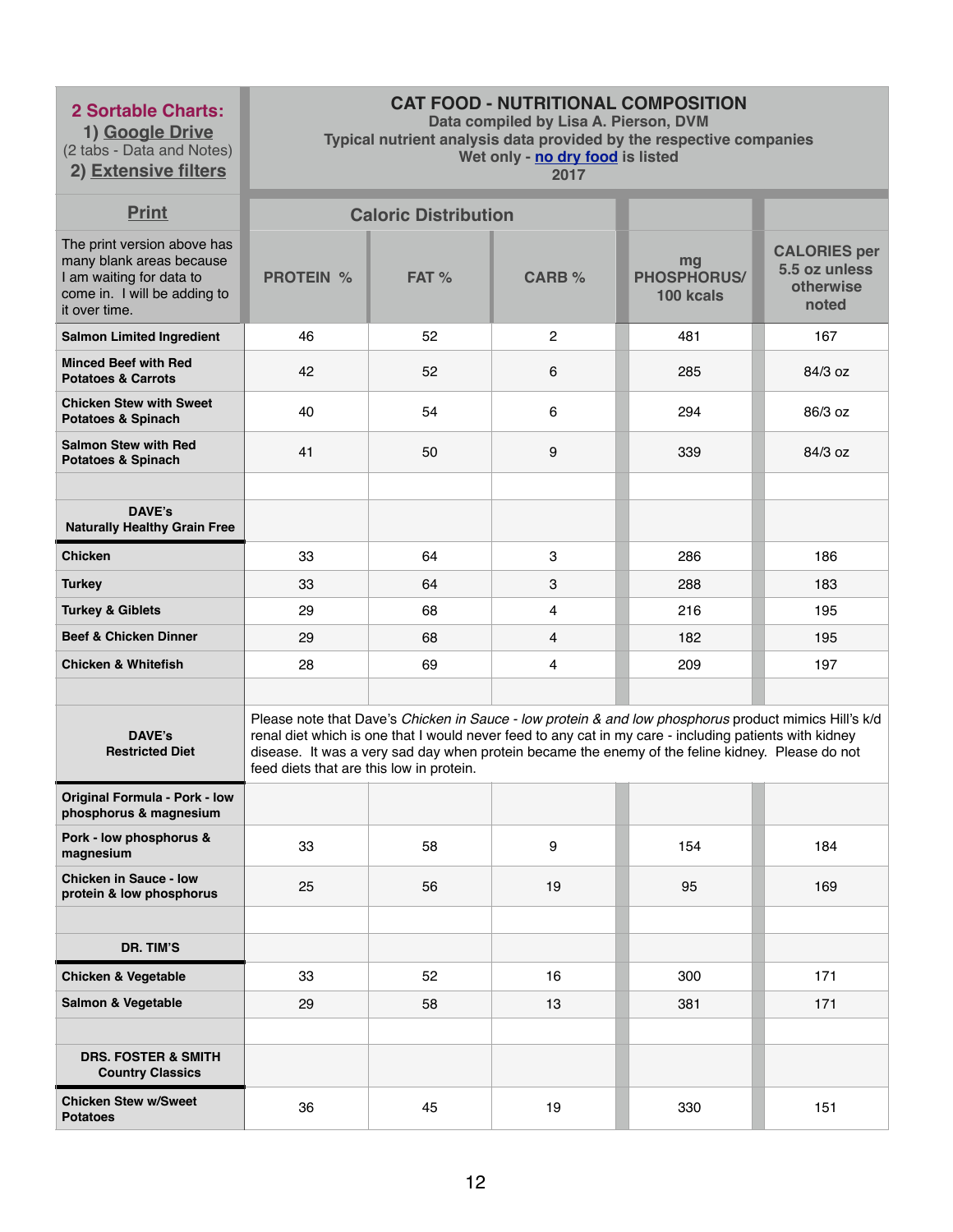| **2 Sortable Charts:** 1) Google Drive (2 tabs - Data and Notes) 2) Extensive filters | **CAT FOOD - NUTRITIONAL COMPOSITION** Data compiled by Lisa A. Pierson, DVM Typical nutrient analysis data provided by the respective companies Wet only - no dry food is listed 2017 | | | | |
|---|---|---|---|---|---|
| **Print** | **Caloric Distribution** | | | | |
| The print version above has many blank areas because I am waiting for data to come in. I will be adding to it over time. | **PROTEIN %** | **FAT %** | **CARB %** | **mg PHOSPHORUS/ 100 kcals** | **CALORIES per 5.5 oz unless otherwise noted** |
| **Salmon Limited Ingredient** | 46 | 52 | 2 | 481 | 167 |
| **Minced Beef with Red Potatoes & Carrots** | 42 | 52 | 6 | 285 | 84/3 oz |
| **Chicken Stew with Sweet Potatoes & Spinach** | 40 | 54 | 6 | 294 | 86/3 oz |
| **Salmon Stew with Red Potatoes & Spinach** | 41 | 50 | 9 | 339 | 84/3 oz |
| | | | | | |
| **DAVE's Naturally Healthy Grain Free** | | | | | |
| **Chicken** | 33 | 64 | 3 | 286 | 186 |
| **Turkey** | 33 | 64 | 3 | 288 | 183 |
| **Turkey & Giblets** | 29 | 68 | 4 | 216 | 195 |
| **Beef & Chicken Dinner** | 29 | 68 | 4 | 182 | 195 |
| **Chicken & Whitefish** | 28 | 69 | 4 | 209 | 197 |
| | | | | | |
| **DAVE's Restricted Diet** | Please note that Dave's *Chicken in Sauce - low protein & and low phosphorus* product mimics Hill's k/d renal diet which is one that I would never feed to any cat in my care - including patients with kidney disease. It was a very sad day when protein became the enemy of the feline kidney. Please do not feed diets that are this low in protein. | | | | |
| **Original Formula - Pork - low phosphorus & magnesium** | | | | | |
| **Pork - low phosphorus & magnesium** | 33 | 58 | 9 | 154 | 184 |
| **Chicken in Sauce - low protein & low phosphorus** | 25 | 56 | 19 | 95 | 169 |
| | | | | | |
| **DR. TIM'S** | | | | | |
| **Chicken & Vegetable** | 33 | 52 | 16 | 300 | 171 |
| **Salmon & Vegetable** | 29 | 58 | 13 | 381 | 171 |
| | | | | | |
| **DRS. FOSTER & SMITH Country Classics** | | | | | |
| **Chicken Stew w/Sweet Potatoes** | 36 | 45 | 19 | 330 | 151 |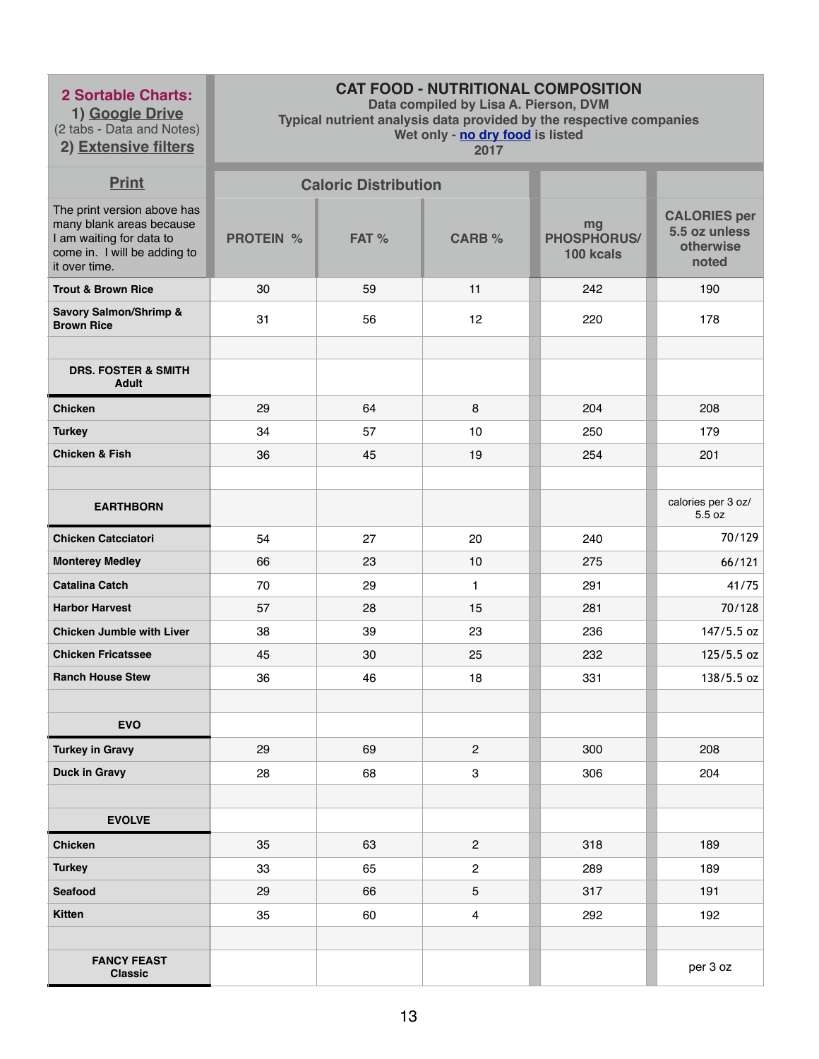| 2 Sortable Charts: 1) Google Drive (2 tabs - Data and Notes) 2) Extensive filters | CAT FOOD - NUTRITIONAL COMPOSITION Data compiled by Lisa A. Pierson, DVM Typical nutrient analysis data provided by the respective companies Wet only - no dry food is listed 2017 | | | | |
|---|---|---|---|---|---|
| Print | Caloric Distribution | | | | |
| The print version above has many blank areas because I am waiting for data to come in. I will be adding to it over time. | PROTEIN % | FAT % | CARB % | mg PHOSPHORUS/ 100 kcals | CALORIES per 5.5 oz unless otherwise noted |
| **Trout & Brown Rice** | 30 | 59 | 11 | 242 | 190 |
| **Savory Salmon/Shrimp & Brown Rice** | 31 | 56 | 12 | 220 | 178 |
| | | | | | |
| **DRS. FOSTER & SMITH Adult** | | | | | |
| **Chicken** | 29 | 64 | 8 | 204 | 208 |
| **Turkey** | 34 | 57 | 10 | 250 | 179 |
| **Chicken & Fish** | 36 | 45 | 19 | 254 | 201 |
| | | | | | |
| **EARTHBORN** | | | | | calories per 3 oz/ 5.5 oz |
| **Chicken Catcciatori** | 54 | 27 | 20 | 240 | 70/129 |
| **Monterey Medley** | 66 | 23 | 10 | 275 | 66/121 |
| **Catalina Catch** | 70 | 29 | 1 | 291 | 41/75 |
| **Harbor Harvest** | 57 | 28 | 15 | 281 | 70/128 |
| **Chicken Jumble with Liver** | 38 | 39 | 23 | 236 | 147/5.5 oz |
| **Chicken Fricatssee** | 45 | 30 | 25 | 232 | 125/5.5 oz |
| **Ranch House Stew** | 36 | 46 | 18 | 331 | 138/5.5 oz |
| | | | | | |
| **EVO** | | | | | |
| **Turkey in Gravy** | 29 | 69 | 2 | 300 | 208 |
| **Duck in Gravy** | 28 | 68 | 3 | 306 | 204 |
| | | | | | |
| **EVOLVE** | | | | | |
| **Chicken** | 35 | 63 | 2 | 318 | 189 |
| **Turkey** | 33 | 65 | 2 | 289 | 189 |
| **Seafood** | 29 | 66 | 5 | 317 | 191 |
| **Kitten** | 35 | 60 | 4 | 292 | 192 |
| | | | | | |
| **FANCY FEAST Classic** | | | | | per 3 oz |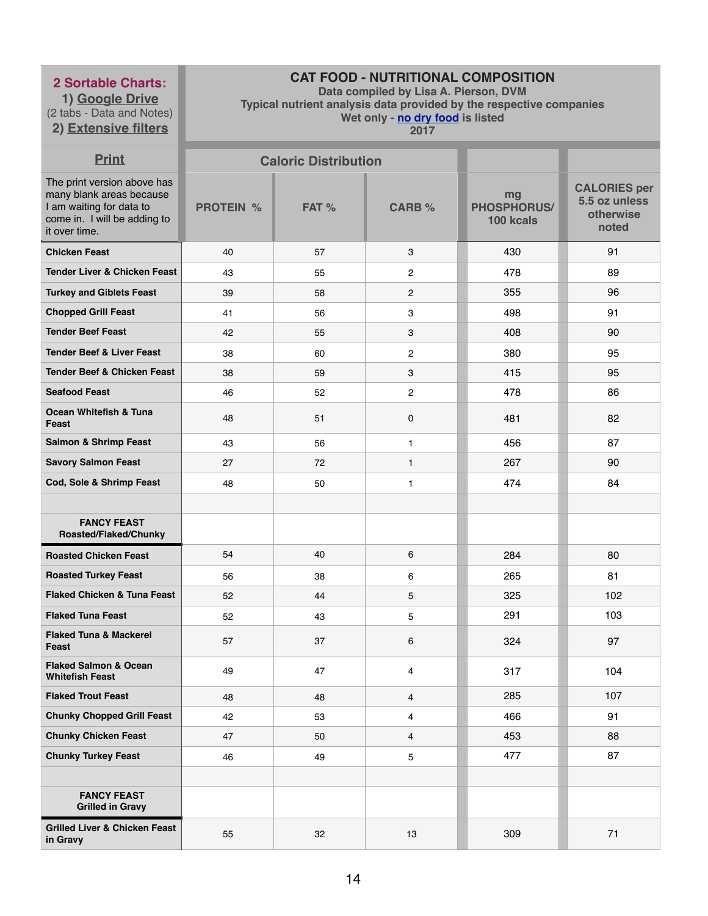| **2 Sortable Charts:** 1) Google Drive (2 tabs - Data and Notes) 2) Extensive filters | **CAT FOOD - NUTRITIONAL COMPOSITION** Data compiled by Lisa A. Pierson, DVM Typical nutrient analysis data provided by the respective companies Wet only - no dry food is listed 2017 | | | | |
|---|---|---|---|---|---|
| **Print** | **Caloric Distribution** | | | | |
| The print version above has many blank areas because I am waiting for data to come in. I will be adding to it over time. | **PROTEIN %** | **FAT %** | **CARB %** | **mg PHOSPHORUS/ 100 kcals** | **CALORIES per 5.5 oz unless otherwise noted** |
| **Chicken Feast** | 40 | 57 | 3 | 430 | 91 |
| **Tender Liver & Chicken Feast** | 43 | 55 | 2 | 478 | 89 |
| **Turkey and Giblets Feast** | 39 | 58 | 2 | 355 | 96 |
| **Chopped Grill Feast** | 41 | 56 | 3 | 498 | 91 |
| **Tender Beef Feast** | 42 | 55 | 3 | 408 | 90 |
| **Tender Beef & Liver Feast** | 38 | 60 | 2 | 380 | 95 |
| **Tender Beef & Chicken Feast** | 38 | 59 | 3 | 415 | 95 |
| **Seafood Feast** | 46 | 52 | 2 | 478 | 86 |
| **Ocean Whitefish & Tuna Feast** | 48 | 51 | 0 | 481 | 82 |
| **Salmon & Shrimp Feast** | 43 | 56 | 1 | 456 | 87 |
| **Savory Salmon Feast** | 27 | 72 | 1 | 267 | 90 |
| **Cod, Sole & Shrimp Feast** | 48 | 50 | 1 | 474 | 84 |
| | | | | | |
| **FANCY FEAST Roasted/Flaked/Chunky** | | | | | |
| **Roasted Chicken Feast** | 54 | 40 | 6 | 284 | 80 |
| **Roasted Turkey Feast** | 56 | 38 | 6 | 265 | 81 |
| **Flaked Chicken & Tuna Feast** | 52 | 44 | 5 | 325 | 102 |
| **Flaked Tuna Feast** | 52 | 43 | 5 | 291 | 103 |
| **Flaked Tuna & Mackerel Feast** | 57 | 37 | 6 | 324 | 97 |
| **Flaked Salmon & Ocean Whitefish Feast** | 49 | 47 | 4 | 317 | 104 |
| **Flaked Trout Feast** | 48 | 48 | 4 | 285 | 107 |
| **Chunky Chopped Grill Feast** | 42 | 53 | 4 | 466 | 91 |
| **Chunky Chicken Feast** | 47 | 50 | 4 | 453 | 88 |
| **Chunky Turkey Feast** | 46 | 49 | 5 | 477 | 87 |
| | | | | | |
| **FANCY FEAST Grilled in Gravy** | | | | | |
| **Grilled Liver & Chicken Feast in Gravy** | 55 | 32 | 13 | 309 | 71 |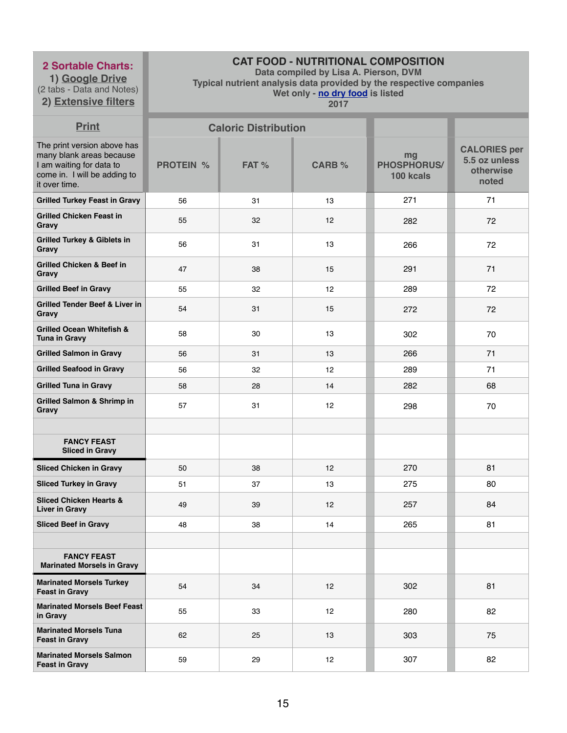| **2 Sortable Charts:** 1) Google Drive (2 tabs - Data and Notes) 2) Extensive filters | **CAT FOOD - NUTRITIONAL COMPOSITION** Data compiled by Lisa A. Pierson, DVM Typical nutrient analysis data provided by the respective companies Wet only - no dry food is listed 2017 | | | | |
|---|---|---|---|---|---|
| **Print** | **Caloric Distribution** | | | | |
| The print version above has many blank areas because I am waiting for data to come in. I will be adding to it over time. | **PROTEIN %** | **FAT %** | **CARB %** | **mg PHOSPHORUS/ 100 kcals** | **CALORIES per 5.5 oz unless otherwise noted** |
| **Grilled Turkey Feast in Gravy** | 56 | 31 | 13 | 271 | 71 |
| **Grilled Chicken Feast in Gravy** | 55 | 32 | 12 | 282 | 72 |
| **Grilled Turkey & Giblets in Gravy** | 56 | 31 | 13 | 266 | 72 |
| **Grilled Chicken & Beef in Gravy** | 47 | 38 | 15 | 291 | 71 |
| **Grilled Beef in Gravy** | 55 | 32 | 12 | 289 | 72 |
| **Grilled Tender Beef & Liver in Gravy** | 54 | 31 | 15 | 272 | 72 |
| **Grilled Ocean Whitefish & Tuna in Gravy** | 58 | 30 | 13 | 302 | 70 |
| **Grilled Salmon in Gravy** | 56 | 31 | 13 | 266 | 71 |
| **Grilled Seafood in Gravy** | 56 | 32 | 12 | 289 | 71 |
| **Grilled Tuna in Gravy** | 58 | 28 | 14 | 282 | 68 |
| **Grilled Salmon & Shrimp in Gravy** | 57 | 31 | 12 | 298 | 70 |
| | | | | | |
| **FANCY FEAST Sliced in Gravy** | | | | | |
| **Sliced Chicken in Gravy** | 50 | 38 | 12 | 270 | 81 |
| **Sliced Turkey in Gravy** | 51 | 37 | 13 | 275 | 80 |
| **Sliced Chicken Hearts & Liver in Gravy** | 49 | 39 | 12 | 257 | 84 |
| **Sliced Beef in Gravy** | 48 | 38 | 14 | 265 | 81 |
| | | | | | |
| **FANCY FEAST Marinated Morsels in Gravy** | | | | | |
| **Marinated Morsels Turkey Feast in Gravy** | 54 | 34 | 12 | 302 | 81 |
| **Marinated Morsels Beef Feast in Gravy** | 55 | 33 | 12 | 280 | 82 |
| **Marinated Morsels Tuna Feast in Gravy** | 62 | 25 | 13 | 303 | 75 |
| **Marinated Morsels Salmon Feast in Gravy** | 59 | 29 | 12 | 307 | 82 |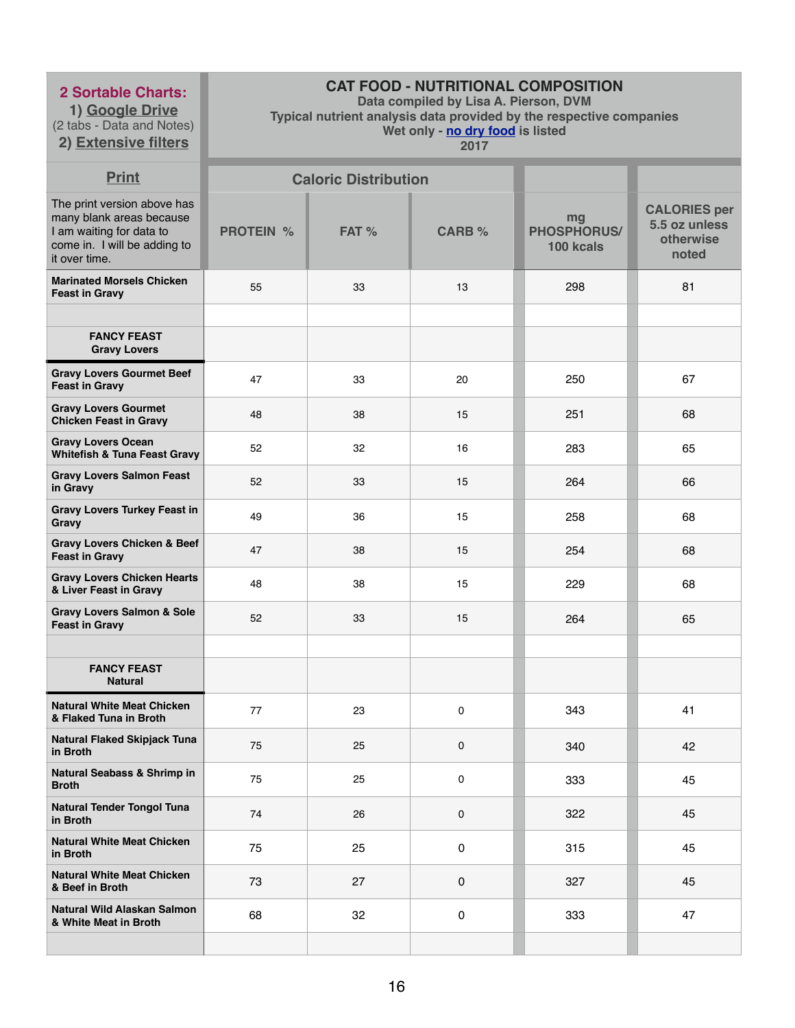| 2 Sortable Charts: 1) Google Drive (2 tabs - Data and Notes) 2) Extensive filters | CAT FOOD - NUTRITIONAL COMPOSITION<br>Data compiled by Lisa A. Pierson, DVM<br>Typical nutrient analysis data provided by the respective companies<br>Wet only - no dry food is listed<br>2017 | | | | |
|---|---|---|---|---|---|
| Print | Caloric Distribution | | | | |
| The print version above has many blank areas because I am waiting for data to come in. I will be adding to it over time. | PROTEIN % | FAT % | CARB % | mg PHOSPHORUS/ 100 kcals | CALORIES per 5.5 oz unless otherwise noted |
| Marinated Morsels Chicken Feast in Gravy | 55 | 33 | 13 | 298 | 81 |
| | | | | | |
| FANCY FEAST Gravy Lovers | | | | | |
| Gravy Lovers Gourmet Beef Feast in Gravy | 47 | 33 | 20 | 250 | 67 |
| Gravy Lovers Gourmet Chicken Feast in Gravy | 48 | 38 | 15 | 251 | 68 |
| Gravy Lovers Ocean Whitefish & Tuna Feast Gravy | 52 | 32 | 16 | 283 | 65 |
| Gravy Lovers Salmon Feast in Gravy | 52 | 33 | 15 | 264 | 66 |
| Gravy Lovers Turkey Feast in Gravy | 49 | 36 | 15 | 258 | 68 |
| Gravy Lovers Chicken & Beef Feast in Gravy | 47 | 38 | 15 | 254 | 68 |
| Gravy Lovers Chicken Hearts & Liver Feast in Gravy | 48 | 38 | 15 | 229 | 68 |
| Gravy Lovers Salmon & Sole Feast in Gravy | 52 | 33 | 15 | 264 | 65 |
| | | | | | |
| FANCY FEAST Natural | | | | | |
| Natural White Meat Chicken & Flaked Tuna in Broth | 77 | 23 | 0 | 343 | 41 |
| Natural Flaked Skipjack Tuna in Broth | 75 | 25 | 0 | 340 | 42 |
| Natural Seabass & Shrimp in Broth | 75 | 25 | 0 | 333 | 45 |
| Natural Tender Tongol Tuna in Broth | 74 | 26 | 0 | 322 | 45 |
| Natural White Meat Chicken in Broth | 75 | 25 | 0 | 315 | 45 |
| Natural White Meat Chicken & Beef in Broth | 73 | 27 | 0 | 327 | 45 |
| Natural Wild Alaskan Salmon & White Meat in Broth | 68 | 32 | 0 | 333 | 47 |
| | | | | | |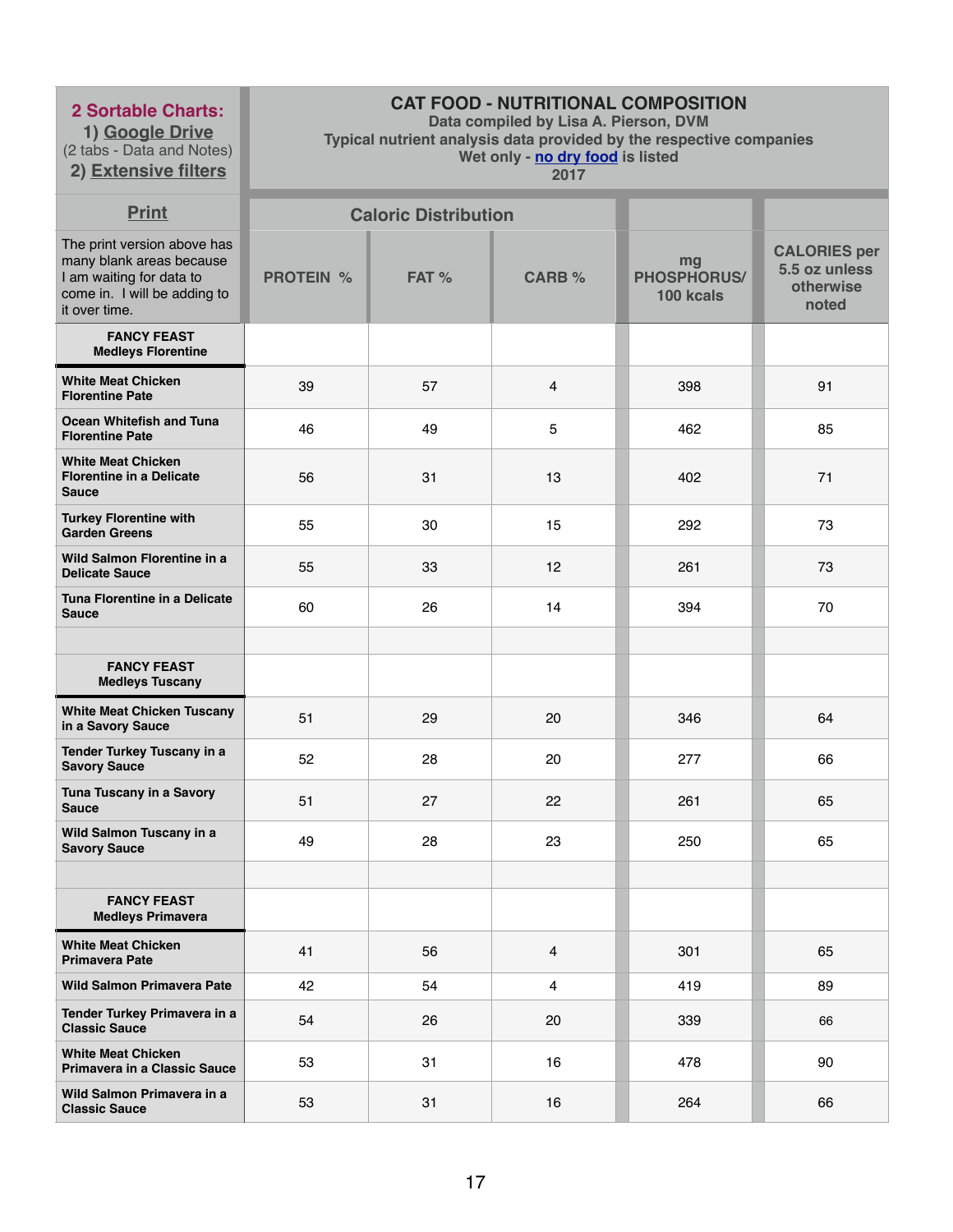| 2 Sortable Charts: 1) Google Drive (2 tabs - Data and Notes) 2) Extensive filters | CAT FOOD - NUTRITIONAL COMPOSITION Data compiled by Lisa A. Pierson, DVM Typical nutrient analysis data provided by the respective companies Wet only - no dry food is listed 2017 | | | | |
|---|---|---|---|---|---|
| Print | Caloric Distribution | | | | |
| The print version above has many blank areas because I am waiting for data to come in. I will be adding to it over time. | PROTEIN % | FAT % | CARB % | mg PHOSPHORUS/ 100 kcals | CALORIES per 5.5 oz unless otherwise noted |
| **FANCY FEAST Medleys Florentine** | | | | | |
| **White Meat Chicken Florentine Pate** | 39 | 57 | 4 | 398 | 91 |
| **Ocean Whitefish and Tuna Florentine Pate** | 46 | 49 | 5 | 462 | 85 |
| **White Meat Chicken Florentine in a Delicate Sauce** | 56 | 31 | 13 | 402 | 71 |
| **Turkey Florentine with Garden Greens** | 55 | 30 | 15 | 292 | 73 |
| **Wild Salmon Florentine in a Delicate Sauce** | 55 | 33 | 12 | 261 | 73 |
| **Tuna Florentine in a Delicate Sauce** | 60 | 26 | 14 | 394 | 70 |
| | | | | | |
| **FANCY FEAST Medleys Tuscany** | | | | | |
| **White Meat Chicken Tuscany in a Savory Sauce** | 51 | 29 | 20 | 346 | 64 |
| **Tender Turkey Tuscany in a Savory Sauce** | 52 | 28 | 20 | 277 | 66 |
| **Tuna Tuscany in a Savory Sauce** | 51 | 27 | 22 | 261 | 65 |
| **Wild Salmon Tuscany in a Savory Sauce** | 49 | 28 | 23 | 250 | 65 |
| | | | | | |
| **FANCY FEAST Medleys Primavera** | | | | | |
| **White Meat Chicken Primavera Pate** | 41 | 56 | 4 | 301 | 65 |
| **Wild Salmon Primavera Pate** | 42 | 54 | 4 | 419 | 89 |
| **Tender Turkey Primavera in a Classic Sauce** | 54 | 26 | 20 | 339 | 66 |
| **White Meat Chicken Primavera in a Classic Sauce** | 53 | 31 | 16 | 478 | 90 |
| **Wild Salmon Primavera in a Classic Sauce** | 53 | 31 | 16 | 264 | 66 |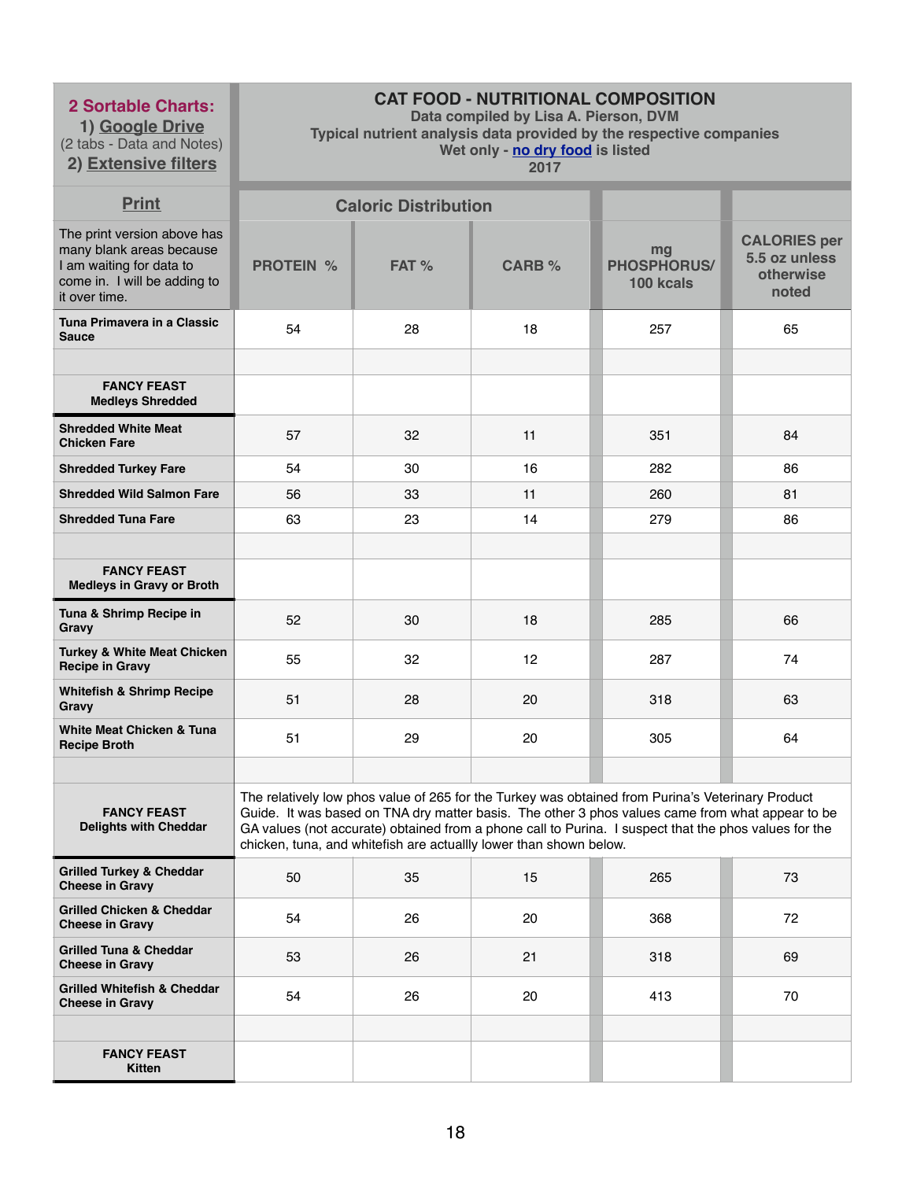| **2 Sortable Charts:** 1) Google Drive (2 tabs - Data and Notes) 2) Extensive filters | **CAT FOOD - NUTRITIONAL COMPOSITION** Data compiled by Lisa A. Pierson, DVM Typical nutrient analysis data provided by the respective companies Wet only - no dry food is listed 2017 | | | | |
|---|---|---|---|---|---|
| Print | Caloric Distribution | | | | |
| The print version above has many blank areas because I am waiting for data to come in. I will be adding to it over time. | PROTEIN % | FAT % | CARB % | mg PHOSPHORUS/ 100 kcals | CALORIES per 5.5 oz unless otherwise noted |
| **Tuna Primavera in a Classic Sauce** | 54 | 28 | 18 | 257 | 65 |
| | | | | | |
| **FANCY FEAST Medleys Shredded** | | | | | |
| **Shredded White Meat Chicken Fare** | 57 | 32 | 11 | 351 | 84 |
| **Shredded Turkey Fare** | 54 | 30 | 16 | 282 | 86 |
| **Shredded Wild Salmon Fare** | 56 | 33 | 11 | 260 | 81 |
| **Shredded Tuna Fare** | 63 | 23 | 14 | 279 | 86 |
| | | | | | |
| **FANCY FEAST Medleys in Gravy or Broth** | | | | | |
| **Tuna & Shrimp Recipe in Gravy** | 52 | 30 | 18 | 285 | 66 |
| **Turkey & White Meat Chicken Recipe in Gravy** | 55 | 32 | 12 | 287 | 74 |
| **Whitefish & Shrimp Recipe Gravy** | 51 | 28 | 20 | 318 | 63 |
| **White Meat Chicken & Tuna Recipe Broth** | 51 | 29 | 20 | 305 | 64 |
| | | | | | |
| **FANCY FEAST Delights with Cheddar** | The relatively low phos value of 265 for the Turkey was obtained from Purina's Veterinary Product Guide. It was based on TNA dry matter basis. The other 3 phos values came from what appear to be GA values (not accurate) obtained from a phone call to Purina. I suspect that the phos values for the chicken, tuna, and whitefish are actuallly lower than shown below. | | | | |
| **Grilled Turkey & Cheddar Cheese in Gravy** | 50 | 35 | 15 | 265 | 73 |
| **Grilled Chicken & Cheddar Cheese in Gravy** | 54 | 26 | 20 | 368 | 72 |
| **Grilled Tuna & Cheddar Cheese in Gravy** | 53 | 26 | 21 | 318 | 69 |
| **Grilled Whitefish & Cheddar Cheese in Gravy** | 54 | 26 | 20 | 413 | 70 |
| | | | | | |
| **FANCY FEAST Kitten** | | | | | |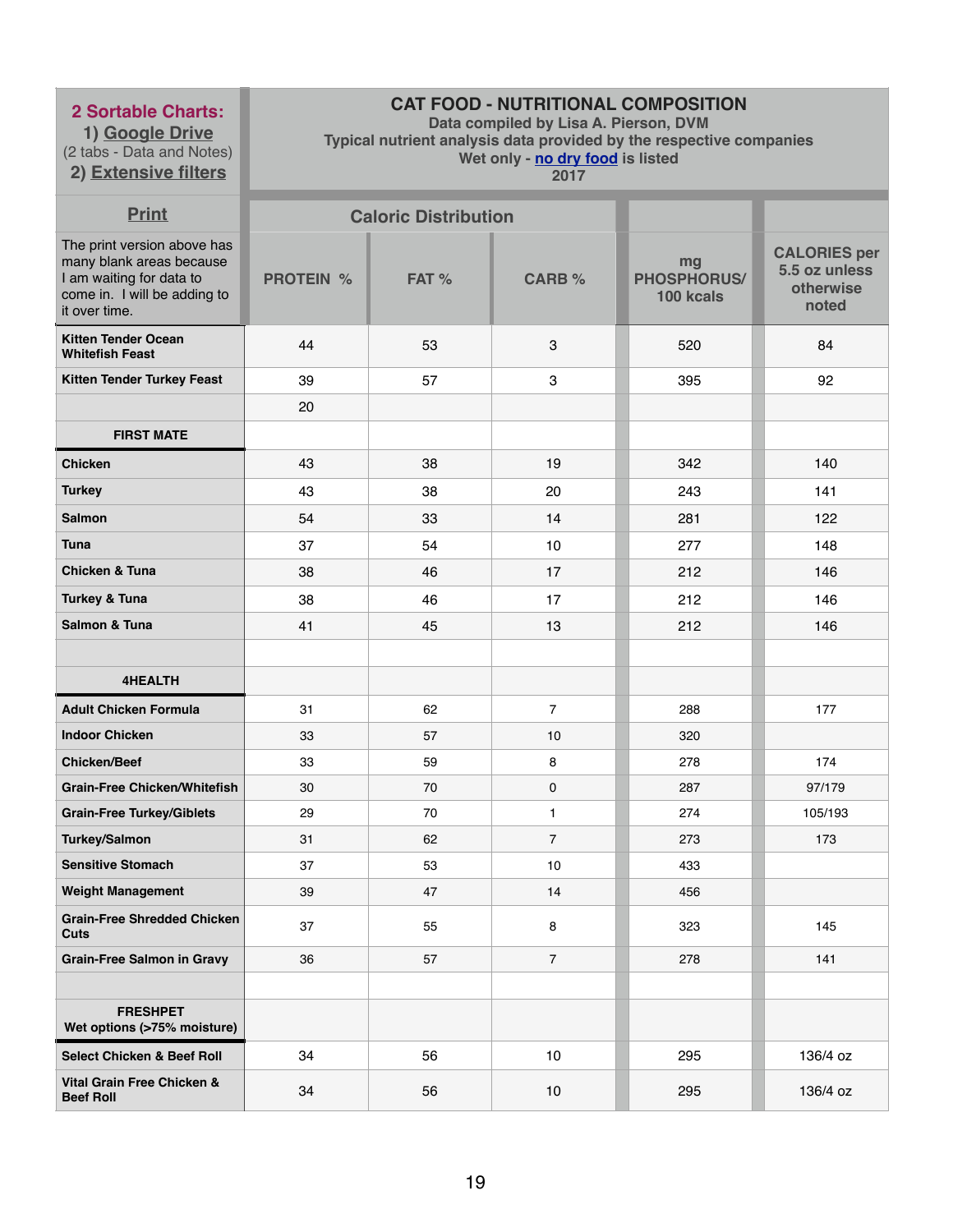| 2 Sortable Charts: 1) Google Drive (2 tabs - Data and Notes) 2) Extensive filters | CAT FOOD - NUTRITIONAL COMPOSITION Data compiled by Lisa A. Pierson, DVM Typical nutrient analysis data provided by the respective companies Wet only - no dry food is listed 2017 | | | | |
|---|---|---|---|---|---|
| Print | Caloric Distribution | | | | |
| The print version above has many blank areas because I am waiting for data to come in. I will be adding to it over time. | PROTEIN % | FAT % | CARB % | mg PHOSPHORUS/ 100 kcals | CALORIES per 5.5 oz unless otherwise noted |
| Kitten Tender Ocean Whitefish Feast | 44 | 53 | 3 | 520 | 84 |
| Kitten Tender Turkey Feast | 39 | 57 | 3 | 395 | 92 |
| | 20 | | | | |
| FIRST MATE | | | | | |
| Chicken | 43 | 38 | 19 | 342 | 140 |
| Turkey | 43 | 38 | 20 | 243 | 141 |
| Salmon | 54 | 33 | 14 | 281 | 122 |
| Tuna | 37 | 54 | 10 | 277 | 148 |
| Chicken & Tuna | 38 | 46 | 17 | 212 | 146 |
| Turkey & Tuna | 38 | 46 | 17 | 212 | 146 |
| Salmon & Tuna | 41 | 45 | 13 | 212 | 146 |
| | | | | | |
| 4HEALTH | | | | | |
| Adult Chicken Formula | 31 | 62 | 7 | 288 | 177 |
| Indoor Chicken | 33 | 57 | 10 | 320 | |
| Chicken/Beef | 33 | 59 | 8 | 278 | 174 |
| Grain-Free Chicken/Whitefish | 30 | 70 | 0 | 287 | 97/179 |
| Grain-Free Turkey/Giblets | 29 | 70 | 1 | 274 | 105/193 |
| Turkey/Salmon | 31 | 62 | 7 | 273 | 173 |
| Sensitive Stomach | 37 | 53 | 10 | 433 | |
| Weight Management | 39 | 47 | 14 | 456 | |
| Grain-Free Shredded Chicken Cuts | 37 | 55 | 8 | 323 | 145 |
| Grain-Free Salmon in Gravy | 36 | 57 | 7 | 278 | 141 |
| | | | | | |
| FRESHPET Wet options (>75% moisture) | | | | | |
| Select Chicken & Beef Roll | 34 | 56 | 10 | 295 | 136/4 oz |
| Vital Grain Free Chicken & Beef Roll | 34 | 56 | 10 | 295 | 136/4 oz |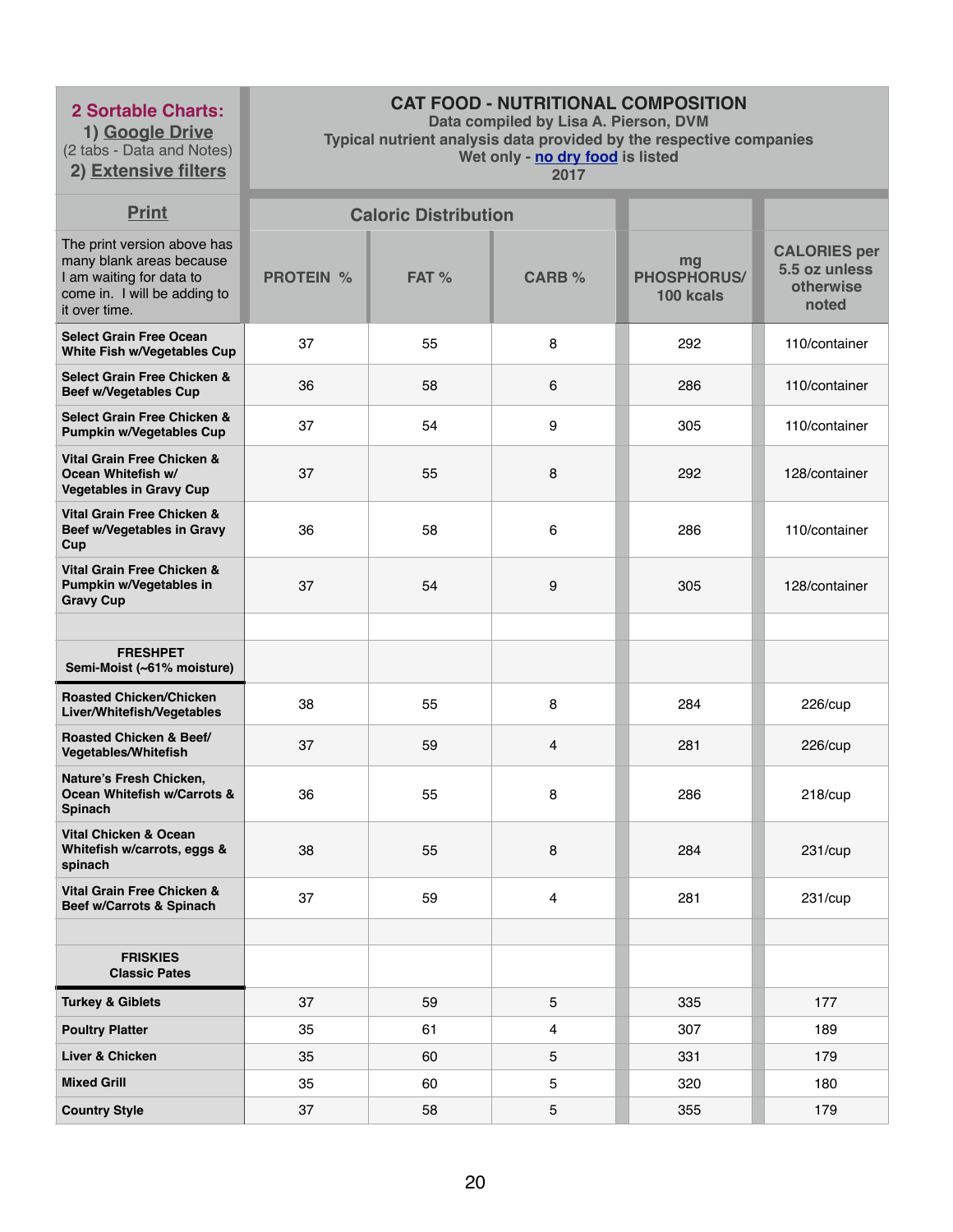| **2 Sortable Charts:** 1) Google Drive (2 tabs - Data and Notes) 2) Extensive filters | **CAT FOOD - NUTRITIONAL COMPOSITION** Data compiled by Lisa A. Pierson, DVM Typical nutrient analysis data provided by the respective companies Wet only - no dry food is listed 2017 | | | | |
|---|---|---|---|---|---|
| Print | Caloric Distribution | | | | |
| The print version above has many blank areas because I am waiting for data to come in. I will be adding to it over time. | PROTEIN % | FAT % | CARB % | mg PHOSPHORUS/ 100 kcals | CALORIES per 5.5 oz unless otherwise noted |
| **Select Grain Free Ocean White Fish w/Vegetables Cup** | 37 | 55 | 8 | 292 | 110/container |
| **Select Grain Free Chicken & Beef w/Vegetables Cup** | 36 | 58 | 6 | 286 | 110/container |
| **Select Grain Free Chicken & Pumpkin w/Vegetables Cup** | 37 | 54 | 9 | 305 | 110/container |
| **Vital Grain Free Chicken & Ocean Whitefish w/ Vegetables in Gravy Cup** | 37 | 55 | 8 | 292 | 128/container |
| **Vital Grain Free Chicken & Beef w/Vegetables in Gravy Cup** | 36 | 58 | 6 | 286 | 110/container |
| **Vital Grain Free Chicken & Pumpkin w/Vegetables in Gravy Cup** | 37 | 54 | 9 | 305 | 128/container |
| | | | | | |
| **FRESHPET Semi-Moist (~61% moisture)** | | | | | |
| **Roasted Chicken/Chicken Liver/Whitefish/Vegetables** | 38 | 55 | 8 | 284 | 226/cup |
| **Roasted Chicken & Beef/ Vegetables/Whitefish** | 37 | 59 | 4 | 281 | 226/cup |
| **Nature's Fresh Chicken, Ocean Whitefish w/Carrots & Spinach** | 36 | 55 | 8 | 286 | 218/cup |
| **Vital Chicken & Ocean Whitefish w/carrots, eggs & spinach** | 38 | 55 | 8 | 284 | 231/cup |
| **Vital Grain Free Chicken & Beef w/Carrots & Spinach** | 37 | 59 | 4 | 281 | 231/cup |
| | | | | | |
| **FRISKIES Classic Pates** | | | | | |
| **Turkey & Giblets** | 37 | 59 | 5 | 335 | 177 |
| **Poultry Platter** | 35 | 61 | 4 | 307 | 189 |
| **Liver & Chicken** | 35 | 60 | 5 | 331 | 179 |
| **Mixed Grill** | 35 | 60 | 5 | 320 | 180 |
| **Country Style** | 37 | 58 | 5 | 355 | 179 |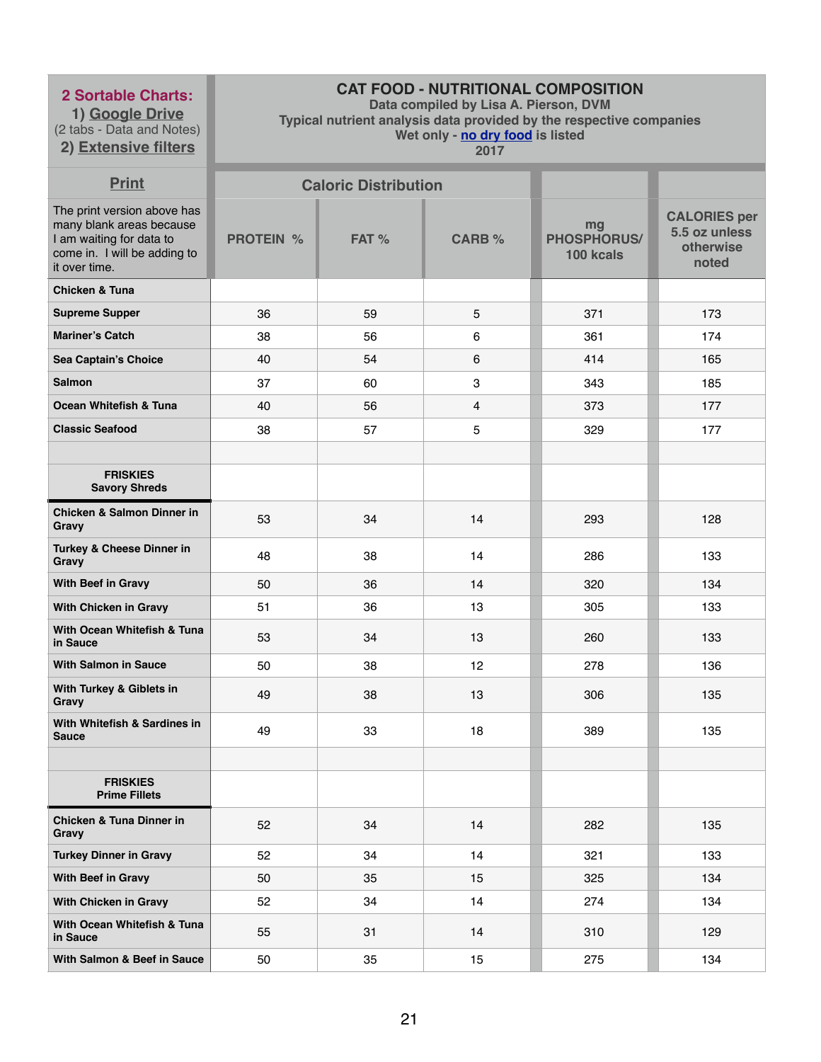| **2 Sortable Charts:** 1) Google Drive (2 tabs - Data and Notes) 2) Extensive filters | **CAT FOOD - NUTRITIONAL COMPOSITION** Data compiled by Lisa A. Pierson, DVM Typical nutrient analysis data provided by the respective companies Wet only - no dry food is listed 2017 | | | | |
|---|---|---|---|---|---|
| **Print** | **Caloric Distribution** | | | | |
| The print version above has many blank areas because I am waiting for data to come in. I will be adding to it over time. | **PROTEIN %** | **FAT %** | **CARB %** | **mg PHOSPHORUS/ 100 kcals** | **CALORIES per 5.5 oz unless otherwise noted** |
| **Chicken & Tuna** | | | | | |
| **Supreme Supper** | 36 | 59 | 5 | 371 | 173 |
| **Mariner's Catch** | 38 | 56 | 6 | 361 | 174 |
| **Sea Captain's Choice** | 40 | 54 | 6 | 414 | 165 |
| **Salmon** | 37 | 60 | 3 | 343 | 185 |
| **Ocean Whitefish & Tuna** | 40 | 56 | 4 | 373 | 177 |
| **Classic Seafood** | 38 | 57 | 5 | 329 | 177 |
| | | | | | |
| **FRISKIES Savory Shreds** | | | | | |
| **Chicken & Salmon Dinner in Gravy** | 53 | 34 | 14 | 293 | 128 |
| **Turkey & Cheese Dinner in Gravy** | 48 | 38 | 14 | 286 | 133 |
| **With Beef in Gravy** | 50 | 36 | 14 | 320 | 134 |
| **With Chicken in Gravy** | 51 | 36 | 13 | 305 | 133 |
| **With Ocean Whitefish & Tuna in Sauce** | 53 | 34 | 13 | 260 | 133 |
| **With Salmon in Sauce** | 50 | 38 | 12 | 278 | 136 |
| **With Turkey & Giblets in Gravy** | 49 | 38 | 13 | 306 | 135 |
| **With Whitefish & Sardines in Sauce** | 49 | 33 | 18 | 389 | 135 |
| | | | | | |
| **FRISKIES Prime Fillets** | | | | | |
| **Chicken & Tuna Dinner in Gravy** | 52 | 34 | 14 | 282 | 135 |
| **Turkey Dinner in Gravy** | 52 | 34 | 14 | 321 | 133 |
| **With Beef in Gravy** | 50 | 35 | 15 | 325 | 134 |
| **With Chicken in Gravy** | 52 | 34 | 14 | 274 | 134 |
| **With Ocean Whitefish & Tuna in Sauce** | 55 | 31 | 14 | 310 | 129 |
| **With Salmon & Beef in Sauce** | 50 | 35 | 15 | 275 | 134 |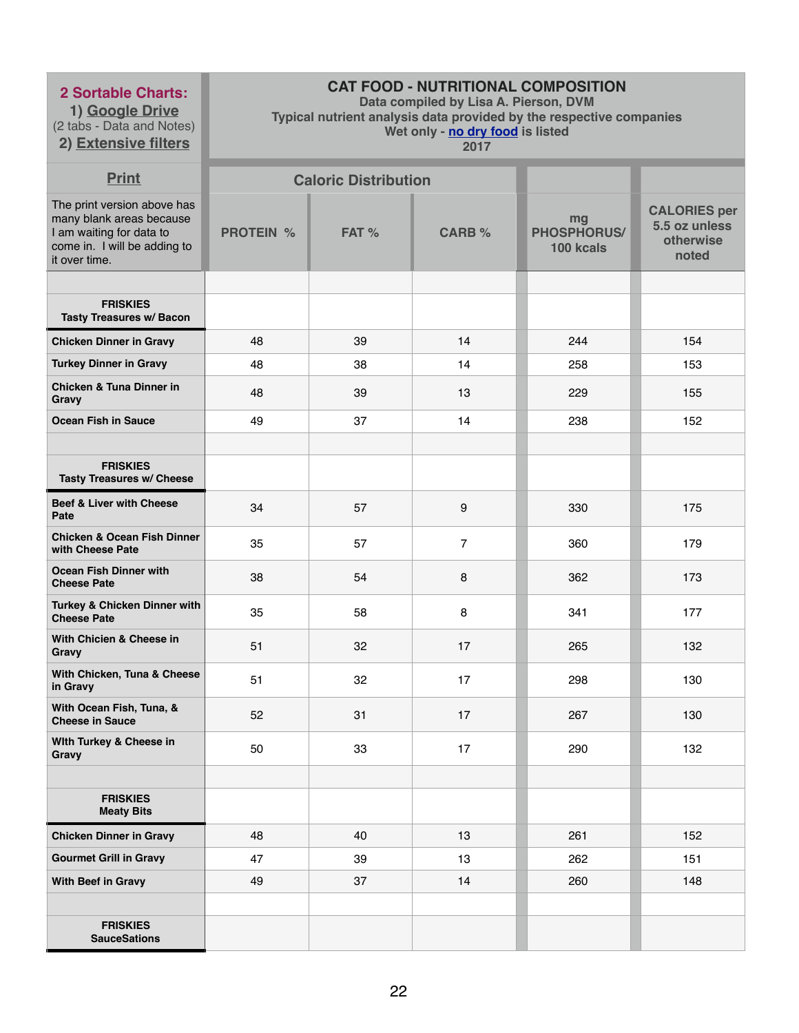| 2 Sortable Charts: 1) Google Drive (2 tabs - Data and Notes) 2) Extensive filters | CAT FOOD - NUTRITIONAL COMPOSITION<br>Data compiled by Lisa A. Pierson, DVM<br>Typical nutrient analysis data provided by the respective companies<br>Wet only - no dry food is listed<br>2017 | | | | |
|---|---|---|---|---|---|
| Print | Caloric Distribution | | | | |
| The print version above has many blank areas because I am waiting for data to come in. I will be adding to it over time. | PROTEIN % | FAT % | CARB % | mg PHOSPHORUS/ 100 kcals | CALORIES per 5.5 oz unless otherwise noted |
| | | | | | |
| **FRISKIES Tasty Treasures w/ Bacon** | | | | | |
| **Chicken Dinner in Gravy** | 48 | 39 | 14 | 244 | 154 |
| **Turkey Dinner in Gravy** | 48 | 38 | 14 | 258 | 153 |
| **Chicken & Tuna Dinner in Gravy** | 48 | 39 | 13 | 229 | 155 |
| **Ocean Fish in Sauce** | 49 | 37 | 14 | 238 | 152 |
| | | | | | |
| **FRISKIES Tasty Treasures w/ Cheese** | | | | | |
| **Beef & Liver with Cheese Pate** | 34 | 57 | 9 | 330 | 175 |
| **Chicken & Ocean Fish Dinner with Cheese Pate** | 35 | 57 | 7 | 360 | 179 |
| **Ocean Fish Dinner with Cheese Pate** | 38 | 54 | 8 | 362 | 173 |
| **Turkey & Chicken Dinner with Cheese Pate** | 35 | 58 | 8 | 341 | 177 |
| **With Chicien & Cheese in Gravy** | 51 | 32 | 17 | 265 | 132 |
| **With Chicken, Tuna & Cheese in Gravy** | 51 | 32 | 17 | 298 | 130 |
| **With Ocean Fish, Tuna, & Cheese in Sauce** | 52 | 31 | 17 | 267 | 130 |
| **WIth Turkey & Cheese in Gravy** | 50 | 33 | 17 | 290 | 132 |
| | | | | | |
| **FRISKIES Meaty Bits** | | | | | |
| **Chicken Dinner in Gravy** | 48 | 40 | 13 | 261 | 152 |
| **Gourmet Grill in Gravy** | 47 | 39 | 13 | 262 | 151 |
| **With Beef in Gravy** | 49 | 37 | 14 | 260 | 148 |
| | | | | | |
| **FRISKIES SauceSations** | | | | | |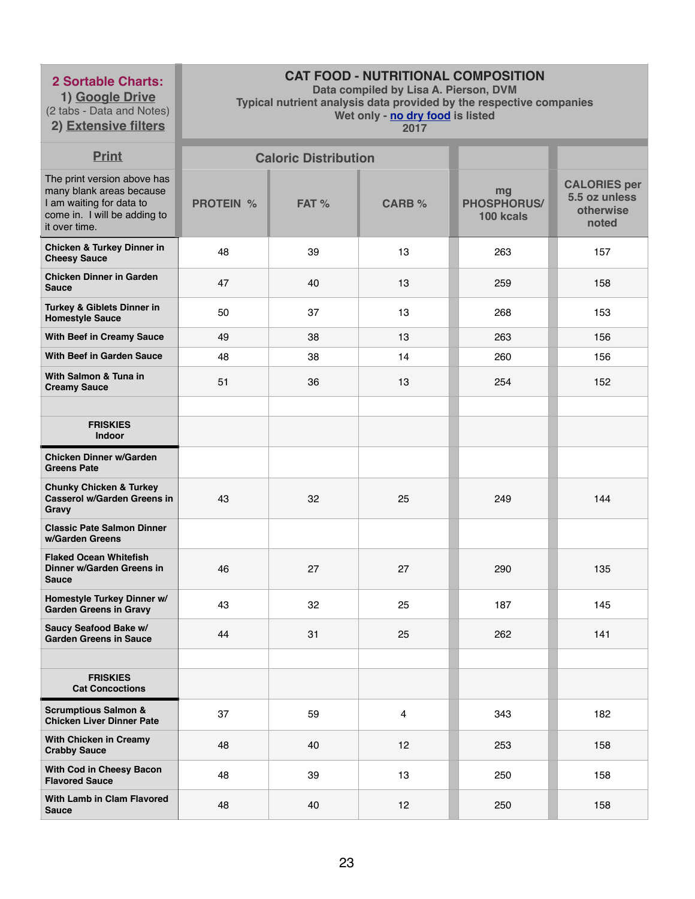| 2 Sortable Charts: 1) Google Drive (2 tabs - Data and Notes) 2) Extensive filters | CAT FOOD - NUTRITIONAL COMPOSITION Data compiled by Lisa A. Pierson, DVM Typical nutrient analysis data provided by the respective companies Wet only - no dry food is listed 2017 | | | | |
|---|---|---|---|---|---|
| Print | Caloric Distribution | | | | |
| The print version above has many blank areas because I am waiting for data to come in. I will be adding to it over time. | PROTEIN % | FAT % | CARB % | mg PHOSPHORUS/ 100 kcals | CALORIES per 5.5 oz unless otherwise noted |
| **Chicken & Turkey Dinner in Cheesy Sauce** | 48 | 39 | 13 | 263 | 157 |
| **Chicken Dinner in Garden Sauce** | 47 | 40 | 13 | 259 | 158 |
| **Turkey & Giblets Dinner in Homestyle Sauce** | 50 | 37 | 13 | 268 | 153 |
| **With Beef in Creamy Sauce** | 49 | 38 | 13 | 263 | 156 |
| **With Beef in Garden Sauce** | 48 | 38 | 14 | 260 | 156 |
| **With Salmon & Tuna in Creamy Sauce** | 51 | 36 | 13 | 254 | 152 |
| | | | | | |
| **FRISKIES Indoor** | | | | | |
| **Chicken Dinner w/Garden Greens Pate** | | | | | |
| **Chunky Chicken & Turkey Casserol w/Garden Greens in Gravy** | 43 | 32 | 25 | 249 | 144 |
| **Classic Pate Salmon Dinner w/Garden Greens** | | | | | |
| **Flaked Ocean Whitefish Dinner w/Garden Greens in Sauce** | 46 | 27 | 27 | 290 | 135 |
| **Homestyle Turkey Dinner w/ Garden Greens in Gravy** | 43 | 32 | 25 | 187 | 145 |
| **Saucy Seafood Bake w/ Garden Greens in Sauce** | 44 | 31 | 25 | 262 | 141 |
| | | | | | |
| **FRISKIES Cat Concoctions** | | | | | |
| **Scrumptious Salmon & Chicken Liver Dinner Pate** | 37 | 59 | 4 | 343 | 182 |
| **With Chicken in Creamy Crabby Sauce** | 48 | 40 | 12 | 253 | 158 |
| **With Cod in Cheesy Bacon Flavored Sauce** | 48 | 39 | 13 | 250 | 158 |
| **With Lamb in Clam Flavored Sauce** | 48 | 40 | 12 | 250 | 158 |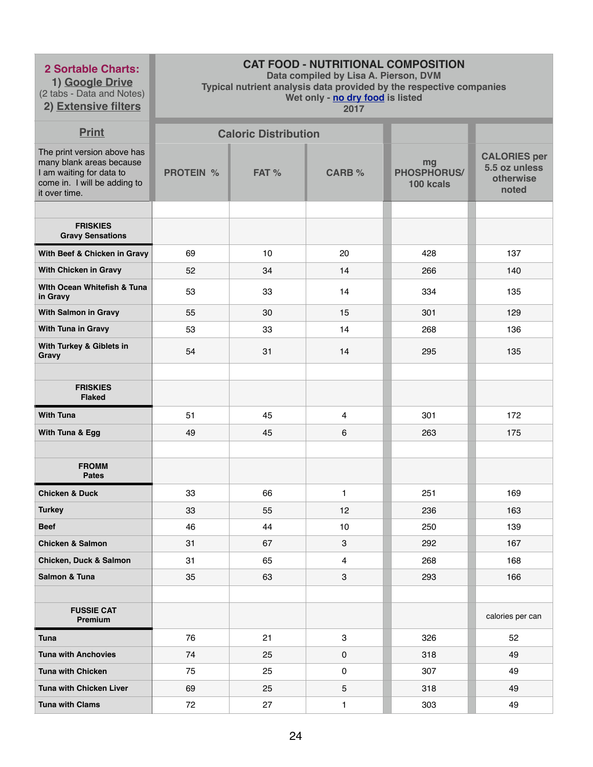| 2 Sortable Charts: 1) Google Drive (2 tabs - Data and Notes) 2) Extensive filters | CAT FOOD - NUTRITIONAL COMPOSITION Data compiled by Lisa A. Pierson, DVM Typical nutrient analysis data provided by the respective companies Wet only - no dry food is listed 2017 | | | | |
|---|---|---|---|---|---|
| Print | Caloric Distribution | | | | |
| The print version above has many blank areas because I am waiting for data to come in. I will be adding to it over time. | PROTEIN % | FAT % | CARB % | mg PHOSPHORUS/ 100 kcals | CALORIES per 5.5 oz unless otherwise noted |
| | | | | | |
| **FRISKIES Gravy Sensations** | | | | | |
| With Beef & Chicken in Gravy | 69 | 10 | 20 | 428 | 137 |
| With Chicken in Gravy | 52 | 34 | 14 | 266 | 140 |
| WIth Ocean Whitefish & Tuna in Gravy | 53 | 33 | 14 | 334 | 135 |
| With Salmon in Gravy | 55 | 30 | 15 | 301 | 129 |
| With Tuna in Gravy | 53 | 33 | 14 | 268 | 136 |
| With Turkey & Giblets in Gravy | 54 | 31 | 14 | 295 | 135 |
| | | | | | |
| **FRISKIES Flaked** | | | | | |
| With Tuna | 51 | 45 | 4 | 301 | 172 |
| With Tuna & Egg | 49 | 45 | 6 | 263 | 175 |
| | | | | | |
| **FROMM Pates** | | | | | |
| Chicken & Duck | 33 | 66 | 1 | 251 | 169 |
| Turkey | 33 | 55 | 12 | 236 | 163 |
| Beef | 46 | 44 | 10 | 250 | 139 |
| Chicken & Salmon | 31 | 67 | 3 | 292 | 167 |
| Chicken, Duck & Salmon | 31 | 65 | 4 | 268 | 168 |
| Salmon & Tuna | 35 | 63 | 3 | 293 | 166 |
| | | | | | |
| **FUSSIE CAT Premium** | | | | | calories per can |
| Tuna | 76 | 21 | 3 | 326 | 52 |
| Tuna with Anchovies | 74 | 25 | 0 | 318 | 49 |
| Tuna with Chicken | 75 | 25 | 0 | 307 | 49 |
| Tuna with Chicken Liver | 69 | 25 | 5 | 318 | 49 |
| Tuna with Clams | 72 | 27 | 1 | 303 | 49 |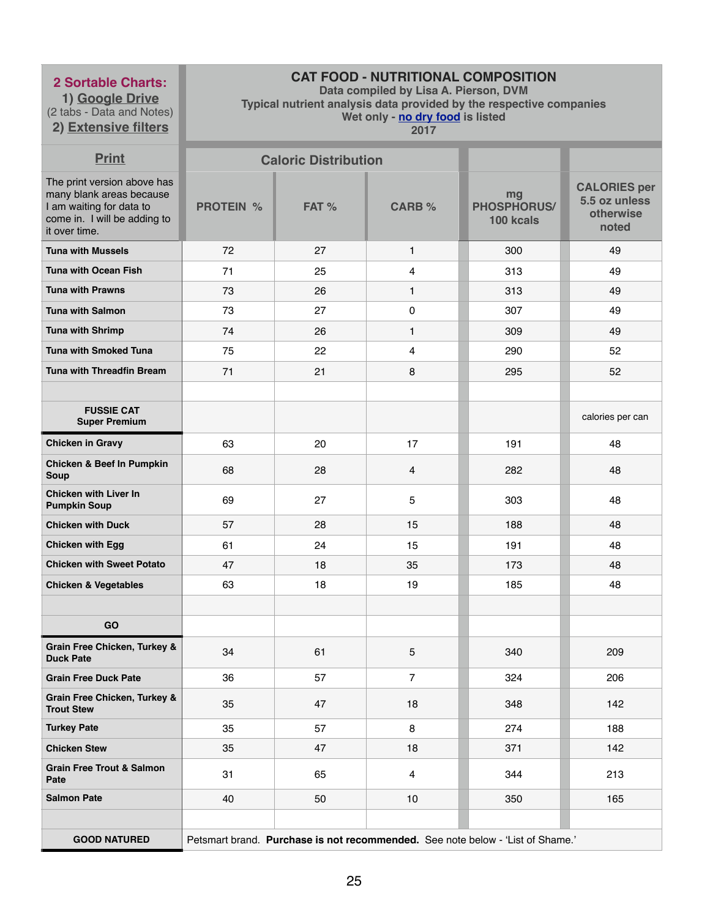| **2 Sortable Charts:** 1) Google Drive (2 tabs - Data and Notes) 2) Extensive filters | **CAT FOOD - NUTRITIONAL COMPOSITION** Data compiled by Lisa A. Pierson, DVM Typical nutrient analysis data provided by the respective companies Wet only - no dry food is listed 2017 | | | | |
|---|---|---|---|---|---|
| Print | Caloric Distribution | | | | |
| The print version above has many blank areas because I am waiting for data to come in. I will be adding to it over time. | PROTEIN % | FAT % | CARB % | mg PHOSPHORUS/ 100 kcals | CALORIES per 5.5 oz unless otherwise noted |
| **Tuna with Mussels** | 72 | 27 | 1 | 300 | 49 |
| **Tuna with Ocean Fish** | 71 | 25 | 4 | 313 | 49 |
| **Tuna with Prawns** | 73 | 26 | 1 | 313 | 49 |
| **Tuna with Salmon** | 73 | 27 | 0 | 307 | 49 |
| **Tuna with Shrimp** | 74 | 26 | 1 | 309 | 49 |
| **Tuna with Smoked Tuna** | 75 | 22 | 4 | 290 | 52 |
| **Tuna with Threadfin Bream** | 71 | 21 | 8 | 295 | 52 |
| | | | | | |
| **FUSSIE CAT Super Premium** | | | | | calories per can |
| **Chicken in Gravy** | 63 | 20 | 17 | 191 | 48 |
| **Chicken & Beef In Pumpkin Soup** | 68 | 28 | 4 | 282 | 48 |
| **Chicken with Liver In Pumpkin Soup** | 69 | 27 | 5 | 303 | 48 |
| **Chicken with Duck** | 57 | 28 | 15 | 188 | 48 |
| **Chicken with Egg** | 61 | 24 | 15 | 191 | 48 |
| **Chicken with Sweet Potato** | 47 | 18 | 35 | 173 | 48 |
| **Chicken & Vegetables** | 63 | 18 | 19 | 185 | 48 |
| | | | | | |
| **GO** | | | | | |
| **Grain Free Chicken, Turkey & Duck Pate** | 34 | 61 | 5 | 340 | 209 |
| **Grain Free Duck Pate** | 36 | 57 | 7 | 324 | 206 |
| **Grain Free Chicken, Turkey & Trout Stew** | 35 | 47 | 18 | 348 | 142 |
| **Turkey Pate** | 35 | 57 | 8 | 274 | 188 |
| **Chicken Stew** | 35 | 47 | 18 | 371 | 142 |
| **Grain Free Trout & Salmon Pate** | 31 | 65 | 4 | 344 | 213 |
| **Salmon Pate** | 40 | 50 | 10 | 350 | 165 |
| | | | | | |
| **GOOD NATURED** | Petsmart brand. **Purchase is not recommended.** See note below - 'List of Shame.' | | | | |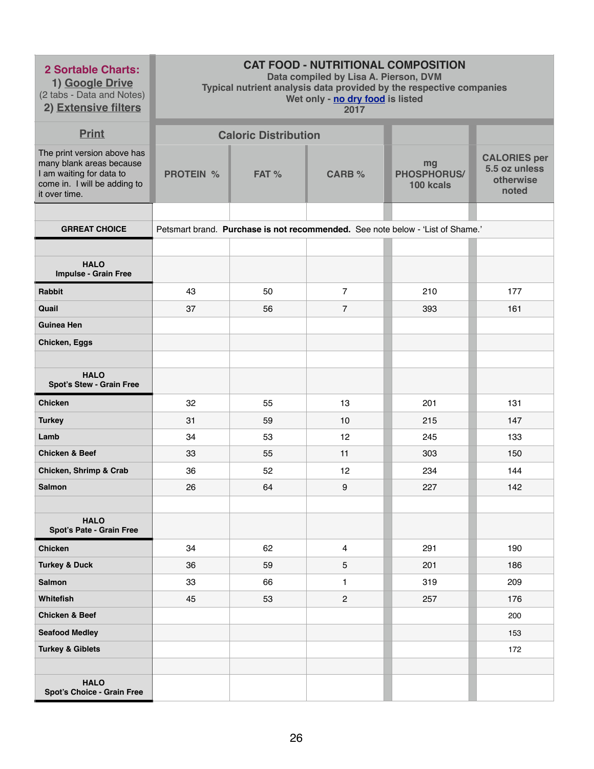| 2 Sortable Charts: 1) Google Drive (2 tabs - Data and Notes) 2) Extensive filters | CAT FOOD - NUTRITIONAL COMPOSITION Data compiled by Lisa A. Pierson, DVM Typical nutrient analysis data provided by the respective companies Wet only - no dry food is listed 2017 | | | | |
|---|---|---|---|---|---|
| **Print** | Caloric Distribution | | | | |
| The print version above has many blank areas because I am waiting for data to come in. I will be adding to it over time. | **PROTEIN %** | **FAT %** | **CARB %** | **mg PHOSPHORUS/ 100 kcals** | **CALORIES per 5.5 oz unless otherwise noted** |
| | | | | | |
| **GRREAT CHOICE** | Petsmart brand. **Purchase is not recommended.** See note below - 'List of Shame.' | | | | |
| | | | | | |
| **HALO Impulse - Grain Free** | | | | | |
| **Rabbit** | 43 | 50 | 7 | 210 | 177 |
| **Quail** | 37 | 56 | 7 | 393 | 161 |
| **Guinea Hen** | | | | | |
| **Chicken, Eggs** | | | | | |
| | | | | | |
| **HALO Spot's Stew - Grain Free** | | | | | |
| **Chicken** | 32 | 55 | 13 | 201 | 131 |
| **Turkey** | 31 | 59 | 10 | 215 | 147 |
| **Lamb** | 34 | 53 | 12 | 245 | 133 |
| **Chicken & Beef** | 33 | 55 | 11 | 303 | 150 |
| **Chicken, Shrimp & Crab** | 36 | 52 | 12 | 234 | 144 |
| **Salmon** | 26 | 64 | 9 | 227 | 142 |
| | | | | | |
| **HALO Spot's Pate - Grain Free** | | | | | |
| **Chicken** | 34 | 62 | 4 | 291 | 190 |
| **Turkey & Duck** | 36 | 59 | 5 | 201 | 186 |
| **Salmon** | 33 | 66 | 1 | 319 | 209 |
| **Whitefish** | 45 | 53 | 2 | 257 | 176 |
| **Chicken & Beef** | | | | | 200 |
| **Seafood Medley** | | | | | 153 |
| **Turkey & Giblets** | | | | | 172 |
| | | | | | |
| **HALO Spot's Choice - Grain Free** | | | | | |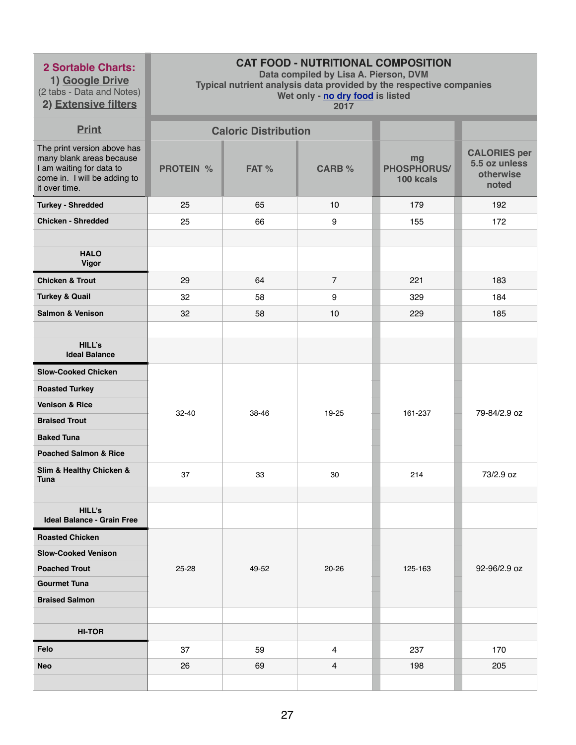| **2 Sortable Charts:** 1) Google Drive (2 tabs - Data and Notes) 2) Extensive filters | **CAT FOOD - NUTRITIONAL COMPOSITION** Data compiled by Lisa A. Pierson, DVM Typical nutrient analysis data provided by the respective companies Wet only - no dry food is listed 2017 | | | | |
|---|---|---|---|---|---|
| **Print** | **Caloric Distribution** | | | | |
| The print version above has many blank areas because I am waiting for data to come in. I will be adding to it over time. | **PROTEIN %** | **FAT %** | **CARB %** | **mg PHOSPHORUS/ 100 kcals** | **CALORIES per 5.5 oz unless otherwise noted** |
| **Turkey - Shredded** | 25 | 65 | 10 | 179 | 192 |
| **Chicken - Shredded** | 25 | 66 | 9 | 155 | 172 |
| | | | | | |
| **HALO Vigor** | | | | | |
| **Chicken & Trout** | 29 | 64 | 7 | 221 | 183 |
| **Turkey & Quail** | 32 | 58 | 9 | 329 | 184 |
| **Salmon & Venison** | 32 | 58 | 10 | 229 | 185 |
| | | | | | |
| **HILL's Ideal Balance** | | | | | |
| **Slow-Cooked Chicken** | 32-40 | 38-46 | 19-25 | 161-237 | 79-84/2.9 oz |
| **Roasted Turkey** | | | | | |
| **Venison & Rice** | | | | | |
| **Braised Trout** | | | | | |
| **Baked Tuna** | | | | | |
| **Poached Salmon & Rice** | | | | | |
| **Slim & Healthy Chicken & Tuna** | 37 | 33 | 30 | 214 | 73/2.9 oz |
| | | | | | |
| **HILL's Ideal Balance - Grain Free** | | | | | |
| **Roasted Chicken** | 25-28 | 49-52 | 20-26 | 125-163 | 92-96/2.9 oz |
| **Slow-Cooked Venison** | | | | | |
| **Poached Trout** | | | | | |
| **Gourmet Tuna** | | | | | |
| **Braised Salmon** | | | | | |
| | | | | | |
| **HI-TOR** | | | | | |
| **Felo** | 37 | 59 | 4 | 237 | 170 |
| **Neo** | 26 | 69 | 4 | 198 | 205 |
| | | | | | |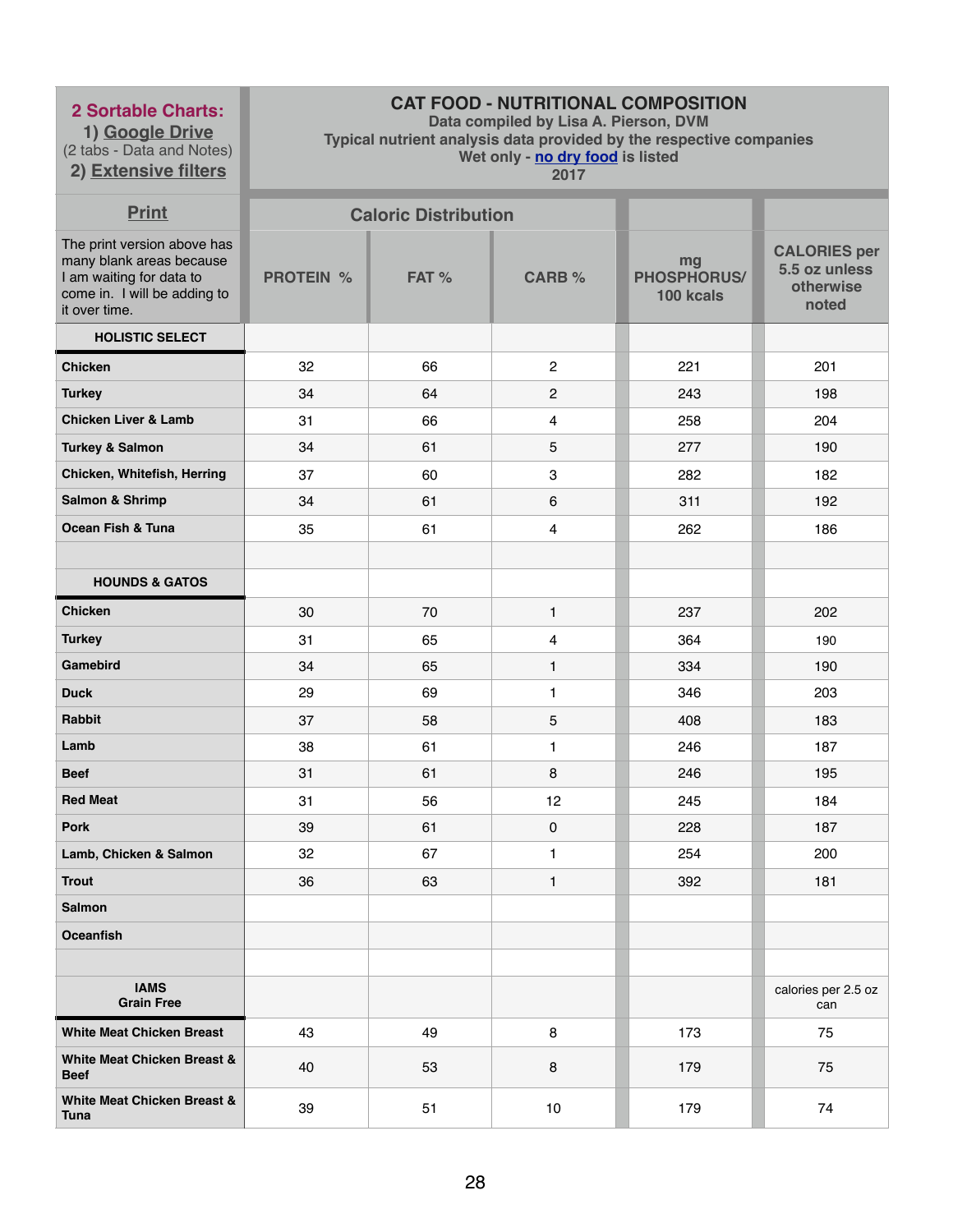| 2 Sortable Charts:<br>1) Google Drive<br>(2 tabs - Data and Notes)<br>2) Extensive filters | CAT FOOD - NUTRITIONAL COMPOSITION<br>Data compiled by Lisa A. Pierson, DVM<br>Typical nutrient analysis data provided by the respective companies<br>Wet only - no dry food is listed<br>2017 | | | | |
|---|---|---|---|---|---|
| Print | Caloric Distribution | | | | |
| The print version above has many blank areas because I am waiting for data to come in. I will be adding to it over time. | PROTEIN % | FAT % | CARB % | mg PHOSPHORUS/ 100 kcals | CALORIES per 5.5 oz unless otherwise noted |
| **HOLISTIC SELECT** | | | | | |
| Chicken | 32 | 66 | 2 | 221 | 201 |
| Turkey | 34 | 64 | 2 | 243 | 198 |
| Chicken Liver & Lamb | 31 | 66 | 4 | 258 | 204 |
| Turkey & Salmon | 34 | 61 | 5 | 277 | 190 |
| Chicken, Whitefish, Herring | 37 | 60 | 3 | 282 | 182 |
| Salmon & Shrimp | 34 | 61 | 6 | 311 | 192 |
| Ocean Fish & Tuna | 35 | 61 | 4 | 262 | 186 |
| | | | | | |
| **HOUNDS & GATOS** | | | | | |
| Chicken | 30 | 70 | 1 | 237 | 202 |
| Turkey | 31 | 65 | 4 | 364 | 190 |
| Gamebird | 34 | 65 | 1 | 334 | 190 |
| Duck | 29 | 69 | 1 | 346 | 203 |
| Rabbit | 37 | 58 | 5 | 408 | 183 |
| Lamb | 38 | 61 | 1 | 246 | 187 |
| Beef | 31 | 61 | 8 | 246 | 195 |
| Red Meat | 31 | 56 | 12 | 245 | 184 |
| Pork | 39 | 61 | 0 | 228 | 187 |
| Lamb, Chicken & Salmon | 32 | 67 | 1 | 254 | 200 |
| Trout | 36 | 63 | 1 | 392 | 181 |
| Salmon | | | | | |
| Oceanfish | | | | | |
| | | | | | |
| **IAMS Grain Free** | | | | | calories per 2.5 oz can |
| White Meat Chicken Breast | 43 | 49 | 8 | 173 | 75 |
| White Meat Chicken Breast & Beef | 40 | 53 | 8 | 179 | 75 |
| White Meat Chicken Breast & Tuna | 39 | 51 | 10 | 179 | 74 |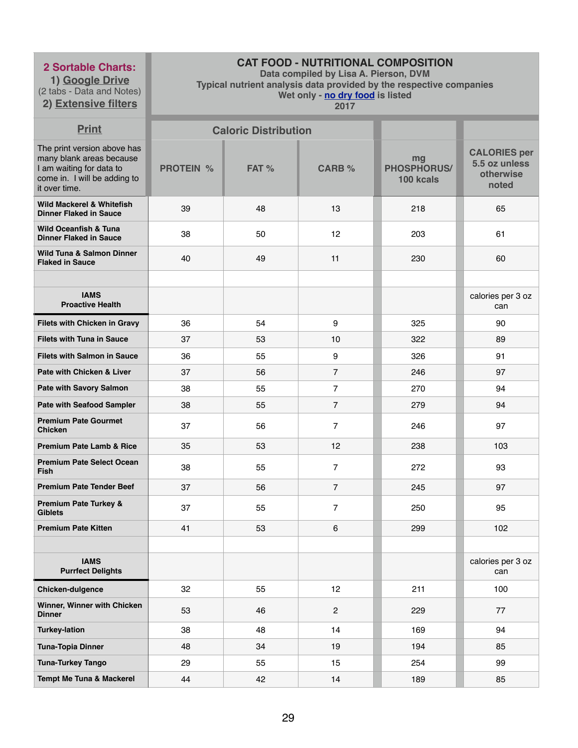| **2 Sortable Charts:** 1) Google Drive (2 tabs - Data and Notes) 2) Extensive filters | **CAT FOOD - NUTRITIONAL COMPOSITION** Data compiled by Lisa A. Pierson, DVM Typical nutrient analysis data provided by the respective companies Wet only - no dry food is listed 2017 | | | | |
|---|---|---|---|---|---|
| Print | Caloric Distribution | | | | |
| The print version above has many blank areas because I am waiting for data to come in. I will be adding to it over time. | PROTEIN % | FAT % | CARB % | mg PHOSPHORUS/ 100 kcals | CALORIES per 5.5 oz unless otherwise noted |
| **Wild Mackerel & Whitefish Dinner Flaked in Sauce** | 39 | 48 | 13 | 218 | 65 |
| **Wild Oceanfish & Tuna Dinner Flaked in Sauce** | 38 | 50 | 12 | 203 | 61 |
| **Wild Tuna & Salmon Dinner Flaked in Sauce** | 40 | 49 | 11 | 230 | 60 |
| | | | | | |
| **IAMS Proactive Health** | | | | | calories per 3 oz can |
| **Filets with Chicken in Gravy** | 36 | 54 | 9 | 325 | 90 |
| **Filets with Tuna in Sauce** | 37 | 53 | 10 | 322 | 89 |
| **Filets with Salmon in Sauce** | 36 | 55 | 9 | 326 | 91 |
| **Pate with Chicken & Liver** | 37 | 56 | 7 | 246 | 97 |
| **Pate with Savory Salmon** | 38 | 55 | 7 | 270 | 94 |
| **Pate with Seafood Sampler** | 38 | 55 | 7 | 279 | 94 |
| **Premium Pate Gourmet Chicken** | 37 | 56 | 7 | 246 | 97 |
| **Premium Pate Lamb & Rice** | 35 | 53 | 12 | 238 | 103 |
| **Premium Pate Select Ocean Fish** | 38 | 55 | 7 | 272 | 93 |
| **Premium Pate Tender Beef** | 37 | 56 | 7 | 245 | 97 |
| **Premium Pate Turkey & Giblets** | 37 | 55 | 7 | 250 | 95 |
| **Premium Pate Kitten** | 41 | 53 | 6 | 299 | 102 |
| | | | | | |
| **IAMS Purrfect Delights** | | | | | calories per 3 oz can |
| **Chicken-dulgence** | 32 | 55 | 12 | 211 | 100 |
| **Winner, Winner with Chicken Dinner** | 53 | 46 | 2 | 229 | 77 |
| **Turkey-lation** | 38 | 48 | 14 | 169 | 94 |
| **Tuna-Topia Dinner** | 48 | 34 | 19 | 194 | 85 |
| **Tuna-Turkey Tango** | 29 | 55 | 15 | 254 | 99 |
| **Tempt Me Tuna & Mackerel** | 44 | 42 | 14 | 189 | 85 |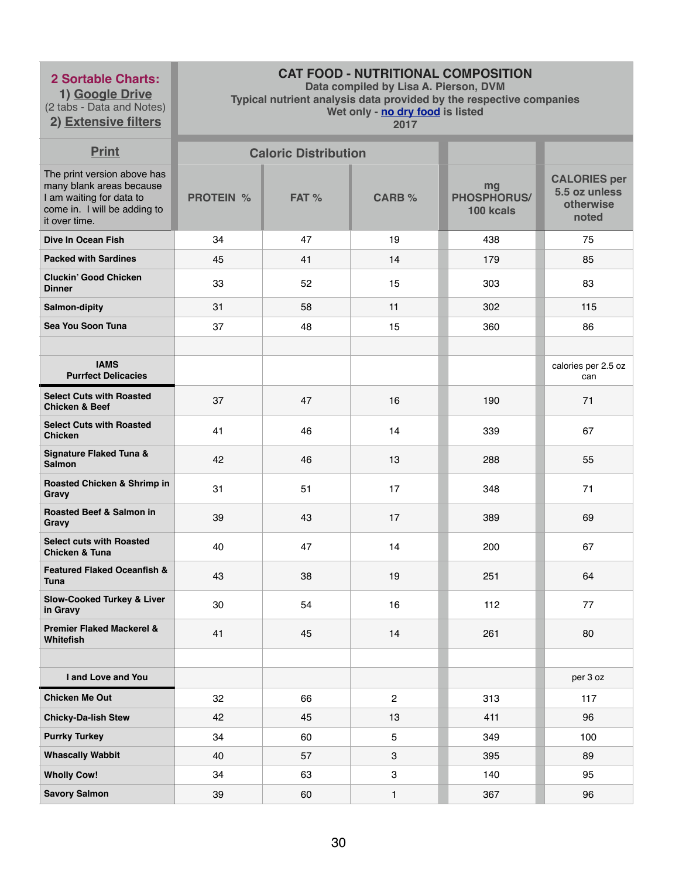| **2 Sortable Charts:** 1) Google Drive (2 tabs - Data and Notes) 2) Extensive filters | **CAT FOOD - NUTRITIONAL COMPOSITION** Data compiled by Lisa A. Pierson, DVM Typical nutrient analysis data provided by the respective companies Wet only - no dry food is listed 2017 | | | | |
|---|---|---|---|---|---|
| **Print** | **Caloric Distribution** | | | | |
| The print version above has many blank areas because I am waiting for data to come in. I will be adding to it over time. | **PROTEIN %** | **FAT %** | **CARB %** | **mg PHOSPHORUS/ 100 kcals** | **CALORIES per 5.5 oz unless otherwise noted** |
| **Dive In Ocean Fish** | 34 | 47 | 19 | 438 | 75 |
| **Packed with Sardines** | 45 | 41 | 14 | 179 | 85 |
| **Cluckin' Good Chicken Dinner** | 33 | 52 | 15 | 303 | 83 |
| **Salmon-dipity** | 31 | 58 | 11 | 302 | 115 |
| **Sea You Soon Tuna** | 37 | 48 | 15 | 360 | 86 |
| | | | | | |
| **IAMS Purrfect Delicacies** | | | | | calories per 2.5 oz can |
| **Select Cuts with Roasted Chicken & Beef** | 37 | 47 | 16 | 190 | 71 |
| **Select Cuts with Roasted Chicken** | 41 | 46 | 14 | 339 | 67 |
| **Signature Flaked Tuna & Salmon** | 42 | 46 | 13 | 288 | 55 |
| **Roasted Chicken & Shrimp in Gravy** | 31 | 51 | 17 | 348 | 71 |
| **Roasted Beef & Salmon in Gravy** | 39 | 43 | 17 | 389 | 69 |
| **Select cuts with Roasted Chicken & Tuna** | 40 | 47 | 14 | 200 | 67 |
| **Featured Flaked Oceanfish & Tuna** | 43 | 38 | 19 | 251 | 64 |
| **Slow-Cooked Turkey & Liver in Gravy** | 30 | 54 | 16 | 112 | 77 |
| **Premier Flaked Mackerel & Whitefish** | 41 | 45 | 14 | 261 | 80 |
| | | | | | |
| **I and Love and You** | | | | | per 3 oz |
| **Chicken Me Out** | 32 | 66 | 2 | 313 | 117 |
| **Chicky-Da-lish Stew** | 42 | 45 | 13 | 411 | 96 |
| **Purrky Turkey** | 34 | 60 | 5 | 349 | 100 |
| **Whascally Wabbit** | 40 | 57 | 3 | 395 | 89 |
| **Wholly Cow!** | 34 | 63 | 3 | 140 | 95 |
| **Savory Salmon** | 39 | 60 | 1 | 367 | 96 |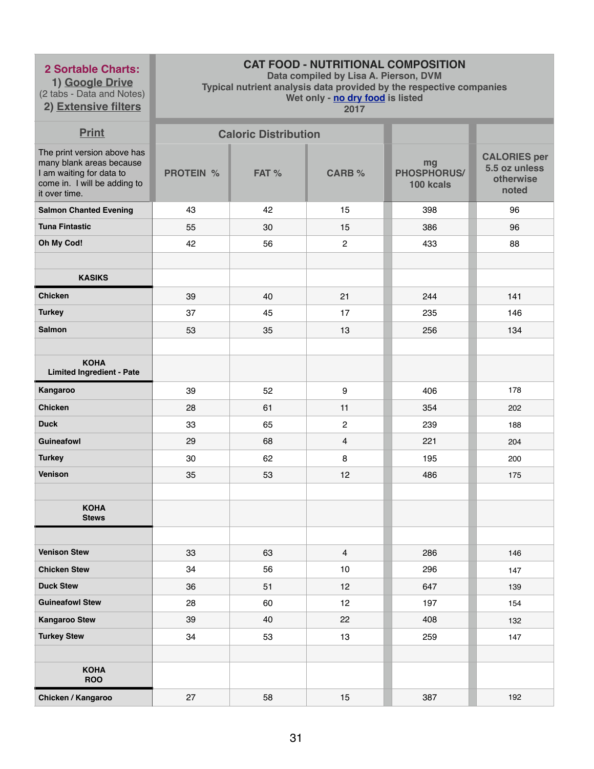| 2 Sortable Charts: 1) Google Drive (2 tabs - Data and Notes) 2) Extensive filters | CAT FOOD - NUTRITIONAL COMPOSITION<br>Data compiled by Lisa A. Pierson, DVM<br>Typical nutrient analysis data provided by the respective companies<br>Wet only - no dry food is listed<br>2017 | | | | |
|---|---|---|---|---|---|
| Print | Caloric Distribution | | | | |
| The print version above has many blank areas because I am waiting for data to come in. I will be adding to it over time. | PROTEIN % | FAT % | CARB % | mg PHOSPHORUS/ 100 kcals | CALORIES per 5.5 oz unless otherwise noted |
| **Salmon Chanted Evening** | 43 | 42 | 15 | 398 | 96 |
| **Tuna Fintastic** | 55 | 30 | 15 | 386 | 96 |
| **Oh My Cod!** | 42 | 56 | 2 | 433 | 88 |
| | | | | | |
| **KASIKS** | | | | | |
| **Chicken** | 39 | 40 | 21 | 244 | 141 |
| **Turkey** | 37 | 45 | 17 | 235 | 146 |
| **Salmon** | 53 | 35 | 13 | 256 | 134 |
| | | | | | |
| **KOHA Limited Ingredient - Pate** | | | | | |
| **Kangaroo** | 39 | 52 | 9 | 406 | 178 |
| **Chicken** | 28 | 61 | 11 | 354 | 202 |
| **Duck** | 33 | 65 | 2 | 239 | 188 |
| **Guineafowl** | 29 | 68 | 4 | 221 | 204 |
| **Turkey** | 30 | 62 | 8 | 195 | 200 |
| **Venison** | 35 | 53 | 12 | 486 | 175 |
| | | | | | |
| **KOHA Stews** | | | | | |
| | | | | | |
| **Venison Stew** | 33 | 63 | 4 | 286 | 146 |
| **Chicken Stew** | 34 | 56 | 10 | 296 | 147 |
| **Duck Stew** | 36 | 51 | 12 | 647 | 139 |
| **Guineafowl Stew** | 28 | 60 | 12 | 197 | 154 |
| **Kangaroo Stew** | 39 | 40 | 22 | 408 | 132 |
| **Turkey Stew** | 34 | 53 | 13 | 259 | 147 |
| | | | | | |
| **KOHA ROO** | | | | | |
| **Chicken / Kangaroo** | 27 | 58 | 15 | 387 | 192 |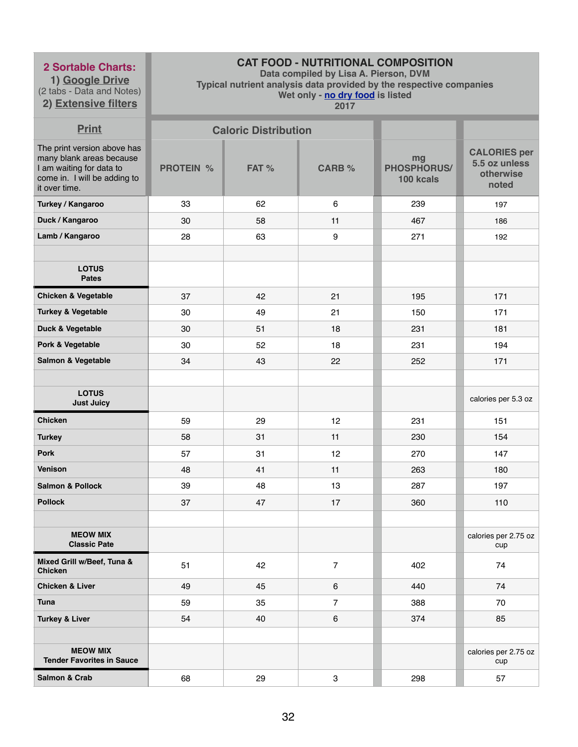| **2 Sortable Charts:** 1) Google Drive (2 tabs - Data and Notes) 2) Extensive filters | **CAT FOOD - NUTRITIONAL COMPOSITION** Data compiled by Lisa A. Pierson, DVM Typical nutrient analysis data provided by the respective companies Wet only - no dry food is listed 2017 | | | | |
|---|---|---|---|---|---|
| **Print** | **Caloric Distribution** | | | | |
| The print version above has many blank areas because I am waiting for data to come in. I will be adding to it over time. | **PROTEIN %** | **FAT %** | **CARB %** | **mg PHOSPHORUS/ 100 kcals** | **CALORIES per 5.5 oz unless otherwise noted** |
| **Turkey / Kangaroo** | 33 | 62 | 6 | 239 | 197 |
| **Duck / Kangaroo** | 30 | 58 | 11 | 467 | 186 |
| **Lamb / Kangaroo** | 28 | 63 | 9 | 271 | 192 |
| | | | | | |
| **LOTUS Pates** | | | | | |
| **Chicken & Vegetable** | 37 | 42 | 21 | 195 | 171 |
| **Turkey & Vegetable** | 30 | 49 | 21 | 150 | 171 |
| **Duck & Vegetable** | 30 | 51 | 18 | 231 | 181 |
| **Pork & Vegetable** | 30 | 52 | 18 | 231 | 194 |
| **Salmon & Vegetable** | 34 | 43 | 22 | 252 | 171 |
| | | | | | |
| **LOTUS Just Juicy** | | | | | calories per 5.3 oz |
| **Chicken** | 59 | 29 | 12 | 231 | 151 |
| **Turkey** | 58 | 31 | 11 | 230 | 154 |
| **Pork** | 57 | 31 | 12 | 270 | 147 |
| **Venison** | 48 | 41 | 11 | 263 | 180 |
| **Salmon & Pollock** | 39 | 48 | 13 | 287 | 197 |
| **Pollock** | 37 | 47 | 17 | 360 | 110 |
| | | | | | |
| **MEOW MIX Classic Pate** | | | | | calories per 2.75 oz cup |
| **Mixed Grill w/Beef, Tuna & Chicken** | 51 | 42 | 7 | 402 | 74 |
| **Chicken & Liver** | 49 | 45 | 6 | 440 | 74 |
| **Tuna** | 59 | 35 | 7 | 388 | 70 |
| **Turkey & Liver** | 54 | 40 | 6 | 374 | 85 |
| | | | | | |
| **MEOW MIX Tender Favorites in Sauce** | | | | | calories per 2.75 oz cup |
| **Salmon & Crab** | 68 | 29 | 3 | 298 | 57 |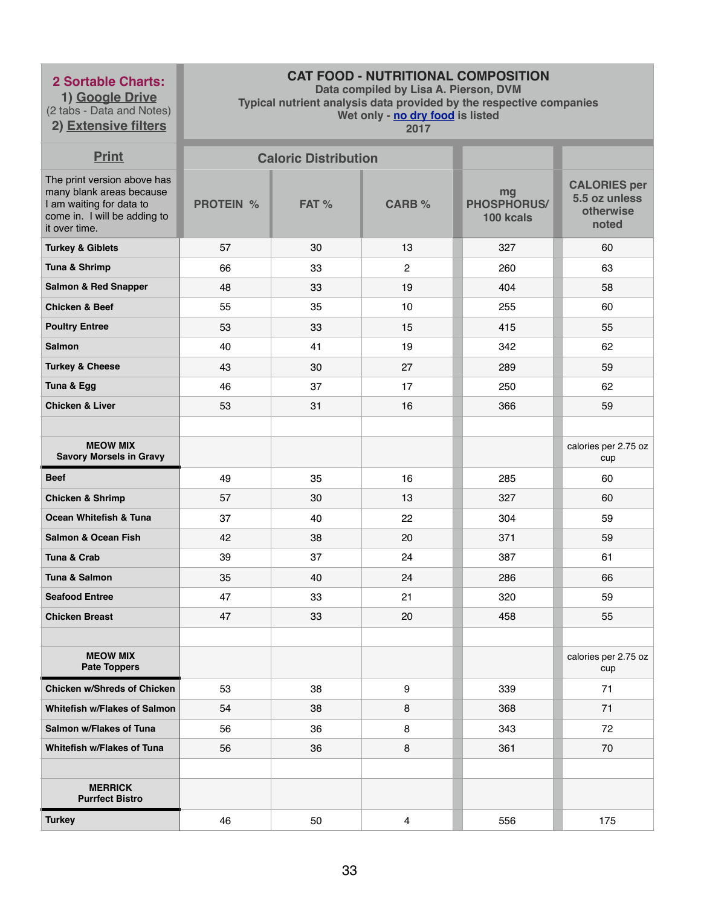| 2 Sortable Charts: 1) Google Drive (2 tabs - Data and Notes) 2) Extensive filters | CAT FOOD - NUTRITIONAL COMPOSITION Data compiled by Lisa A. Pierson, DVM Typical nutrient analysis data provided by the respective companies Wet only - no dry food is listed 2017 | | | | |
|---|---|---|---|---|---|
| Print | Caloric Distribution | | | | |
| The print version above has many blank areas because I am waiting for data to come in. I will be adding to it over time. | PROTEIN % | FAT % | CARB % | mg PHOSPHORUS/ 100 kcals | CALORIES per 5.5 oz unless otherwise noted |
| **Turkey & Giblets** | 57 | 30 | 13 | 327 | 60 |
| **Tuna & Shrimp** | 66 | 33 | 2 | 260 | 63 |
| **Salmon & Red Snapper** | 48 | 33 | 19 | 404 | 58 |
| **Chicken & Beef** | 55 | 35 | 10 | 255 | 60 |
| **Poultry Entree** | 53 | 33 | 15 | 415 | 55 |
| **Salmon** | 40 | 41 | 19 | 342 | 62 |
| **Turkey & Cheese** | 43 | 30 | 27 | 289 | 59 |
| **Tuna & Egg** | 46 | 37 | 17 | 250 | 62 |
| **Chicken & Liver** | 53 | 31 | 16 | 366 | 59 |
| | | | | | |
| **MEOW MIX Savory Morsels in Gravy** | | | | | calories per 2.75 oz cup |
| **Beef** | 49 | 35 | 16 | 285 | 60 |
| **Chicken & Shrimp** | 57 | 30 | 13 | 327 | 60 |
| **Ocean Whitefish & Tuna** | 37 | 40 | 22 | 304 | 59 |
| **Salmon & Ocean Fish** | 42 | 38 | 20 | 371 | 59 |
| **Tuna & Crab** | 39 | 37 | 24 | 387 | 61 |
| **Tuna & Salmon** | 35 | 40 | 24 | 286 | 66 |
| **Seafood Entree** | 47 | 33 | 21 | 320 | 59 |
| **Chicken Breast** | 47 | 33 | 20 | 458 | 55 |
| | | | | | |
| **MEOW MIX Pate Toppers** | | | | | calories per 2.75 oz cup |
| **Chicken w/Shreds of Chicken** | 53 | 38 | 9 | 339 | 71 |
| **Whitefish w/Flakes of Salmon** | 54 | 38 | 8 | 368 | 71 |
| **Salmon w/Flakes of Tuna** | 56 | 36 | 8 | 343 | 72 |
| **Whitefish w/Flakes of Tuna** | 56 | 36 | 8 | 361 | 70 |
| | | | | | |
| **MERRICK Purrfect Bistro** | | | | | |
| **Turkey** | 46 | 50 | 4 | 556 | 175 |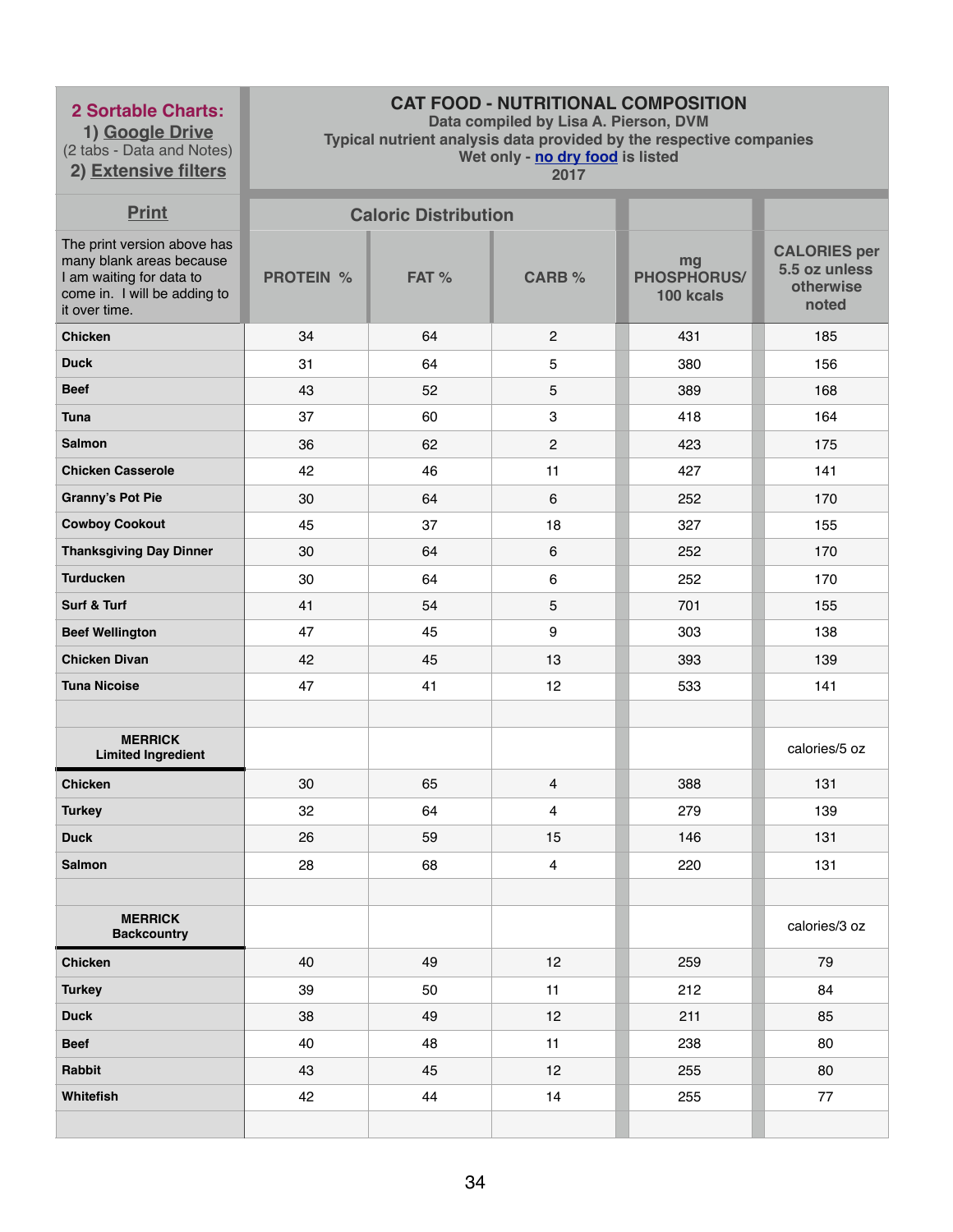| 2 Sortable Charts: 1) Google Drive (2 tabs - Data and Notes) 2) Extensive filters | CAT FOOD - NUTRITIONAL COMPOSITION Data compiled by Lisa A. Pierson, DVM Typical nutrient analysis data provided by the respective companies Wet only - no dry food is listed 2017 | | | | |
|---|---|---|---|---|---|
| Print | Caloric Distribution | | | | |
| The print version above has many blank areas because I am waiting for data to come in. I will be adding to it over time. | PROTEIN % | FAT % | CARB % | mg PHOSPHORUS/ 100 kcals | CALORIES per 5.5 oz unless otherwise noted |
| **Chicken** | 34 | 64 | 2 | 431 | 185 |
| **Duck** | 31 | 64 | 5 | 380 | 156 |
| **Beef** | 43 | 52 | 5 | 389 | 168 |
| **Tuna** | 37 | 60 | 3 | 418 | 164 |
| **Salmon** | 36 | 62 | 2 | 423 | 175 |
| **Chicken Casserole** | 42 | 46 | 11 | 427 | 141 |
| **Granny's Pot Pie** | 30 | 64 | 6 | 252 | 170 |
| **Cowboy Cookout** | 45 | 37 | 18 | 327 | 155 |
| **Thanksgiving Day Dinner** | 30 | 64 | 6 | 252 | 170 |
| **Turducken** | 30 | 64 | 6 | 252 | 170 |
| **Surf & Turf** | 41 | 54 | 5 | 701 | 155 |
| **Beef Wellington** | 47 | 45 | 9 | 303 | 138 |
| **Chicken Divan** | 42 | 45 | 13 | 393 | 139 |
| **Tuna Nicoise** | 47 | 41 | 12 | 533 | 141 |
| | | | | | |
| **MERRICK Limited Ingredient** | | | | | calories/5 oz |
| **Chicken** | 30 | 65 | 4 | 388 | 131 |
| **Turkey** | 32 | 64 | 4 | 279 | 139 |
| **Duck** | 26 | 59 | 15 | 146 | 131 |
| **Salmon** | 28 | 68 | 4 | 220 | 131 |
| | | | | | |
| **MERRICK Backcountry** | | | | | calories/3 oz |
| **Chicken** | 40 | 49 | 12 | 259 | 79 |
| **Turkey** | 39 | 50 | 11 | 212 | 84 |
| **Duck** | 38 | 49 | 12 | 211 | 85 |
| **Beef** | 40 | 48 | 11 | 238 | 80 |
| **Rabbit** | 43 | 45 | 12 | 255 | 80 |
| **Whitefish** | 42 | 44 | 14 | 255 | 77 |
| | | | | | |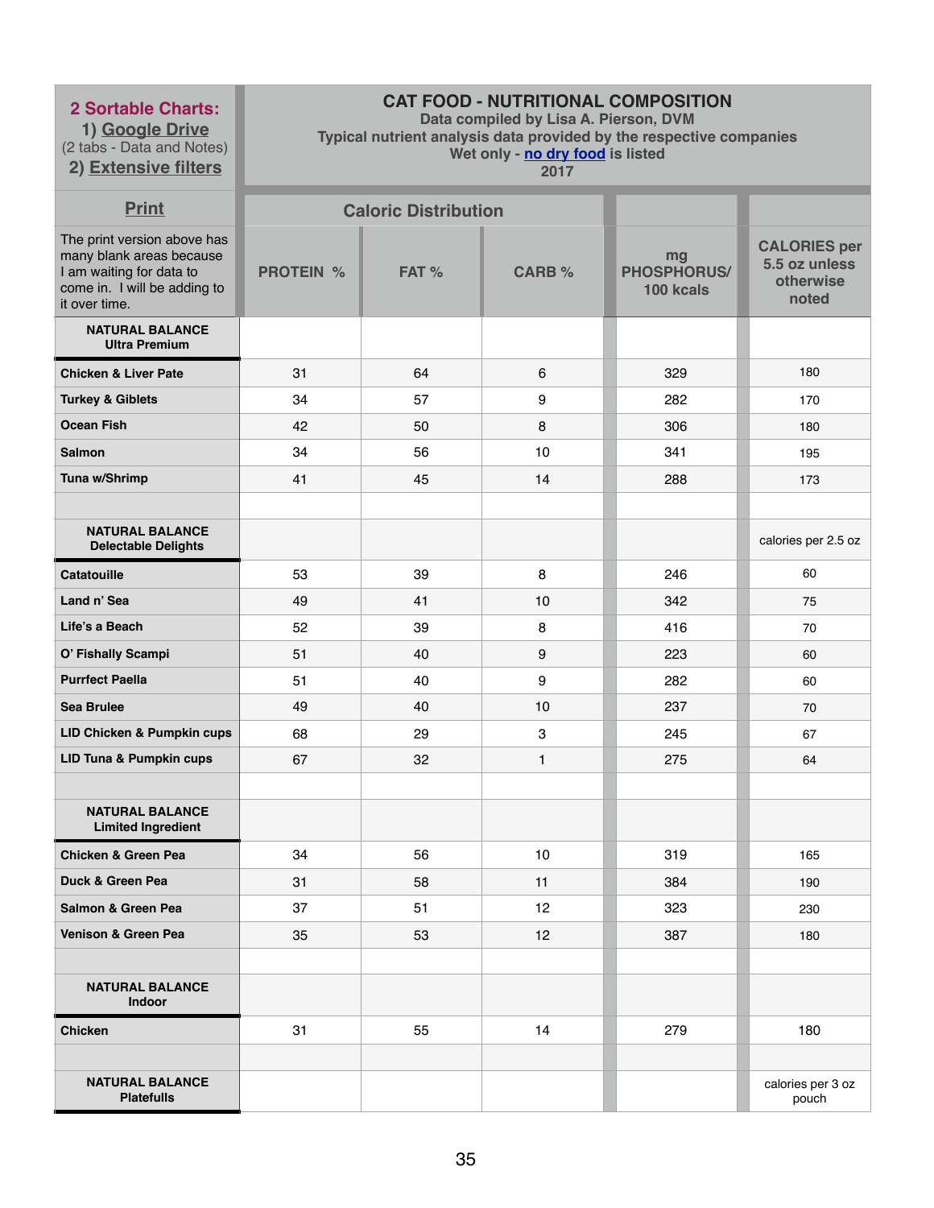| 2 Sortable Charts: 1) Google Drive (2 tabs - Data and Notes) 2) Extensive filters | CAT FOOD - NUTRITIONAL COMPOSITION Data compiled by Lisa A. Pierson, DVM Typical nutrient analysis data provided by the respective companies Wet only - no dry food is listed 2017 | | | | |
|---|---|---|---|---|---|
| Print | Caloric Distribution | | | | |
| The print version above has many blank areas because I am waiting for data to come in. I will be adding to it over time. | PROTEIN % | FAT % | CARB % | mg PHOSPHORUS/ 100 kcals | CALORIES per 5.5 oz unless otherwise noted |
| **NATURAL BALANCE Ultra Premium** | | | | | |
| **Chicken & Liver Pate** | 31 | 64 | 6 | 329 | 180 |
| **Turkey & Giblets** | 34 | 57 | 9 | 282 | 170 |
| **Ocean Fish** | 42 | 50 | 8 | 306 | 180 |
| **Salmon** | 34 | 56 | 10 | 341 | 195 |
| **Tuna w/Shrimp** | 41 | 45 | 14 | 288 | 173 |
| | | | | | |
| **NATURAL BALANCE Delectable Delights** | | | | | calories per 2.5 oz |
| **Catatouille** | 53 | 39 | 8 | 246 | 60 |
| **Land n' Sea** | 49 | 41 | 10 | 342 | 75 |
| **Life's a Beach** | 52 | 39 | 8 | 416 | 70 |
| **O' Fishally Scampi** | 51 | 40 | 9 | 223 | 60 |
| **Purrfect Paella** | 51 | 40 | 9 | 282 | 60 |
| **Sea Brulee** | 49 | 40 | 10 | 237 | 70 |
| **LID Chicken & Pumpkin cups** | 68 | 29 | 3 | 245 | 67 |
| **LID Tuna & Pumpkin cups** | 67 | 32 | 1 | 275 | 64 |
| | | | | | |
| **NATURAL BALANCE Limited Ingredient** | | | | | |
| **Chicken & Green Pea** | 34 | 56 | 10 | 319 | 165 |
| **Duck & Green Pea** | 31 | 58 | 11 | 384 | 190 |
| **Salmon & Green Pea** | 37 | 51 | 12 | 323 | 230 |
| **Venison & Green Pea** | 35 | 53 | 12 | 387 | 180 |
| | | | | | |
| **NATURAL BALANCE Indoor** | | | | | |
| **Chicken** | 31 | 55 | 14 | 279 | 180 |
| | | | | | |
| **NATURAL BALANCE Platefulls** | | | | | calories per 3 oz pouch |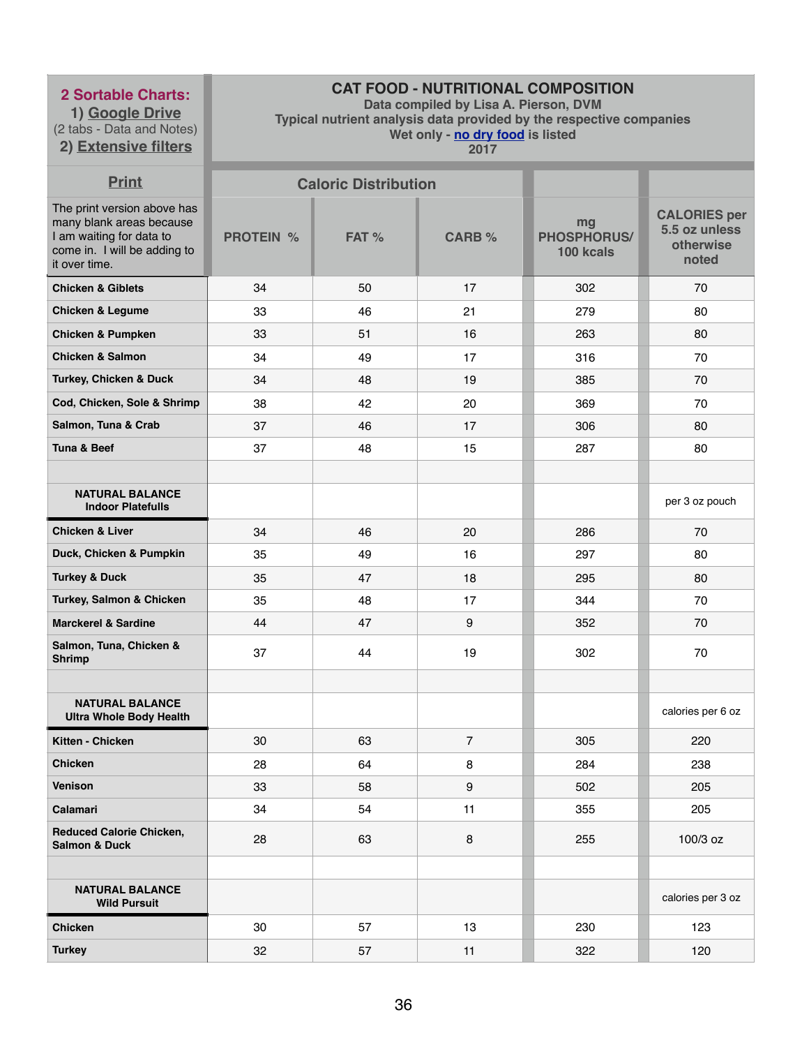| 2 Sortable Charts: 1) Google Drive (2 tabs - Data and Notes) 2) Extensive filters | CAT FOOD - NUTRITIONAL COMPOSITION Data compiled by Lisa A. Pierson, DVM Typical nutrient analysis data provided by the respective companies Wet only - no dry food is listed 2017 | | | | |
|---|---|---|---|---|---|
| Print | Caloric Distribution | | | | |
| The print version above has many blank areas because I am waiting for data to come in. I will be adding to it over time. | PROTEIN % | FAT % | CARB % | mg PHOSPHORUS/ 100 kcals | CALORIES per 5.5 oz unless otherwise noted |
| **Chicken & Giblets** | 34 | 50 | 17 | 302 | 70 |
| **Chicken & Legume** | 33 | 46 | 21 | 279 | 80 |
| **Chicken & Pumpken** | 33 | 51 | 16 | 263 | 80 |
| **Chicken & Salmon** | 34 | 49 | 17 | 316 | 70 |
| **Turkey, Chicken & Duck** | 34 | 48 | 19 | 385 | 70 |
| **Cod, Chicken, Sole & Shrimp** | 38 | 42 | 20 | 369 | 70 |
| **Salmon, Tuna & Crab** | 37 | 46 | 17 | 306 | 80 |
| **Tuna & Beef** | 37 | 48 | 15 | 287 | 80 |
| | | | | | |
| **NATURAL BALANCE Indoor Platefulls** | | | | | per 3 oz pouch |
| **Chicken & Liver** | 34 | 46 | 20 | 286 | 70 |
| **Duck, Chicken & Pumpkin** | 35 | 49 | 16 | 297 | 80 |
| **Turkey & Duck** | 35 | 47 | 18 | 295 | 80 |
| **Turkey, Salmon & Chicken** | 35 | 48 | 17 | 344 | 70 |
| **Marckerel & Sardine** | 44 | 47 | 9 | 352 | 70 |
| **Salmon, Tuna, Chicken & Shrimp** | 37 | 44 | 19 | 302 | 70 |
| | | | | | |
| **NATURAL BALANCE Ultra Whole Body Health** | | | | | calories per 6 oz |
| **Kitten - Chicken** | 30 | 63 | 7 | 305 | 220 |
| **Chicken** | 28 | 64 | 8 | 284 | 238 |
| **Venison** | 33 | 58 | 9 | 502 | 205 |
| **Calamari** | 34 | 54 | 11 | 355 | 205 |
| **Reduced Calorie Chicken, Salmon & Duck** | 28 | 63 | 8 | 255 | 100/3 oz |
| | | | | | |
| **NATURAL BALANCE Wild Pursuit** | | | | | calories per 3 oz |
| **Chicken** | 30 | 57 | 13 | 230 | 123 |
| **Turkey** | 32 | 57 | 11 | 322 | 120 |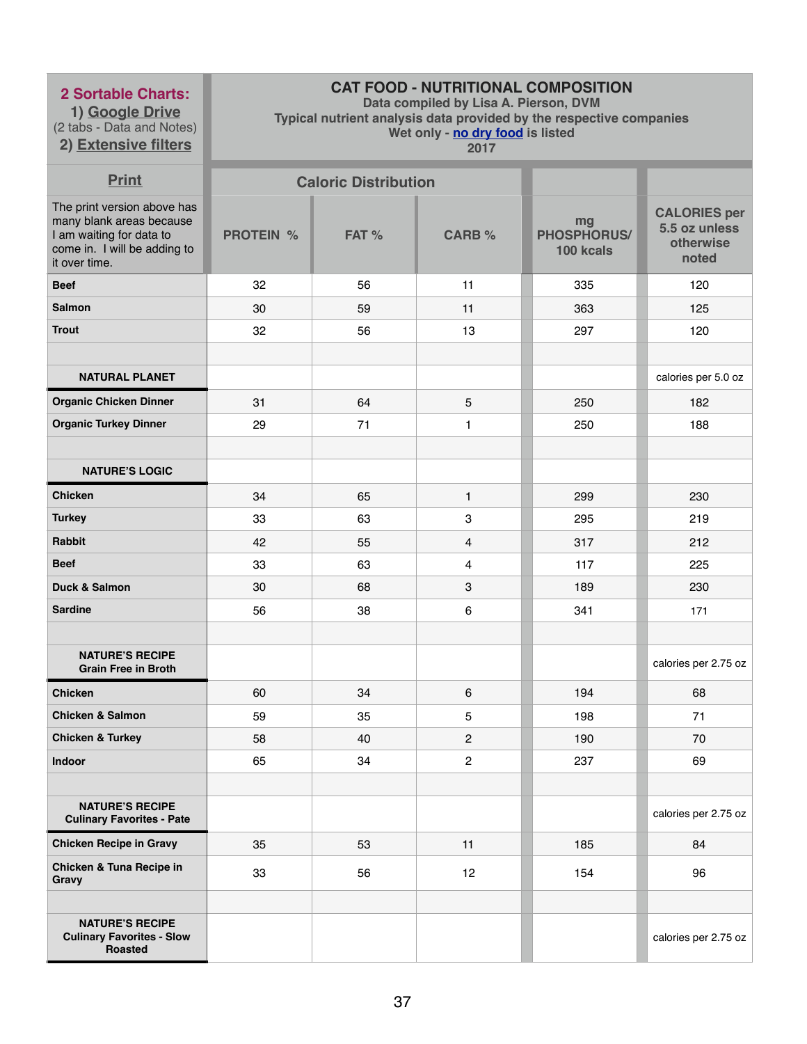| 2 Sortable Charts: 1) Google Drive (2 tabs - Data and Notes) 2) Extensive filters | CAT FOOD - NUTRITIONAL COMPOSITION Data compiled by Lisa A. Pierson, DVM Typical nutrient analysis data provided by the respective companies Wet only - no dry food is listed 2017 | | | | |
|---|---|---|---|---|---|
| Print | Caloric Distribution | | | | |
| The print version above has many blank areas because I am waiting for data to come in. I will be adding to it over time. | PROTEIN % | FAT % | CARB % | mg PHOSPHORUS/ 100 kcals | CALORIES per 5.5 oz unless otherwise noted |
| **Beef** | 32 | 56 | 11 | 335 | 120 |
| **Salmon** | 30 | 59 | 11 | 363 | 125 |
| **Trout** | 32 | 56 | 13 | 297 | 120 |
| | | | | | |
| **NATURAL PLANET** | | | | | calories per 5.0 oz |
| **Organic Chicken Dinner** | 31 | 64 | 5 | 250 | 182 |
| **Organic Turkey Dinner** | 29 | 71 | 1 | 250 | 188 |
| | | | | | |
| **NATURE'S LOGIC** | | | | | |
| **Chicken** | 34 | 65 | 1 | 299 | 230 |
| **Turkey** | 33 | 63 | 3 | 295 | 219 |
| **Rabbit** | 42 | 55 | 4 | 317 | 212 |
| **Beef** | 33 | 63 | 4 | 117 | 225 |
| **Duck & Salmon** | 30 | 68 | 3 | 189 | 230 |
| **Sardine** | 56 | 38 | 6 | 341 | 171 |
| | | | | | |
| **NATURE'S RECIPE Grain Free in Broth** | | | | | calories per 2.75 oz |
| **Chicken** | 60 | 34 | 6 | 194 | 68 |
| **Chicken & Salmon** | 59 | 35 | 5 | 198 | 71 |
| **Chicken & Turkey** | 58 | 40 | 2 | 190 | 70 |
| **Indoor** | 65 | 34 | 2 | 237 | 69 |
| | | | | | |
| **NATURE'S RECIPE Culinary Favorites - Pate** | | | | | calories per 2.75 oz |
| **Chicken Recipe in Gravy** | 35 | 53 | 11 | 185 | 84 |
| **Chicken & Tuna Recipe in Gravy** | 33 | 56 | 12 | 154 | 96 |
| | | | | | |
| **NATURE'S RECIPE Culinary Favorites - Slow Roasted** | | | | | calories per 2.75 oz |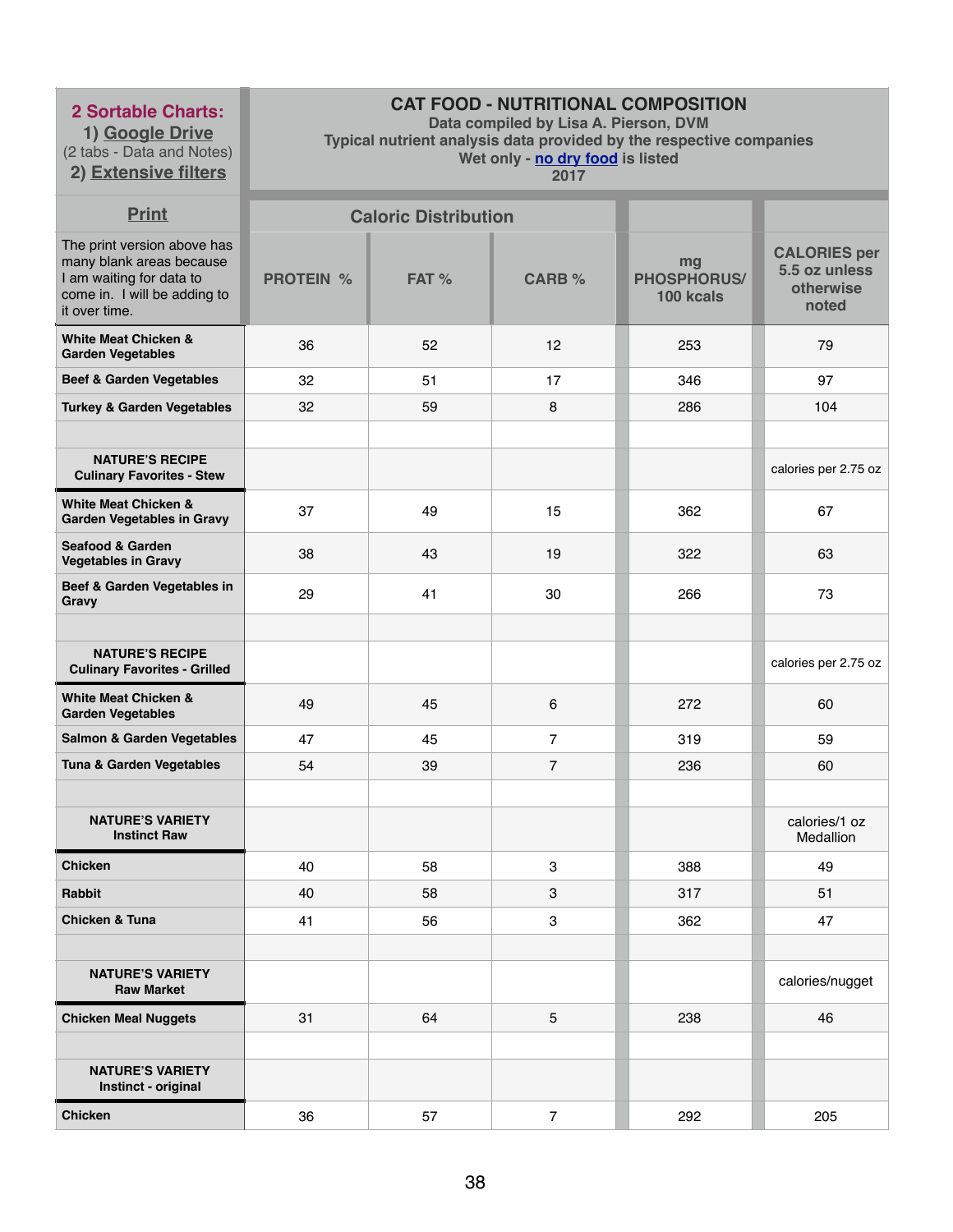| **2 Sortable Charts:** 1) Google Drive (2 tabs - Data and Notes) 2) Extensive filters | **CAT FOOD - NUTRITIONAL COMPOSITION** Data compiled by Lisa A. Pierson, DVM Typical nutrient analysis data provided by the respective companies Wet only - no dry food is listed 2017 | | | | |
|---|---|---|---|---|---|
| **Print** | **Caloric Distribution** | | | | |
| The print version above has many blank areas because I am waiting for data to come in. I will be adding to it over time. | **PROTEIN %** | **FAT %** | **CARB %** | **mg PHOSPHORUS/ 100 kcals** | **CALORIES per 5.5 oz unless otherwise noted** |
| **White Meat Chicken & Garden Vegetables** | 36 | 52 | 12 | 253 | 79 |
| **Beef & Garden Vegetables** | 32 | 51 | 17 | 346 | 97 |
| **Turkey & Garden Vegetables** | 32 | 59 | 8 | 286 | 104 |
| | | | | | |
| **NATURE'S RECIPE Culinary Favorites - Stew** | | | | | calories per 2.75 oz |
| **White Meat Chicken & Garden Vegetables in Gravy** | 37 | 49 | 15 | 362 | 67 |
| **Seafood & Garden Vegetables in Gravy** | 38 | 43 | 19 | 322 | 63 |
| **Beef & Garden Vegetables in Gravy** | 29 | 41 | 30 | 266 | 73 |
| | | | | | |
| **NATURE'S RECIPE Culinary Favorites - Grilled** | | | | | calories per 2.75 oz |
| **White Meat Chicken & Garden Vegetables** | 49 | 45 | 6 | 272 | 60 |
| **Salmon & Garden Vegetables** | 47 | 45 | 7 | 319 | 59 |
| **Tuna & Garden Vegetables** | 54 | 39 | 7 | 236 | 60 |
| | | | | | |
| **NATURE'S VARIETY Instinct Raw** | | | | | calories/1 oz Medallion |
| **Chicken** | 40 | 58 | 3 | 388 | 49 |
| **Rabbit** | 40 | 58 | 3 | 317 | 51 |
| **Chicken & Tuna** | 41 | 56 | 3 | 362 | 47 |
| | | | | | |
| **NATURE'S VARIETY Raw Market** | | | | | calories/nugget |
| **Chicken Meal Nuggets** | 31 | 64 | 5 | 238 | 46 |
| | | | | | |
| **NATURE'S VARIETY Instinct - original** | | | | | |
| **Chicken** | 36 | 57 | 7 | 292 | 205 |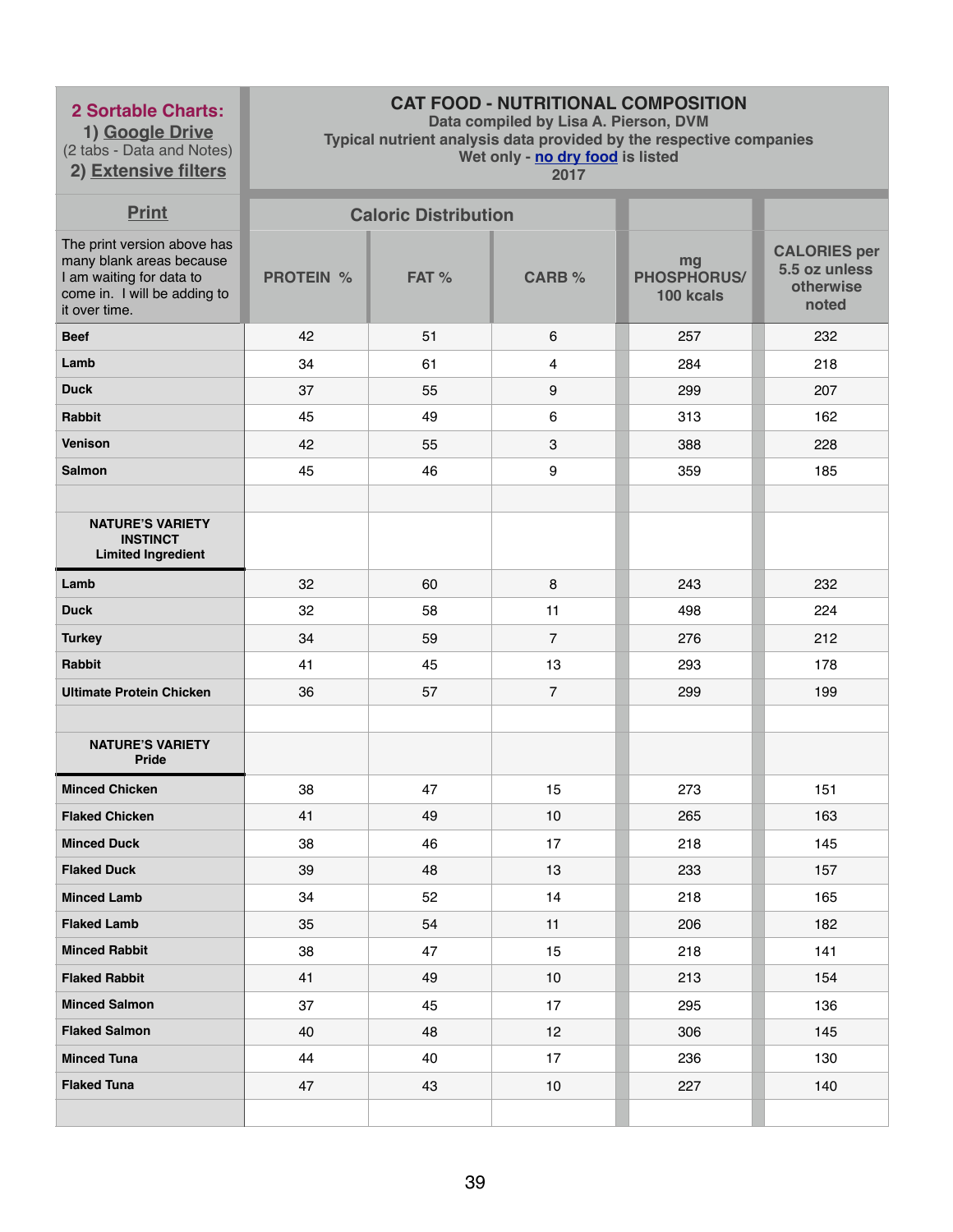| **2 Sortable Charts:** 1) Google Drive (2 tabs - Data and Notes) 2) Extensive filters | **CAT FOOD - NUTRITIONAL COMPOSITION** Data compiled by Lisa A. Pierson, DVM Typical nutrient analysis data provided by the respective companies Wet only - no dry food is listed 2017 | | | | |
|---|---|---|---|---|---|
| **Print** | **Caloric Distribution** | | | | |
| The print version above has many blank areas because I am waiting for data to come in. I will be adding to it over time. | **PROTEIN %** | **FAT %** | **CARB %** | **mg PHOSPHORUS/ 100 kcals** | **CALORIES per 5.5 oz unless otherwise noted** |
| **Beef** | 42 | 51 | 6 | 257 | 232 |
| **Lamb** | 34 | 61 | 4 | 284 | 218 |
| **Duck** | 37 | 55 | 9 | 299 | 207 |
| **Rabbit** | 45 | 49 | 6 | 313 | 162 |
| **Venison** | 42 | 55 | 3 | 388 | 228 |
| **Salmon** | 45 | 46 | 9 | 359 | 185 |
| | | | | | |
| **NATURE'S VARIETY INSTINCT Limited Ingredient** | | | | | |
| **Lamb** | 32 | 60 | 8 | 243 | 232 |
| **Duck** | 32 | 58 | 11 | 498 | 224 |
| **Turkey** | 34 | 59 | 7 | 276 | 212 |
| **Rabbit** | 41 | 45 | 13 | 293 | 178 |
| **Ultimate Protein Chicken** | 36 | 57 | 7 | 299 | 199 |
| | | | | | |
| **NATURE'S VARIETY Pride** | | | | | |
| **Minced Chicken** | 38 | 47 | 15 | 273 | 151 |
| **Flaked Chicken** | 41 | 49 | 10 | 265 | 163 |
| **Minced Duck** | 38 | 46 | 17 | 218 | 145 |
| **Flaked Duck** | 39 | 48 | 13 | 233 | 157 |
| **Minced Lamb** | 34 | 52 | 14 | 218 | 165 |
| **Flaked Lamb** | 35 | 54 | 11 | 206 | 182 |
| **Minced Rabbit** | 38 | 47 | 15 | 218 | 141 |
| **Flaked Rabbit** | 41 | 49 | 10 | 213 | 154 |
| **Minced Salmon** | 37 | 45 | 17 | 295 | 136 |
| **Flaked Salmon** | 40 | 48 | 12 | 306 | 145 |
| **Minced Tuna** | 44 | 40 | 17 | 236 | 130 |
| **Flaked Tuna** | 47 | 43 | 10 | 227 | 140 |
| | | | | | |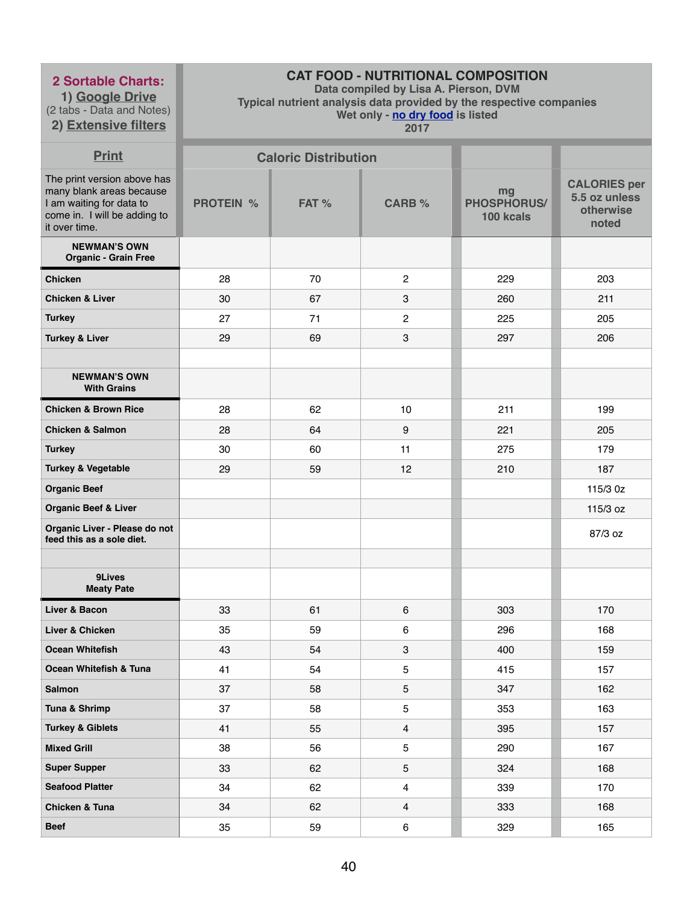| **2 Sortable Charts:** 1) Google Drive (2 tabs - Data and Notes) 2) Extensive filters | **CAT FOOD - NUTRITIONAL COMPOSITION** Data compiled by Lisa A. Pierson, DVM Typical nutrient analysis data provided by the respective companies Wet only - no dry food is listed 2017 | | | | |
|---|---|---|---|---|---|
| **Print** | **Caloric Distribution** | | | | |
| The print version above has many blank areas because I am waiting for data to come in. I will be adding to it over time. | **PROTEIN %** | **FAT %** | **CARB %** | **mg PHOSPHORUS/ 100 kcals** | **CALORIES per 5.5 oz unless otherwise noted** |
| **NEWMAN'S OWN Organic - Grain Free** | | | | | |
| **Chicken** | 28 | 70 | 2 | 229 | 203 |
| **Chicken & Liver** | 30 | 67 | 3 | 260 | 211 |
| **Turkey** | 27 | 71 | 2 | 225 | 205 |
| **Turkey & Liver** | 29 | 69 | 3 | 297 | 206 |
| | | | | | |
| **NEWMAN'S OWN With Grains** | | | | | |
| **Chicken & Brown Rice** | 28 | 62 | 10 | 211 | 199 |
| **Chicken & Salmon** | 28 | 64 | 9 | 221 | 205 |
| **Turkey** | 30 | 60 | 11 | 275 | 179 |
| **Turkey & Vegetable** | 29 | 59 | 12 | 210 | 187 |
| **Organic Beef** | | | | | 115/3 0z |
| **Organic Beef & Liver** | | | | | 115/3 oz |
| **Organic Liver - Please do not feed this as a sole diet.** | | | | | 87/3 oz |
| | | | | | |
| **9Lives Meaty Pate** | | | | | |
| **Liver & Bacon** | 33 | 61 | 6 | 303 | 170 |
| **Liver & Chicken** | 35 | 59 | 6 | 296 | 168 |
| **Ocean Whitefish** | 43 | 54 | 3 | 400 | 159 |
| **Ocean Whitefish & Tuna** | 41 | 54 | 5 | 415 | 157 |
| **Salmon** | 37 | 58 | 5 | 347 | 162 |
| **Tuna & Shrimp** | 37 | 58 | 5 | 353 | 163 |
| **Turkey & Giblets** | 41 | 55 | 4 | 395 | 157 |
| **Mixed Grill** | 38 | 56 | 5 | 290 | 167 |
| **Super Supper** | 33 | 62 | 5 | 324 | 168 |
| **Seafood Platter** | 34 | 62 | 4 | 339 | 170 |
| **Chicken & Tuna** | 34 | 62 | 4 | 333 | 168 |
| **Beef** | 35 | 59 | 6 | 329 | 165 |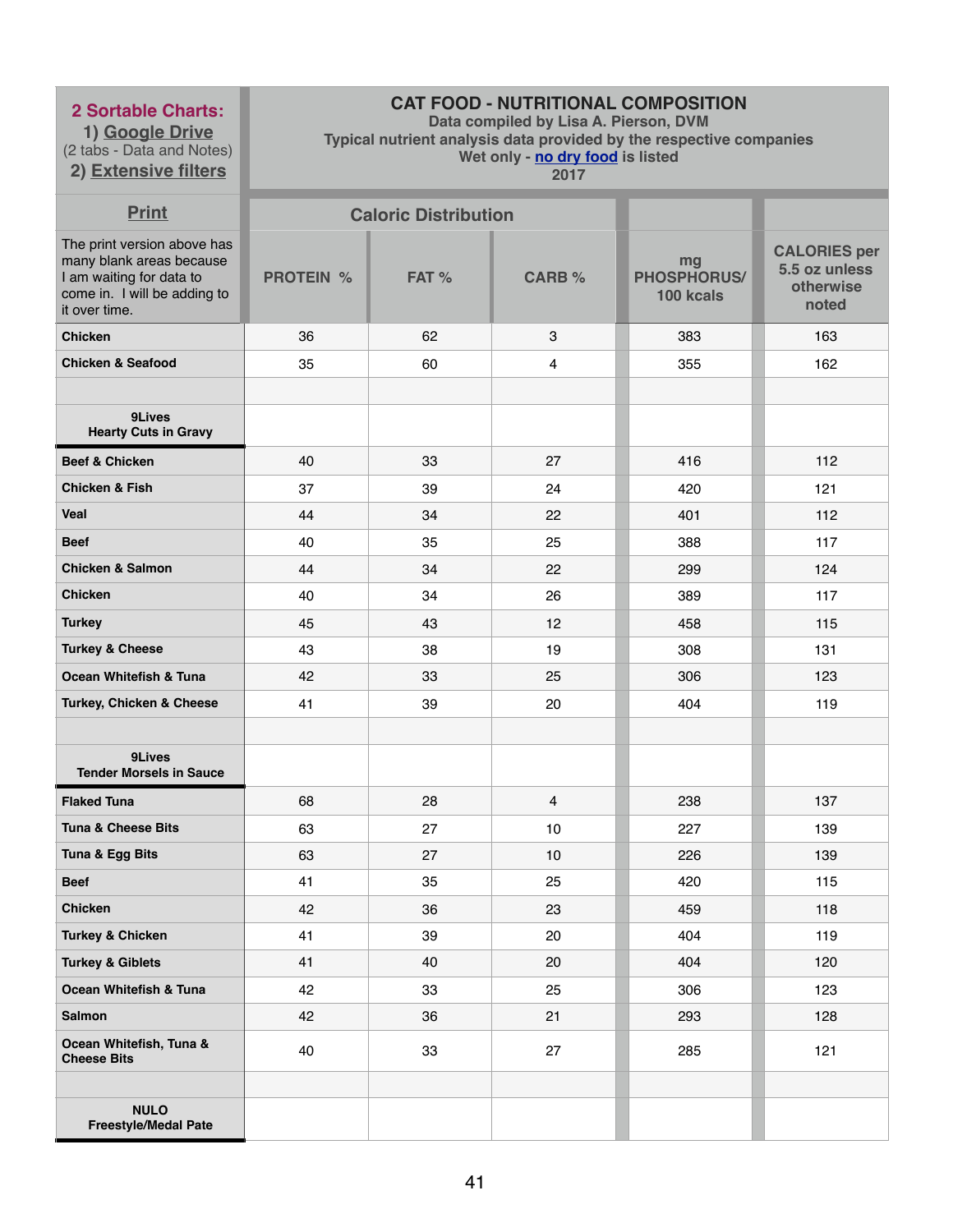| 2 Sortable Charts: 1) Google Drive (2 tabs - Data and Notes) 2) Extensive filters | CAT FOOD - NUTRITIONAL COMPOSITION Data compiled by Lisa A. Pierson, DVM Typical nutrient analysis data provided by the respective companies Wet only - no dry food is listed 2017 | | | | |
|---|---|---|---|---|---|
| Print | Caloric Distribution | | | | |
| The print version above has many blank areas because I am waiting for data to come in. I will be adding to it over time. | PROTEIN % | FAT % | CARB % | mg PHOSPHORUS/ 100 kcals | CALORIES per 5.5 oz unless otherwise noted |
| Chicken | 36 | 62 | 3 | 383 | 163 |
| Chicken & Seafood | 35 | 60 | 4 | 355 | 162 |
| | | | | | |
| 9Lives Hearty Cuts in Gravy | | | | | |
| Beef & Chicken | 40 | 33 | 27 | 416 | 112 |
| Chicken & Fish | 37 | 39 | 24 | 420 | 121 |
| Veal | 44 | 34 | 22 | 401 | 112 |
| Beef | 40 | 35 | 25 | 388 | 117 |
| Chicken & Salmon | 44 | 34 | 22 | 299 | 124 |
| Chicken | 40 | 34 | 26 | 389 | 117 |
| Turkey | 45 | 43 | 12 | 458 | 115 |
| Turkey & Cheese | 43 | 38 | 19 | 308 | 131 |
| Ocean Whitefish & Tuna | 42 | 33 | 25 | 306 | 123 |
| Turkey, Chicken & Cheese | 41 | 39 | 20 | 404 | 119 |
| | | | | | |
| 9Lives Tender Morsels in Sauce | | | | | |
| Flaked Tuna | 68 | 28 | 4 | 238 | 137 |
| Tuna & Cheese Bits | 63 | 27 | 10 | 227 | 139 |
| Tuna & Egg Bits | 63 | 27 | 10 | 226 | 139 |
| Beef | 41 | 35 | 25 | 420 | 115 |
| Chicken | 42 | 36 | 23 | 459 | 118 |
| Turkey & Chicken | 41 | 39 | 20 | 404 | 119 |
| Turkey & Giblets | 41 | 40 | 20 | 404 | 120 |
| Ocean Whitefish & Tuna | 42 | 33 | 25 | 306 | 123 |
| Salmon | 42 | 36 | 21 | 293 | 128 |
| Ocean Whitefish, Tuna & Cheese Bits | 40 | 33 | 27 | 285 | 121 |
| | | | | | |
| NULO Freestyle/Medal Pate | | | | | |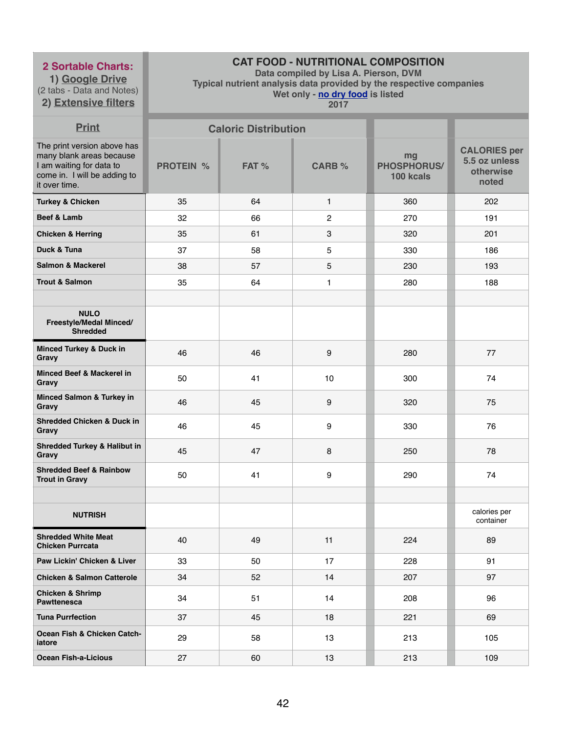| **2 Sortable Charts:** 1) Google Drive (2 tabs - Data and Notes) 2) Extensive filters | **CAT FOOD - NUTRITIONAL COMPOSITION** Data compiled by Lisa A. Pierson, DVM Typical nutrient analysis data provided by the respective companies Wet only - no dry food is listed 2017 | | | | |
|---|---|---|---|---|---|
| **Print** | **Caloric Distribution** | | | | |
| The print version above has many blank areas because I am waiting for data to come in. I will be adding to it over time. | **PROTEIN %** | **FAT %** | **CARB %** | **mg PHOSPHORUS/ 100 kcals** | **CALORIES per 5.5 oz unless otherwise noted** |
| **Turkey & Chicken** | 35 | 64 | 1 | 360 | 202 |
| **Beef & Lamb** | 32 | 66 | 2 | 270 | 191 |
| **Chicken & Herring** | 35 | 61 | 3 | 320 | 201 |
| **Duck & Tuna** | 37 | 58 | 5 | 330 | 186 |
| **Salmon & Mackerel** | 38 | 57 | 5 | 230 | 193 |
| **Trout & Salmon** | 35 | 64 | 1 | 280 | 188 |
| | | | | | |
| **NULO Freestyle/Medal Minced/ Shredded** | | | | | |
| **Minced Turkey & Duck in Gravy** | 46 | 46 | 9 | 280 | 77 |
| **Minced Beef & Mackerel in Gravy** | 50 | 41 | 10 | 300 | 74 |
| **Minced Salmon & Turkey in Gravy** | 46 | 45 | 9 | 320 | 75 |
| **Shredded Chicken & Duck in Gravy** | 46 | 45 | 9 | 330 | 76 |
| **Shredded Turkey & Halibut in Gravy** | 45 | 47 | 8 | 250 | 78 |
| **Shredded Beef & Rainbow Trout in Gravy** | 50 | 41 | 9 | 290 | 74 |
| | | | | | |
| **NUTRISH** | | | | | calories per container |
| **Shredded White Meat Chicken Purrcata** | 40 | 49 | 11 | 224 | 89 |
| **Paw Lickin' Chicken & Liver** | 33 | 50 | 17 | 228 | 91 |
| **Chicken & Salmon Catterole** | 34 | 52 | 14 | 207 | 97 |
| **Chicken & Shrimp Pawttenesca** | 34 | 51 | 14 | 208 | 96 |
| **Tuna Purrfection** | 37 | 45 | 18 | 221 | 69 |
| **Ocean Fish & Chicken Catch-iatore** | 29 | 58 | 13 | 213 | 105 |
| **Ocean Fish-a-Licious** | 27 | 60 | 13 | 213 | 109 |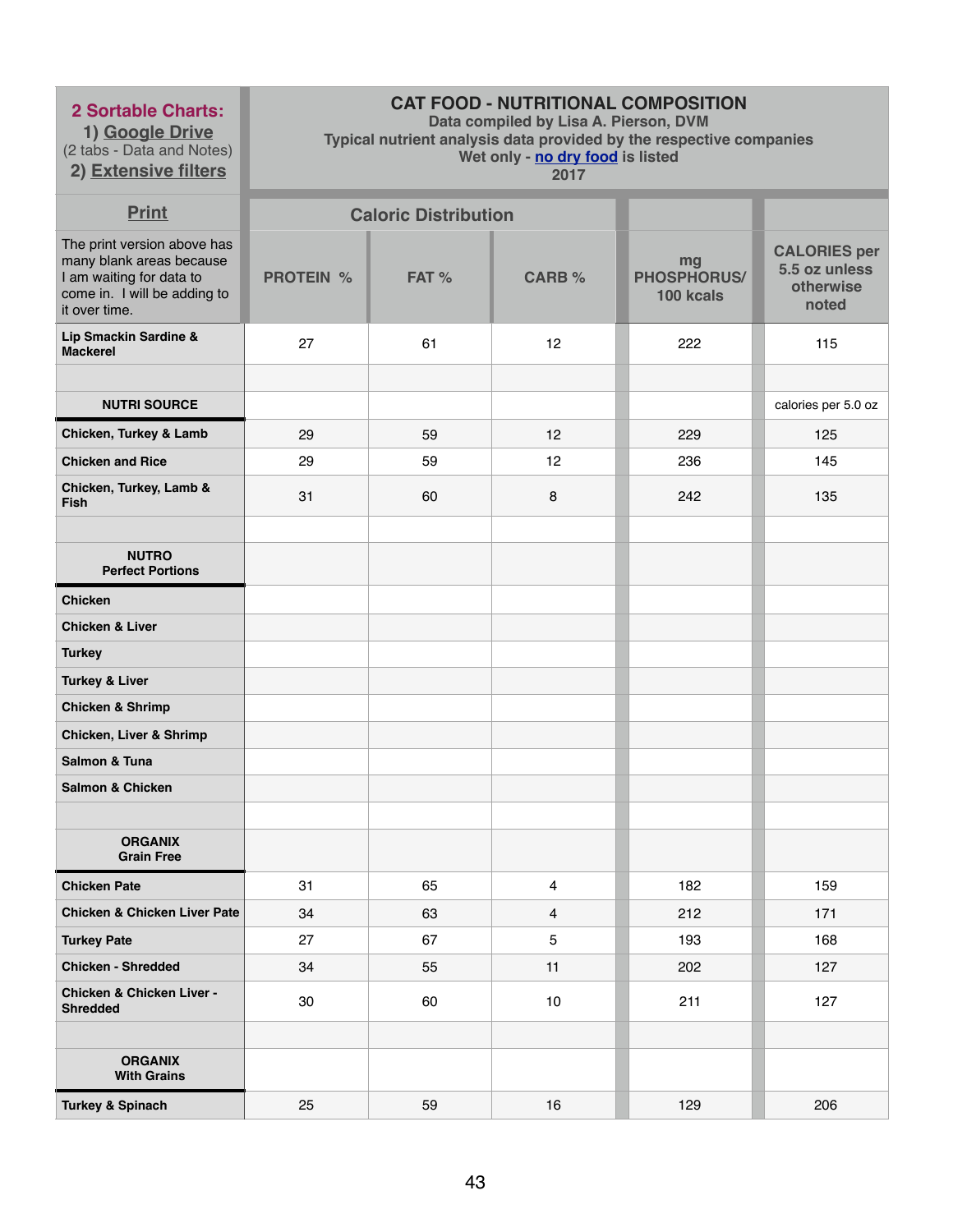| 2 Sortable Charts: 1) Google Drive (2 tabs - Data and Notes) 2) Extensive filters | CAT FOOD - NUTRITIONAL COMPOSITION<br>Data compiled by Lisa A. Pierson, DVM<br>Typical nutrient analysis data provided by the respective companies<br>Wet only - no dry food is listed<br>2017 | | | | |
|---|---|---|---|---|---|
| Print | Caloric Distribution | | | | |
| The print version above has many blank areas because I am waiting for data to come in. I will be adding to it over time. | PROTEIN % | FAT % | CARB % | mg PHOSPHORUS/ 100 kcals | CALORIES per 5.5 oz unless otherwise noted |
| **Lip Smackin Sardine & Mackerel** | 27 | 61 | 12 | 222 | 115 |
| | | | | | |
| **NUTRI SOURCE** | | | | | calories per 5.0 oz |
| **Chicken, Turkey & Lamb** | 29 | 59 | 12 | 229 | 125 |
| **Chicken and Rice** | 29 | 59 | 12 | 236 | 145 |
| **Chicken, Turkey, Lamb & Fish** | 31 | 60 | 8 | 242 | 135 |
| | | | | | |
| **NUTRO Perfect Portions** | | | | | |
| **Chicken** | | | | | |
| **Chicken & Liver** | | | | | |
| **Turkey** | | | | | |
| **Turkey & Liver** | | | | | |
| **Chicken & Shrimp** | | | | | |
| **Chicken, Liver & Shrimp** | | | | | |
| **Salmon & Tuna** | | | | | |
| **Salmon & Chicken** | | | | | |
| | | | | | |
| **ORGANIX Grain Free** | | | | | |
| **Chicken Pate** | 31 | 65 | 4 | 182 | 159 |
| **Chicken & Chicken Liver Pate** | 34 | 63 | 4 | 212 | 171 |
| **Turkey Pate** | 27 | 67 | 5 | 193 | 168 |
| **Chicken - Shredded** | 34 | 55 | 11 | 202 | 127 |
| **Chicken & Chicken Liver - Shredded** | 30 | 60 | 10 | 211 | 127 |
| | | | | | |
| **ORGANIX With Grains** | | | | | |
| **Turkey & Spinach** | 25 | 59 | 16 | 129 | 206 |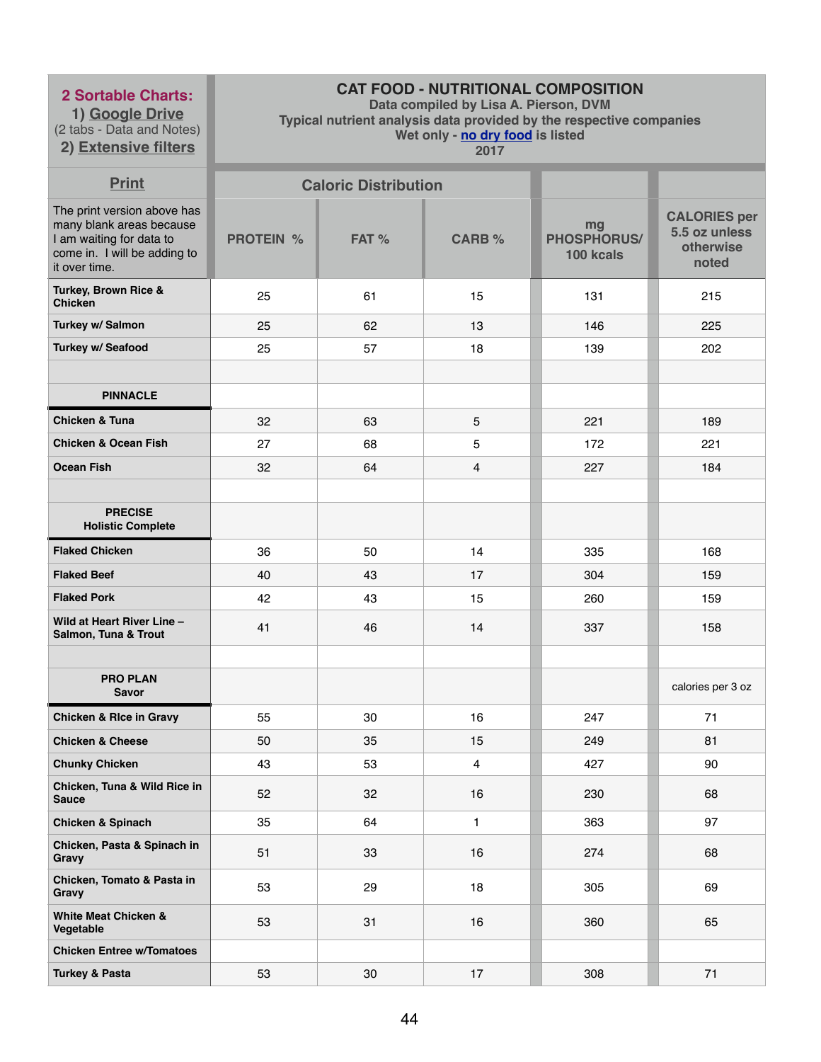| **2 Sortable Charts:** 1) Google Drive (2 tabs - Data and Notes) 2) Extensive filters | **CAT FOOD - NUTRITIONAL COMPOSITION** Data compiled by Lisa A. Pierson, DVM Typical nutrient analysis data provided by the respective companies Wet only - no dry food is listed 2017 | | | | |
|---|---|---|---|---|---|
| Print | Caloric Distribution | | | | |
| The print version above has many blank areas because I am waiting for data to come in. I will be adding to it over time. | PROTEIN % | FAT % | CARB % | mg PHOSPHORUS/ 100 kcals | CALORIES per 5.5 oz unless otherwise noted |
| **Turkey, Brown Rice & Chicken** | 25 | 61 | 15 | 131 | 215 |
| **Turkey w/ Salmon** | 25 | 62 | 13 | 146 | 225 |
| **Turkey w/ Seafood** | 25 | 57 | 18 | 139 | 202 |
| | | | | | |
| **PINNACLE** | | | | | |
| **Chicken & Tuna** | 32 | 63 | 5 | 221 | 189 |
| **Chicken & Ocean Fish** | 27 | 68 | 5 | 172 | 221 |
| **Ocean Fish** | 32 | 64 | 4 | 227 | 184 |
| | | | | | |
| **PRECISE Holistic Complete** | | | | | |
| **Flaked Chicken** | 36 | 50 | 14 | 335 | 168 |
| **Flaked Beef** | 40 | 43 | 17 | 304 | 159 |
| **Flaked Pork** | 42 | 43 | 15 | 260 | 159 |
| **Wild at Heart River Line – Salmon, Tuna & Trout** | 41 | 46 | 14 | 337 | 158 |
| | | | | | |
| **PRO PLAN Savor** | | | | | calories per 3 oz |
| **Chicken & RIce in Gravy** | 55 | 30 | 16 | 247 | 71 |
| **Chicken & Cheese** | 50 | 35 | 15 | 249 | 81 |
| **Chunky Chicken** | 43 | 53 | 4 | 427 | 90 |
| **Chicken, Tuna & Wild Rice in Sauce** | 52 | 32 | 16 | 230 | 68 |
| **Chicken & Spinach** | 35 | 64 | 1 | 363 | 97 |
| **Chicken, Pasta & Spinach in Gravy** | 51 | 33 | 16 | 274 | 68 |
| **Chicken, Tomato & Pasta in Gravy** | 53 | 29 | 18 | 305 | 69 |
| **White Meat Chicken & Vegetable** | 53 | 31 | 16 | 360 | 65 |
| **Chicken Entree w/Tomatoes** | | | | | |
| **Turkey & Pasta** | 53 | 30 | 17 | 308 | 71 |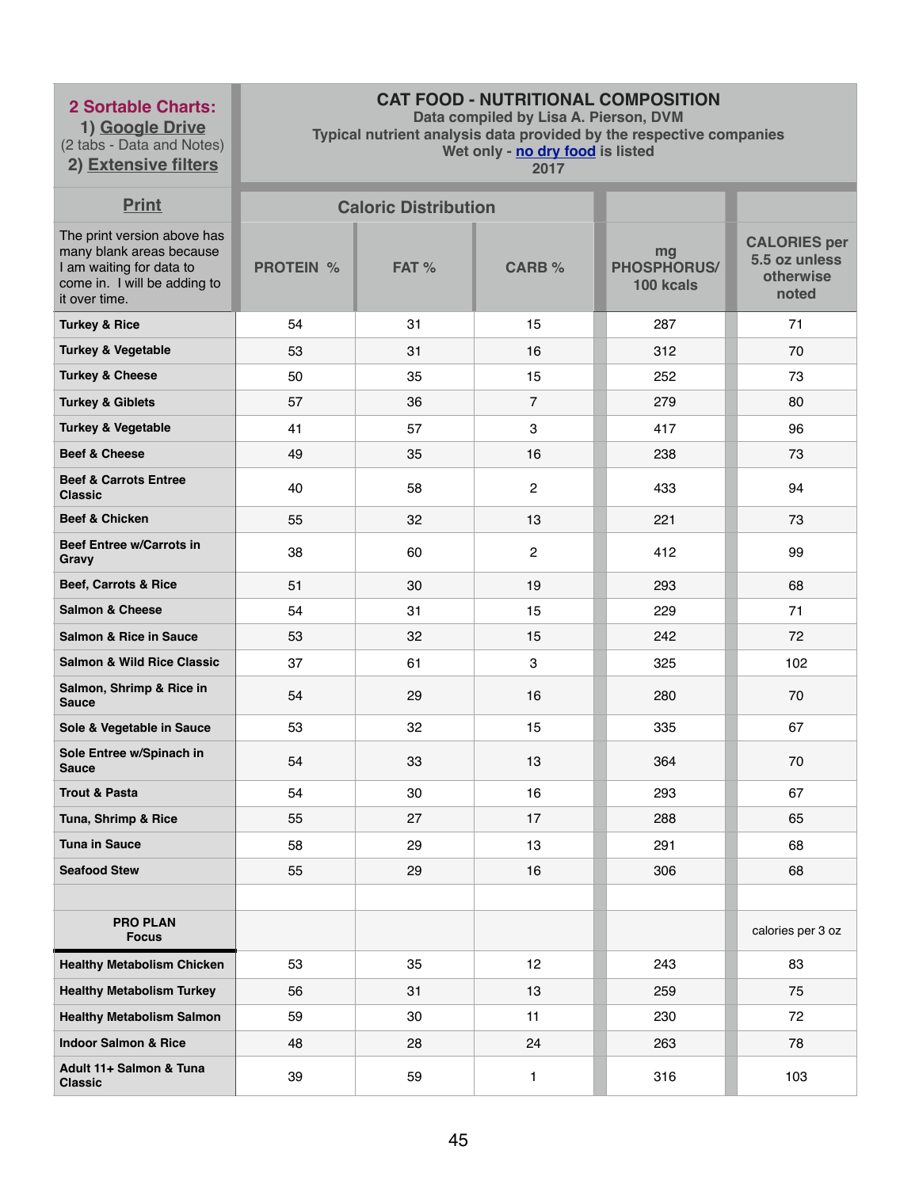| **2 Sortable Charts:** 1) Google Drive (2 tabs - Data and Notes) 2) Extensive filters | **CAT FOOD - NUTRITIONAL COMPOSITION** Data compiled by Lisa A. Pierson, DVM Typical nutrient analysis data provided by the respective companies Wet only - no dry food is listed 2017 | | | | |
|---|---|---|---|---|---|
| **Print** | **Caloric Distribution** | | | | |
| The print version above has many blank areas because I am waiting for data to come in. I will be adding to it over time. | **PROTEIN %** | **FAT %** | **CARB %** | **mg PHOSPHORUS/ 100 kcals** | **CALORIES per 5.5 oz unless otherwise noted** |
| **Turkey & Rice** | 54 | 31 | 15 | 287 | 71 |
| **Turkey & Vegetable** | 53 | 31 | 16 | 312 | 70 |
| **Turkey & Cheese** | 50 | 35 | 15 | 252 | 73 |
| **Turkey & Giblets** | 57 | 36 | 7 | 279 | 80 |
| **Turkey & Vegetable** | 41 | 57 | 3 | 417 | 96 |
| **Beef & Cheese** | 49 | 35 | 16 | 238 | 73 |
| **Beef & Carrots Entree Classic** | 40 | 58 | 2 | 433 | 94 |
| **Beef & Chicken** | 55 | 32 | 13 | 221 | 73 |
| **Beef Entree w/Carrots in Gravy** | 38 | 60 | 2 | 412 | 99 |
| **Beef, Carrots & Rice** | 51 | 30 | 19 | 293 | 68 |
| **Salmon & Cheese** | 54 | 31 | 15 | 229 | 71 |
| **Salmon & Rice in Sauce** | 53 | 32 | 15 | 242 | 72 |
| **Salmon & Wild Rice Classic** | 37 | 61 | 3 | 325 | 102 |
| **Salmon, Shrimp & Rice in Sauce** | 54 | 29 | 16 | 280 | 70 |
| **Sole & Vegetable in Sauce** | 53 | 32 | 15 | 335 | 67 |
| **Sole Entree w/Spinach in Sauce** | 54 | 33 | 13 | 364 | 70 |
| **Trout & Pasta** | 54 | 30 | 16 | 293 | 67 |
| **Tuna, Shrimp & Rice** | 55 | 27 | 17 | 288 | 65 |
| **Tuna in Sauce** | 58 | 29 | 13 | 291 | 68 |
| **Seafood Stew** | 55 | 29 | 16 | 306 | 68 |
| | | | | | |
| **PRO PLAN Focus** | | | | | calories per 3 oz |
| **Healthy Metabolism Chicken** | 53 | 35 | 12 | 243 | 83 |
| **Healthy Metabolism Turkey** | 56 | 31 | 13 | 259 | 75 |
| **Healthy Metabolism Salmon** | 59 | 30 | 11 | 230 | 72 |
| **Indoor Salmon & Rice** | 48 | 28 | 24 | 263 | 78 |
| **Adult 11+ Salmon & Tuna Classic** | 39 | 59 | 1 | 316 | 103 |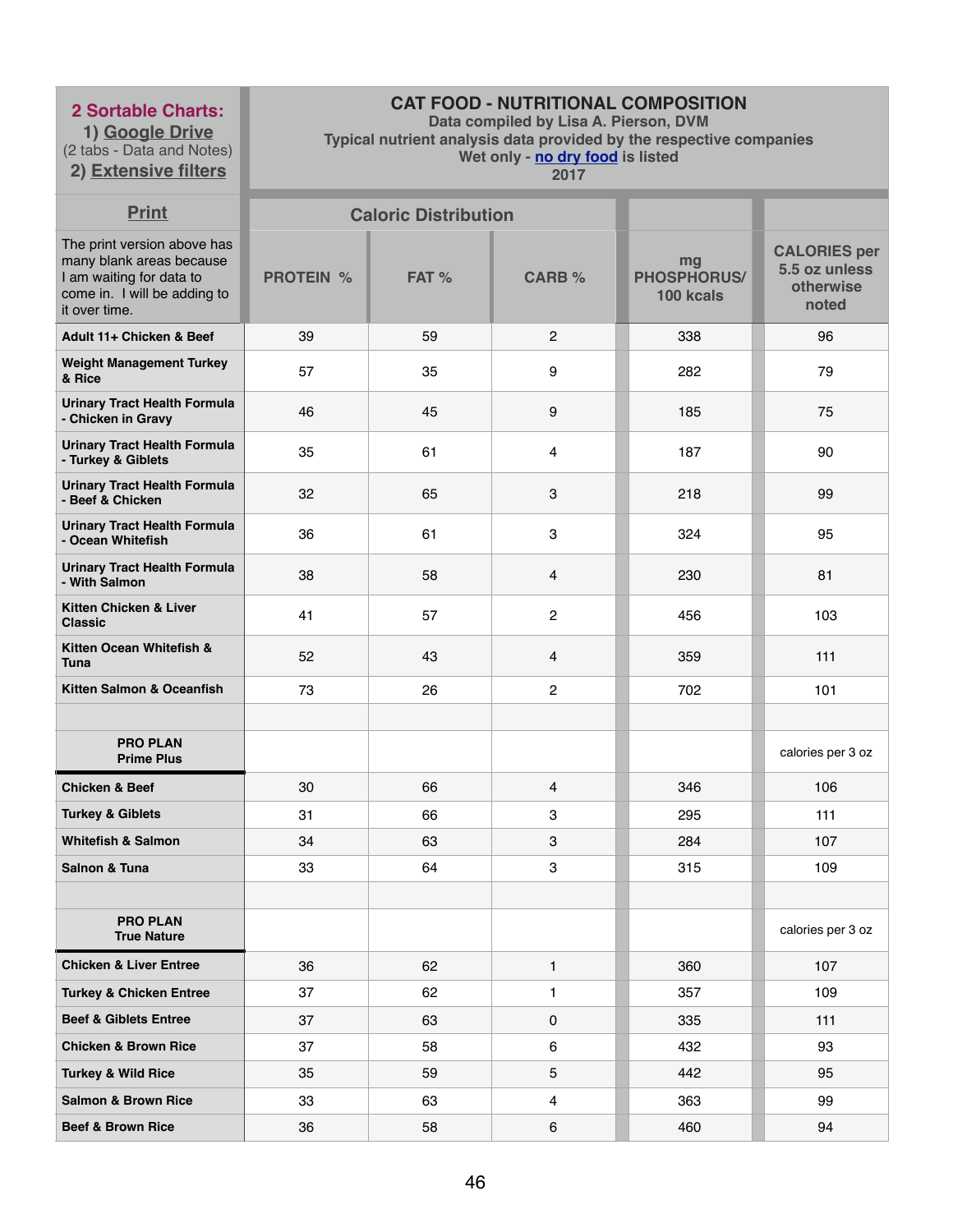| 2 Sortable Charts: 1) Google Drive (2 tabs - Data and Notes) 2) Extensive filters | CAT FOOD - NUTRITIONAL COMPOSITION Data compiled by Lisa A. Pierson, DVM Typical nutrient analysis data provided by the respective companies Wet only - no dry food is listed 2017 | | | | |
|---|---|---|---|---|---|
| Print | Caloric Distribution | | | | |
| The print version above has many blank areas because I am waiting for data to come in. I will be adding to it over time. | PROTEIN % | FAT % | CARB % | mg PHOSPHORUS/ 100 kcals | CALORIES per 5.5 oz unless otherwise noted |
| **Adult 11+ Chicken & Beef** | 39 | 59 | 2 | 338 | 96 |
| **Weight Management Turkey & Rice** | 57 | 35 | 9 | 282 | 79 |
| **Urinary Tract Health Formula - Chicken in Gravy** | 46 | 45 | 9 | 185 | 75 |
| **Urinary Tract Health Formula - Turkey & Giblets** | 35 | 61 | 4 | 187 | 90 |
| **Urinary Tract Health Formula - Beef & Chicken** | 32 | 65 | 3 | 218 | 99 |
| **Urinary Tract Health Formula - Ocean Whitefish** | 36 | 61 | 3 | 324 | 95 |
| **Urinary Tract Health Formula - With Salmon** | 38 | 58 | 4 | 230 | 81 |
| **Kitten Chicken & Liver Classic** | 41 | 57 | 2 | 456 | 103 |
| **Kitten Ocean Whitefish & Tuna** | 52 | 43 | 4 | 359 | 111 |
| **Kitten Salmon & Oceanfish** | 73 | 26 | 2 | 702 | 101 |
| | | | | | |
| **PRO PLAN Prime Plus** | | | | | calories per 3 oz |
| **Chicken & Beef** | 30 | 66 | 4 | 346 | 106 |
| **Turkey & Giblets** | 31 | 66 | 3 | 295 | 111 |
| **Whitefish & Salmon** | 34 | 63 | 3 | 284 | 107 |
| **Salnon & Tuna** | 33 | 64 | 3 | 315 | 109 |
| | | | | | |
| **PRO PLAN True Nature** | | | | | calories per 3 oz |
| **Chicken & Liver Entree** | 36 | 62 | 1 | 360 | 107 |
| **Turkey & Chicken Entree** | 37 | 62 | 1 | 357 | 109 |
| **Beef & Giblets Entree** | 37 | 63 | 0 | 335 | 111 |
| **Chicken & Brown Rice** | 37 | 58 | 6 | 432 | 93 |
| **Turkey & Wild Rice** | 35 | 59 | 5 | 442 | 95 |
| **Salmon & Brown Rice** | 33 | 63 | 4 | 363 | 99 |
| **Beef & Brown Rice** | 36 | 58 | 6 | 460 | 94 |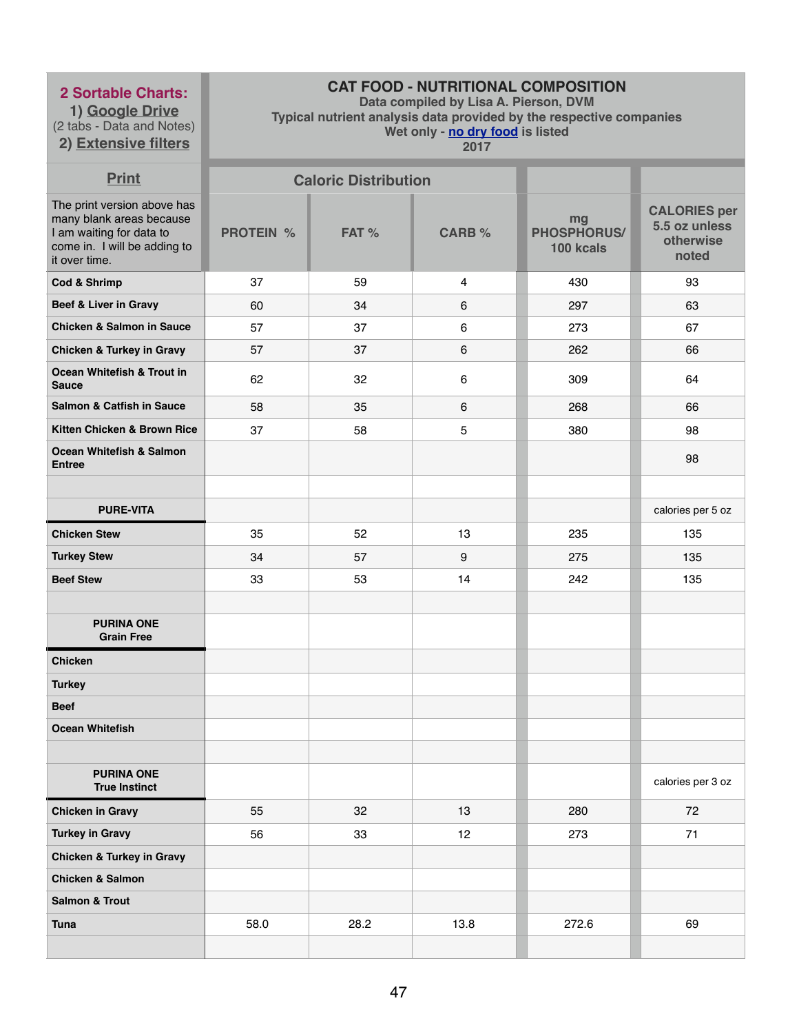| 2 Sortable Charts: 1) Google Drive (2 tabs - Data and Notes) 2) Extensive filters | CAT FOOD - NUTRITIONAL COMPOSITION Data compiled by Lisa A. Pierson, DVM Typical nutrient analysis data provided by the respective companies Wet only - no dry food is listed 2017 | | | | |
|---|---|---|---|---|---|
| Print | Caloric Distribution | | | | |
| The print version above has many blank areas because I am waiting for data to come in. I will be adding to it over time. | PROTEIN % | FAT % | CARB % | mg PHOSPHORUS/ 100 kcals | CALORIES per 5.5 oz unless otherwise noted |
| **Cod & Shrimp** | 37 | 59 | 4 | 430 | 93 |
| **Beef & Liver in Gravy** | 60 | 34 | 6 | 297 | 63 |
| **Chicken & Salmon in Sauce** | 57 | 37 | 6 | 273 | 67 |
| **Chicken & Turkey in Gravy** | 57 | 37 | 6 | 262 | 66 |
| **Ocean Whitefish & Trout in Sauce** | 62 | 32 | 6 | 309 | 64 |
| **Salmon & Catfish in Sauce** | 58 | 35 | 6 | 268 | 66 |
| **Kitten Chicken & Brown Rice** | 37 | 58 | 5 | 380 | 98 |
| **Ocean Whitefish & Salmon Entree** | | | | | 98 |
| | | | | | |
| **PURE-VITA** | | | | | calories per 5 oz |
| **Chicken Stew** | 35 | 52 | 13 | 235 | 135 |
| **Turkey Stew** | 34 | 57 | 9 | 275 | 135 |
| **Beef Stew** | 33 | 53 | 14 | 242 | 135 |
| | | | | | |
| **PURINA ONE Grain Free** | | | | | |
| **Chicken** | | | | | |
| **Turkey** | | | | | |
| **Beef** | | | | | |
| **Ocean Whitefish** | | | | | |
| | | | | | |
| **PURINA ONE True Instinct** | | | | | calories per 3 oz |
| **Chicken in Gravy** | 55 | 32 | 13 | 280 | 72 |
| **Turkey in Gravy** | 56 | 33 | 12 | 273 | 71 |
| **Chicken & Turkey in Gravy** | | | | | |
| **Chicken & Salmon** | | | | | |
| **Salmon & Trout** | | | | | |
| **Tuna** | 58.0 | 28.2 | 13.8 | 272.6 | 69 |
| | | | | | |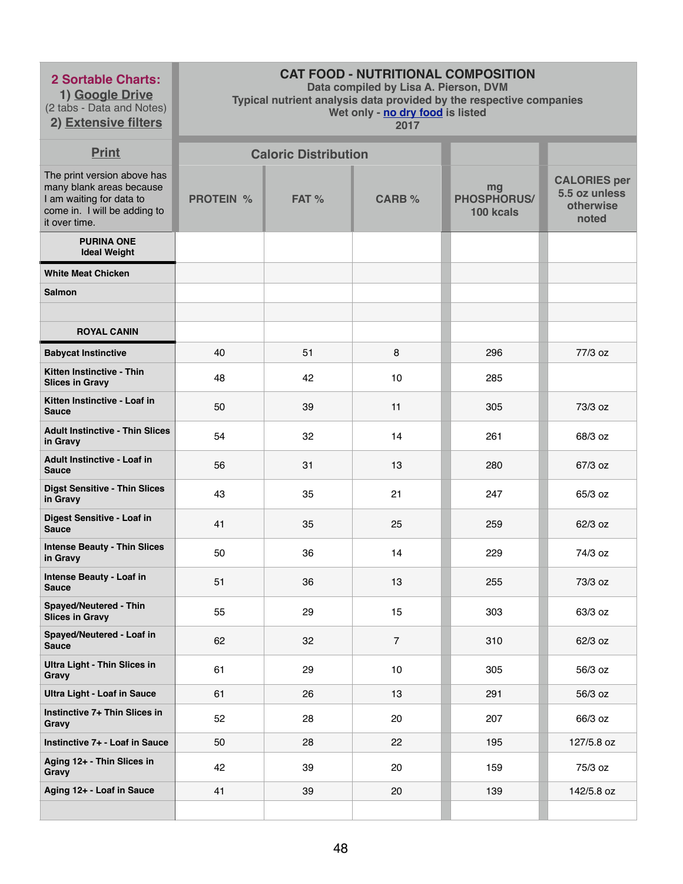| 2 Sortable Charts: 1) Google Drive (2 tabs - Data and Notes) 2) Extensive filters | CAT FOOD - NUTRITIONAL COMPOSITION Data compiled by Lisa A. Pierson, DVM Typical nutrient analysis data provided by the respective companies Wet only - no dry food is listed 2017 | | | | |
|---|---|---|---|---|---|
| Print | Caloric Distribution | | | | |
| The print version above has many blank areas because I am waiting for data to come in. I will be adding to it over time. | PROTEIN % | FAT % | CARB % | mg PHOSPHORUS/ 100 kcals | CALORIES per 5.5 oz unless otherwise noted |
| **PURINA ONE Ideal Weight** | | | | | |
| **White Meat Chicken** | | | | | |
| **Salmon** | | | | | |
| | | | | | |
| **ROYAL CANIN** | | | | | |
| **Babycat Instinctive** | 40 | 51 | 8 | 296 | 77/3 oz |
| **Kitten Instinctive - Thin Slices in Gravy** | 48 | 42 | 10 | 285 | |
| **Kitten Instinctive - Loaf in Sauce** | 50 | 39 | 11 | 305 | 73/3 oz |
| **Adult Instinctive - Thin Slices in Gravy** | 54 | 32 | 14 | 261 | 68/3 oz |
| **Adult Instinctive - Loaf in Sauce** | 56 | 31 | 13 | 280 | 67/3 oz |
| **Digst Sensitive - Thin Slices in Gravy** | 43 | 35 | 21 | 247 | 65/3 oz |
| **Digest Sensitive - Loaf in Sauce** | 41 | 35 | 25 | 259 | 62/3 oz |
| **Intense Beauty - Thin Slices in Gravy** | 50 | 36 | 14 | 229 | 74/3 oz |
| **Intense Beauty - Loaf in Sauce** | 51 | 36 | 13 | 255 | 73/3 oz |
| **Spayed/Neutered - Thin Slices in Gravy** | 55 | 29 | 15 | 303 | 63/3 oz |
| **Spayed/Neutered - Loaf in Sauce** | 62 | 32 | 7 | 310 | 62/3 oz |
| **Ultra Light - Thin Slices in Gravy** | 61 | 29 | 10 | 305 | 56/3 oz |
| **Ultra Light - Loaf in Sauce** | 61 | 26 | 13 | 291 | 56/3 oz |
| **Instinctive 7+ Thin Slices in Gravy** | 52 | 28 | 20 | 207 | 66/3 oz |
| **Instinctive 7+ - Loaf in Sauce** | 50 | 28 | 22 | 195 | 127/5.8 oz |
| **Aging 12+ - Thin Slices in Gravy** | 42 | 39 | 20 | 159 | 75/3 oz |
| **Aging 12+ - Loaf in Sauce** | 41 | 39 | 20 | 139 | 142/5.8 oz |
| | | | | | |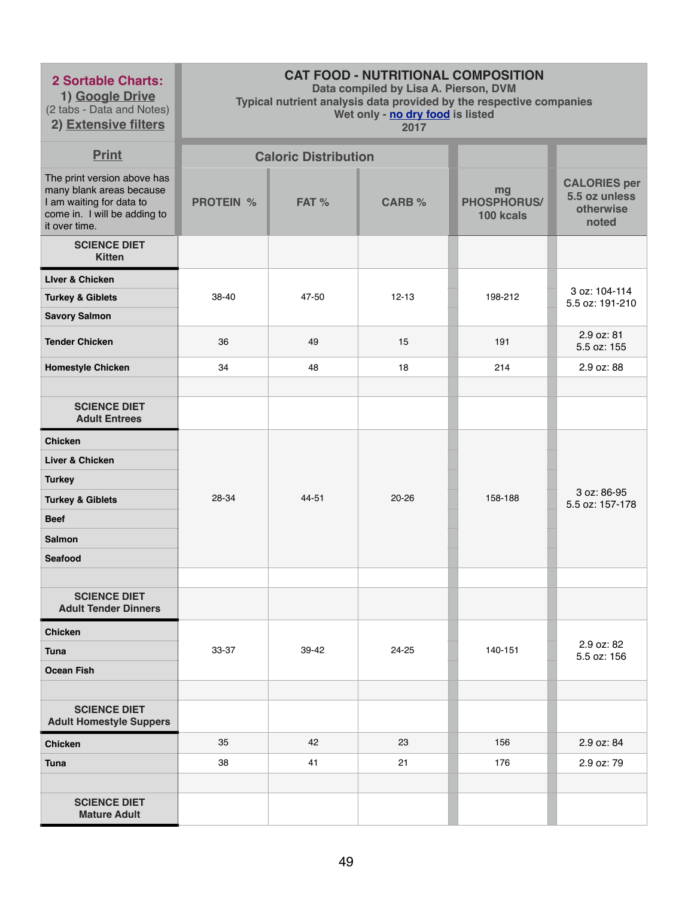| **2 Sortable Charts:** 1) Google Drive (2 tabs - Data and Notes) 2) Extensive filters | **CAT FOOD - NUTRITIONAL COMPOSITION** Data compiled by Lisa A. Pierson, DVM Typical nutrient analysis data provided by the respective companies Wet only - no dry food is listed 2017 | | | | |
|---|---|---|---|---|---|
| **Print** | **Caloric Distribution** | | | | |
| The print version above has many blank areas because I am waiting for data to come in. I will be adding to it over time. | **PROTEIN %** | **FAT %** | **CARB %** | **mg PHOSPHORUS/ 100 kcals** | **CALORIES per 5.5 oz unless otherwise noted** |
| **SCIENCE DIET Kitten** | | | | | |
| **Liver & Chicken** | 38-40 | 47-50 | 12-13 | 198-212 | 3 oz: 104-114 5.5 oz: 191-210 |
| **Turkey & Giblets** | | | | | |
| **Savory Salmon** | | | | | |
| **Tender Chicken** | 36 | 49 | 15 | 191 | 2.9 oz: 81 5.5 oz: 155 |
| **Homestyle Chicken** | 34 | 48 | 18 | 214 | 2.9 oz: 88 |
| | | | | | |
| **SCIENCE DIET Adult Entrees** | | | | | |
| **Chicken** | 28-34 | 44-51 | 20-26 | 158-188 | 3 oz: 86-95 5.5 oz: 157-178 |
| **Liver & Chicken** | | | | | |
| **Turkey** | | | | | |
| **Turkey & Giblets** | | | | | |
| **Beef** | | | | | |
| **Salmon** | | | | | |
| **Seafood** | | | | | |
| | | | | | |
| **SCIENCE DIET Adult Tender Dinners** | | | | | |
| **Chicken** | 33-37 | 39-42 | 24-25 | 140-151 | 2.9 oz: 82 5.5 oz: 156 |
| **Tuna** | | | | | |
| **Ocean Fish** | | | | | |
| | | | | | |
| **SCIENCE DIET Adult Homestyle Suppers** | | | | | |
| **Chicken** | 35 | 42 | 23 | 156 | 2.9 oz: 84 |
| **Tuna** | 38 | 41 | 21 | 176 | 2.9 oz: 79 |
| | | | | | |
| **SCIENCE DIET Mature Adult** | | | | | |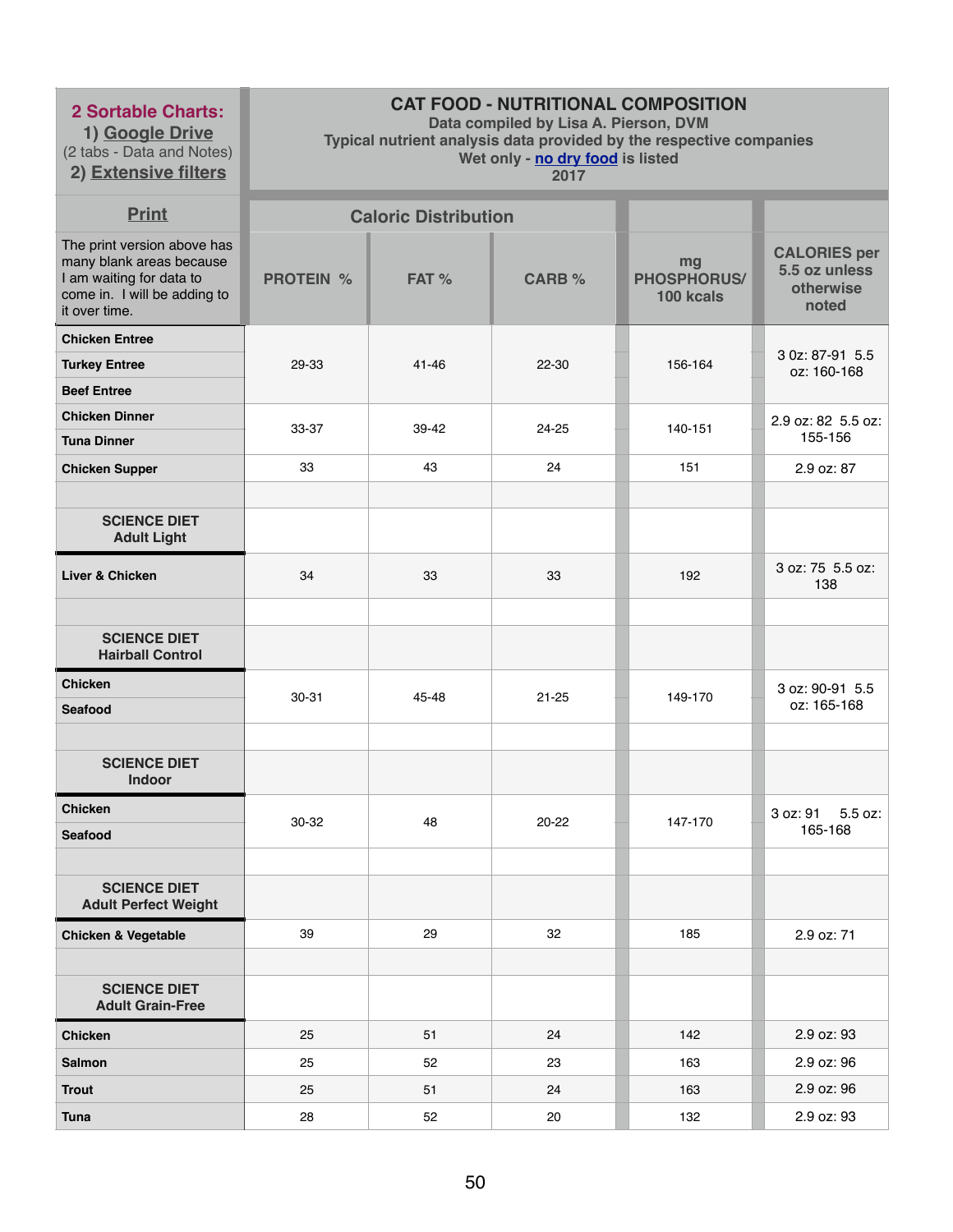| **2 Sortable Charts:** 1) Google Drive (2 tabs - Data and Notes) 2) Extensive filters | **CAT FOOD - NUTRITIONAL COMPOSITION** Data compiled by Lisa A. Pierson, DVM Typical nutrient analysis data provided by the respective companies Wet only - no dry food is listed 2017 | | | | |
|---|---|---|---|---|---|
| **Print** | **Caloric Distribution** | | | | |
| The print version above has many blank areas because I am waiting for data to come in. I will be adding to it over time. | **PROTEIN %** | **FAT %** | **CARB %** | **mg PHOSPHORUS/ 100 kcals** | **CALORIES per 5.5 oz unless otherwise noted** |
| **Chicken Entree** | 29-33 | 41-46 | 22-30 | 156-164 | 3 0z: 87-91 5.5 oz: 160-168 |
| **Turkey Entree** | | | | | |
| **Beef Entree** | | | | | |
| **Chicken Dinner** | 33-37 | 39-42 | 24-25 | 140-151 | 2.9 oz: 82 5.5 oz: 155-156 |
| **Tuna Dinner** | | | | | |
| **Chicken Supper** | 33 | 43 | 24 | 151 | 2.9 oz: 87 |
| | | | | | |
| **SCIENCE DIET Adult Light** | | | | | |
| **Liver & Chicken** | 34 | 33 | 33 | 192 | 3 oz: 75 5.5 oz: 138 |
| | | | | | |
| **SCIENCE DIET Hairball Control** | | | | | |
| **Chicken** | 30-31 | 45-48 | 21-25 | 149-170 | 3 oz: 90-91 5.5 oz: 165-168 |
| **Seafood** | | | | | |
| | | | | | |
| **SCIENCE DIET Indoor** | | | | | |
| **Chicken** | 30-32 | 48 | 20-22 | 147-170 | 3 oz: 91 5.5 oz: 165-168 |
| **Seafood** | | | | | |
| | | | | | |
| **SCIENCE DIET Adult Perfect Weight** | | | | | |
| **Chicken & Vegetable** | 39 | 29 | 32 | 185 | 2.9 oz: 71 |
| | | | | | |
| **SCIENCE DIET Adult Grain-Free** | | | | | |
| **Chicken** | 25 | 51 | 24 | 142 | 2.9 oz: 93 |
| **Salmon** | 25 | 52 | 23 | 163 | 2.9 oz: 96 |
| **Trout** | 25 | 51 | 24 | 163 | 2.9 oz: 96 |
| **Tuna** | 28 | 52 | 20 | 132 | 2.9 oz: 93 |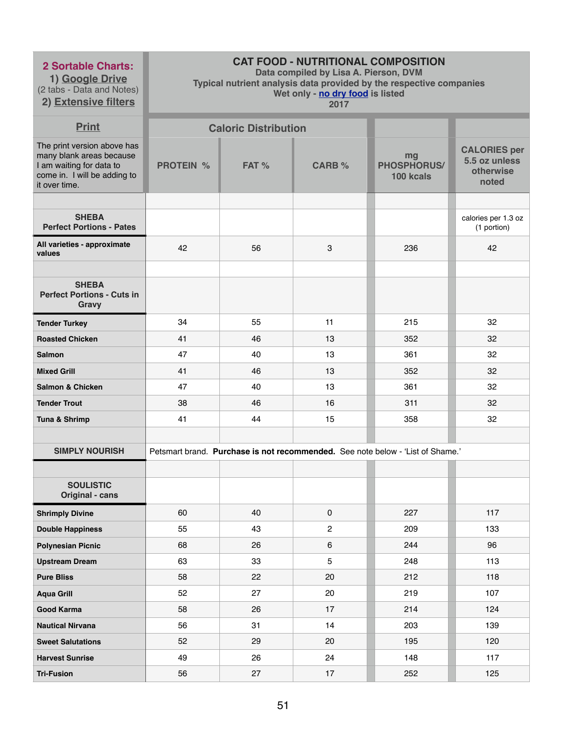| **2 Sortable Charts:** 1) Google Drive (2 tabs - Data and Notes) 2) Extensive filters | **CAT FOOD - NUTRITIONAL COMPOSITION** Data compiled by Lisa A. Pierson, DVM Typical nutrient analysis data provided by the respective companies Wet only - no dry food is listed 2017 | | | | |
|---|---|---|---|---|---|
| Print | Caloric Distribution | | | | |
| The print version above has many blank areas because I am waiting for data to come in. I will be adding to it over time. | PROTEIN % | FAT % | CARB % | mg PHOSPHORUS/ 100 kcals | CALORIES per 5.5 oz unless otherwise noted |
| | | | | | |
| **SHEBA Perfect Portions - Pates** | | | | | calories per 1.3 oz (1 portion) |
| **All varieties - approximate values** | 42 | 56 | 3 | 236 | 42 |
| | | | | | |
| **SHEBA Perfect Portions - Cuts in Gravy** | | | | | |
| **Tender Turkey** | 34 | 55 | 11 | 215 | 32 |
| **Roasted Chicken** | 41 | 46 | 13 | 352 | 32 |
| **Salmon** | 47 | 40 | 13 | 361 | 32 |
| **Mixed Grill** | 41 | 46 | 13 | 352 | 32 |
| **Salmon & Chicken** | 47 | 40 | 13 | 361 | 32 |
| **Tender Trout** | 38 | 46 | 16 | 311 | 32 |
| **Tuna & Shrimp** | 41 | 44 | 15 | 358 | 32 |
| | | | | | |
| **SIMPLY NOURISH** | Petsmart brand. **Purchase is not recommended.** See note below - 'List of Shame.' | | | | |
| | | | | | |
| **SOULISTIC Original - cans** | | | | | |
| **Shrimply Divine** | 60 | 40 | 0 | 227 | 117 |
| **Double Happiness** | 55 | 43 | 2 | 209 | 133 |
| **Polynesian Picnic** | 68 | 26 | 6 | 244 | 96 |
| **Upstream Dream** | 63 | 33 | 5 | 248 | 113 |
| **Pure Bliss** | 58 | 22 | 20 | 212 | 118 |
| **Aqua Grill** | 52 | 27 | 20 | 219 | 107 |
| **Good Karma** | 58 | 26 | 17 | 214 | 124 |
| **Nautical Nirvana** | 56 | 31 | 14 | 203 | 139 |
| **Sweet Salutations** | 52 | 29 | 20 | 195 | 120 |
| **Harvest Sunrise** | 49 | 26 | 24 | 148 | 117 |
| **Tri-Fusion** | 56 | 27 | 17 | 252 | 125 |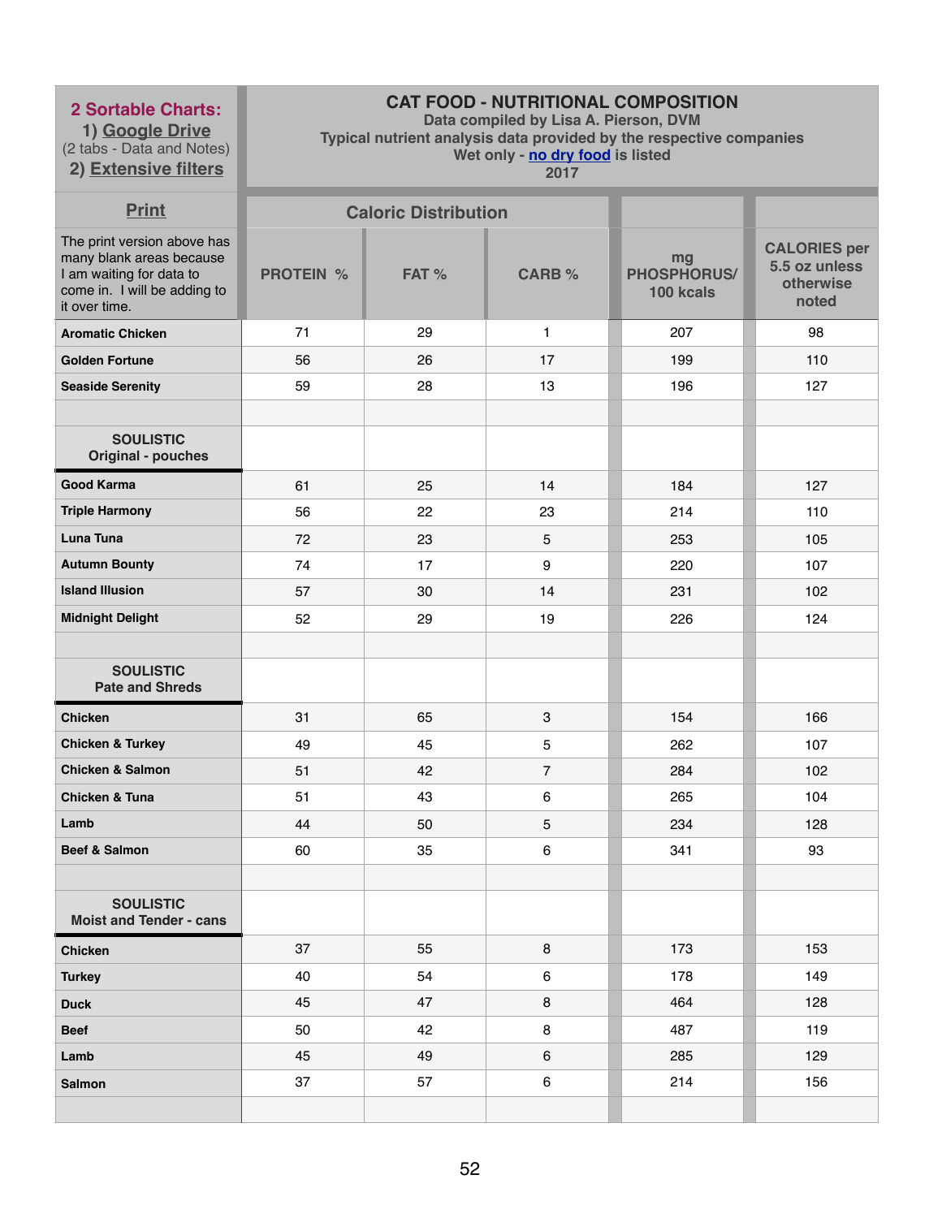| **2 Sortable Charts:** 1) Google Drive (2 tabs - Data and Notes) 2) Extensive filters | **CAT FOOD - NUTRITIONAL COMPOSITION** Data compiled by Lisa A. Pierson, DVM Typical nutrient analysis data provided by the respective companies Wet only - no dry food is listed 2017 | | | | |
|---|---|---|---|---|---|
| Print | Caloric Distribution | | | | |
| The print version above has many blank areas because I am waiting for data to come in. I will be adding to it over time. | PROTEIN % | FAT % | CARB % | mg PHOSPHORUS/ 100 kcals | CALORIES per 5.5 oz unless otherwise noted |
| **Aromatic Chicken** | 71 | 29 | 1 | 207 | 98 |
| **Golden Fortune** | 56 | 26 | 17 | 199 | 110 |
| **Seaside Serenity** | 59 | 28 | 13 | 196 | 127 |
| | | | | | |
| **SOULISTIC Original - pouches** | | | | | |
| **Good Karma** | 61 | 25 | 14 | 184 | 127 |
| **Triple Harmony** | 56 | 22 | 23 | 214 | 110 |
| **Luna Tuna** | 72 | 23 | 5 | 253 | 105 |
| **Autumn Bounty** | 74 | 17 | 9 | 220 | 107 |
| **Island Illusion** | 57 | 30 | 14 | 231 | 102 |
| **Midnight Delight** | 52 | 29 | 19 | 226 | 124 |
| | | | | | |
| **SOULISTIC Pate and Shreds** | | | | | |
| **Chicken** | 31 | 65 | 3 | 154 | 166 |
| **Chicken & Turkey** | 49 | 45 | 5 | 262 | 107 |
| **Chicken & Salmon** | 51 | 42 | 7 | 284 | 102 |
| **Chicken & Tuna** | 51 | 43 | 6 | 265 | 104 |
| **Lamb** | 44 | 50 | 5 | 234 | 128 |
| **Beef & Salmon** | 60 | 35 | 6 | 341 | 93 |
| | | | | | |
| **SOULISTIC Moist and Tender - cans** | | | | | |
| **Chicken** | 37 | 55 | 8 | 173 | 153 |
| **Turkey** | 40 | 54 | 6 | 178 | 149 |
| **Duck** | 45 | 47 | 8 | 464 | 128 |
| **Beef** | 50 | 42 | 8 | 487 | 119 |
| **Lamb** | 45 | 49 | 6 | 285 | 129 |
| **Salmon** | 37 | 57 | 6 | 214 | 156 |
| | | | | | |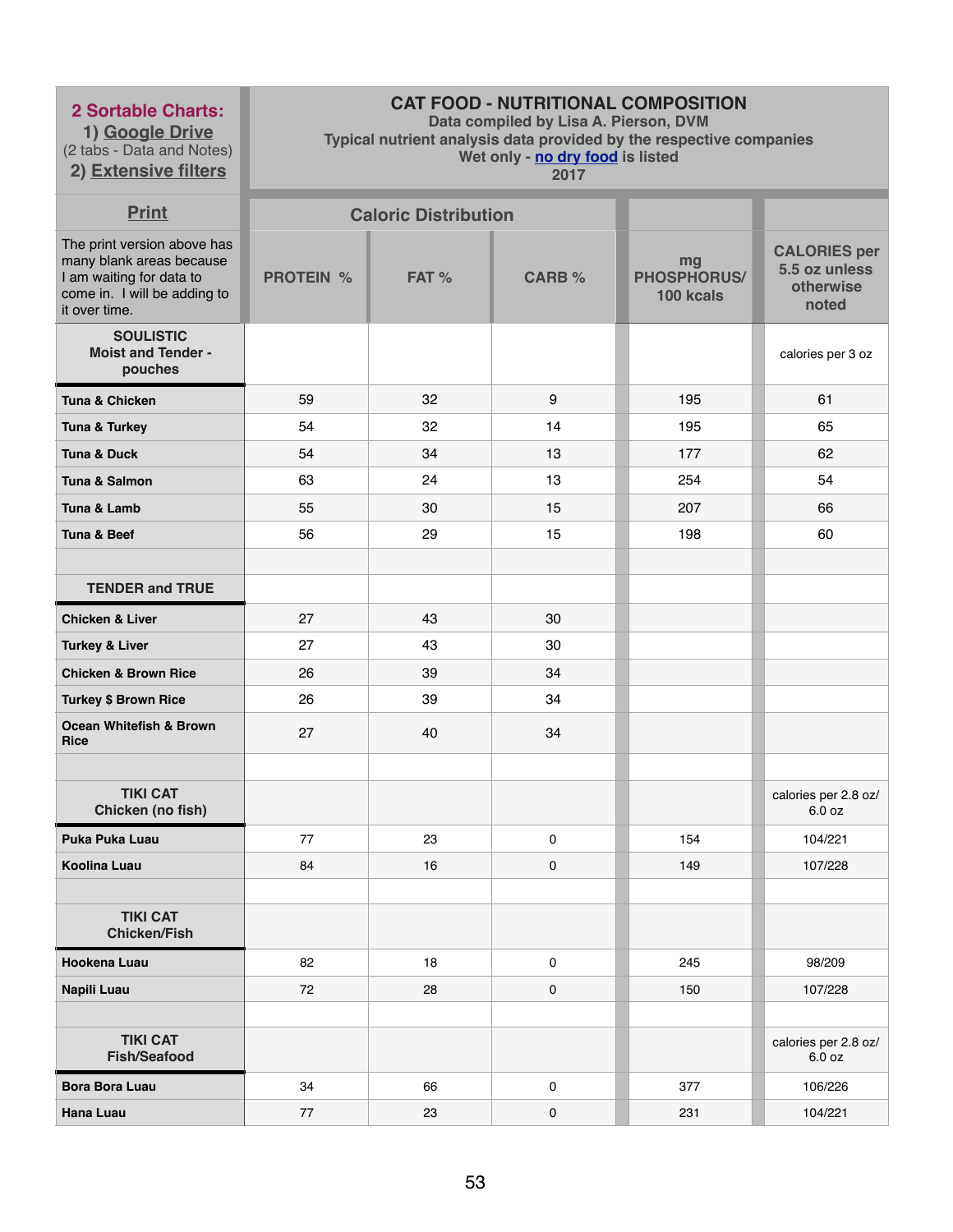| 2 Sortable Charts: 1) Google Drive (2 tabs - Data and Notes) 2) Extensive filters | CAT FOOD - NUTRITIONAL COMPOSITION<br>Data compiled by Lisa A. Pierson, DVM<br>Typical nutrient analysis data provided by the respective companies<br>Wet only - no dry food is listed<br>2017 | | | | |
|---|---|---|---|---|---|
| Print | Caloric Distribution | | | | |
| The print version above has many blank areas because I am waiting for data to come in. I will be adding to it over time. | PROTEIN % | FAT % | CARB % | mg PHOSPHORUS/ 100 kcals | CALORIES per 5.5 oz unless otherwise noted |
| **SOULISTIC Moist and Tender - pouches** | | | | | calories per 3 oz |
| Tuna & Chicken | 59 | 32 | 9 | 195 | 61 |
| Tuna & Turkey | 54 | 32 | 14 | 195 | 65 |
| Tuna & Duck | 54 | 34 | 13 | 177 | 62 |
| Tuna & Salmon | 63 | 24 | 13 | 254 | 54 |
| Tuna & Lamb | 55 | 30 | 15 | 207 | 66 |
| Tuna & Beef | 56 | 29 | 15 | 198 | 60 |
| | | | | | |
| **TENDER and TRUE** | | | | | |
| Chicken & Liver | 27 | 43 | 30 | | |
| Turkey & Liver | 27 | 43 | 30 | | |
| Chicken & Brown Rice | 26 | 39 | 34 | | |
| Turkey $ Brown Rice | 26 | 39 | 34 | | |
| Ocean Whitefish & Brown Rice | 27 | 40 | 34 | | |
| | | | | | |
| **TIKI CAT Chicken (no fish)** | | | | | calories per 2.8 oz/ 6.0 oz |
| Puka Puka Luau | 77 | 23 | 0 | 154 | 104/221 |
| Koolina Luau | 84 | 16 | 0 | 149 | 107/228 |
| | | | | | |
| **TIKI CAT Chicken/Fish** | | | | | |
| Hookena Luau | 82 | 18 | 0 | 245 | 98/209 |
| Napili Luau | 72 | 28 | 0 | 150 | 107/228 |
| | | | | | |
| **TIKI CAT Fish/Seafood** | | | | | calories per 2.8 oz/ 6.0 oz |
| Bora Bora Luau | 34 | 66 | 0 | 377 | 106/226 |
| Hana Luau | 77 | 23 | 0 | 231 | 104/221 |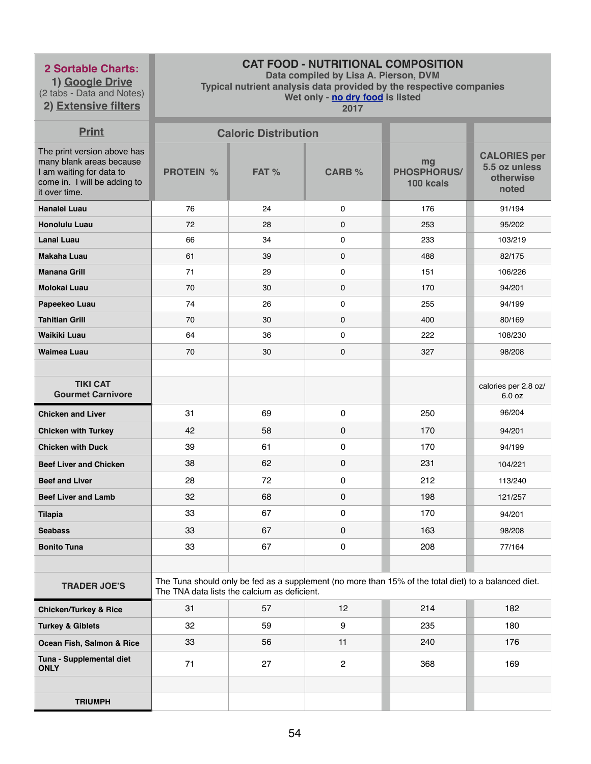| 2 Sortable Charts: 1) Google Drive (2 tabs - Data and Notes) 2) Extensive filters | CAT FOOD - NUTRITIONAL COMPOSITION Data compiled by Lisa A. Pierson, DVM Typical nutrient analysis data provided by the respective companies Wet only - no dry food is listed 2017 | | | | |
|---|---|---|---|---|---|
| Print | Caloric Distribution | | | | |
| The print version above has many blank areas because I am waiting for data to come in. I will be adding to it over time. | PROTEIN % | FAT % | CARB % | mg PHOSPHORUS/ 100 kcals | CALORIES per 5.5 oz unless otherwise noted |
| Hanalei Luau | 76 | 24 | 0 | 176 | 91/194 |
| Honolulu Luau | 72 | 28 | 0 | 253 | 95/202 |
| Lanai Luau | 66 | 34 | 0 | 233 | 103/219 |
| Makaha Luau | 61 | 39 | 0 | 488 | 82/175 |
| Manana Grill | 71 | 29 | 0 | 151 | 106/226 |
| Molokai Luau | 70 | 30 | 0 | 170 | 94/201 |
| Papeekeo Luau | 74 | 26 | 0 | 255 | 94/199 |
| Tahitian Grill | 70 | 30 | 0 | 400 | 80/169 |
| Waikiki Luau | 64 | 36 | 0 | 222 | 108/230 |
| Waimea Luau | 70 | 30 | 0 | 327 | 98/208 |
| | | | | | |
| **TIKI CAT Gourmet Carnivore** | | | | | calories per 2.8 oz/ 6.0 oz |
| Chicken and Liver | 31 | 69 | 0 | 250 | 96/204 |
| Chicken with Turkey | 42 | 58 | 0 | 170 | 94/201 |
| Chicken with Duck | 39 | 61 | 0 | 170 | 94/199 |
| Beef Liver and Chicken | 38 | 62 | 0 | 231 | 104/221 |
| Beef and Liver | 28 | 72 | 0 | 212 | 113/240 |
| Beef Liver and Lamb | 32 | 68 | 0 | 198 | 121/257 |
| Tilapia | 33 | 67 | 0 | 170 | 94/201 |
| Seabass | 33 | 67 | 0 | 163 | 98/208 |
| Bonito Tuna | 33 | 67 | 0 | 208 | 77/164 |
| | | | | | |
| **TRADER JOE'S** | The Tuna should only be fed as a supplement (no more than 15% of the total diet) to a balanced diet. The TNA data lists the calcium as deficient. | | | | |
| Chicken/Turkey & Rice | 31 | 57 | 12 | 214 | 182 |
| Turkey & Giblets | 32 | 59 | 9 | 235 | 180 |
| Ocean Fish, Salmon & Rice | 33 | 56 | 11 | 240 | 176 |
| Tuna - Supplemental diet ONLY | 71 | 27 | 2 | 368 | 169 |
| | | | | | |
| **TRIUMPH** | | | | | |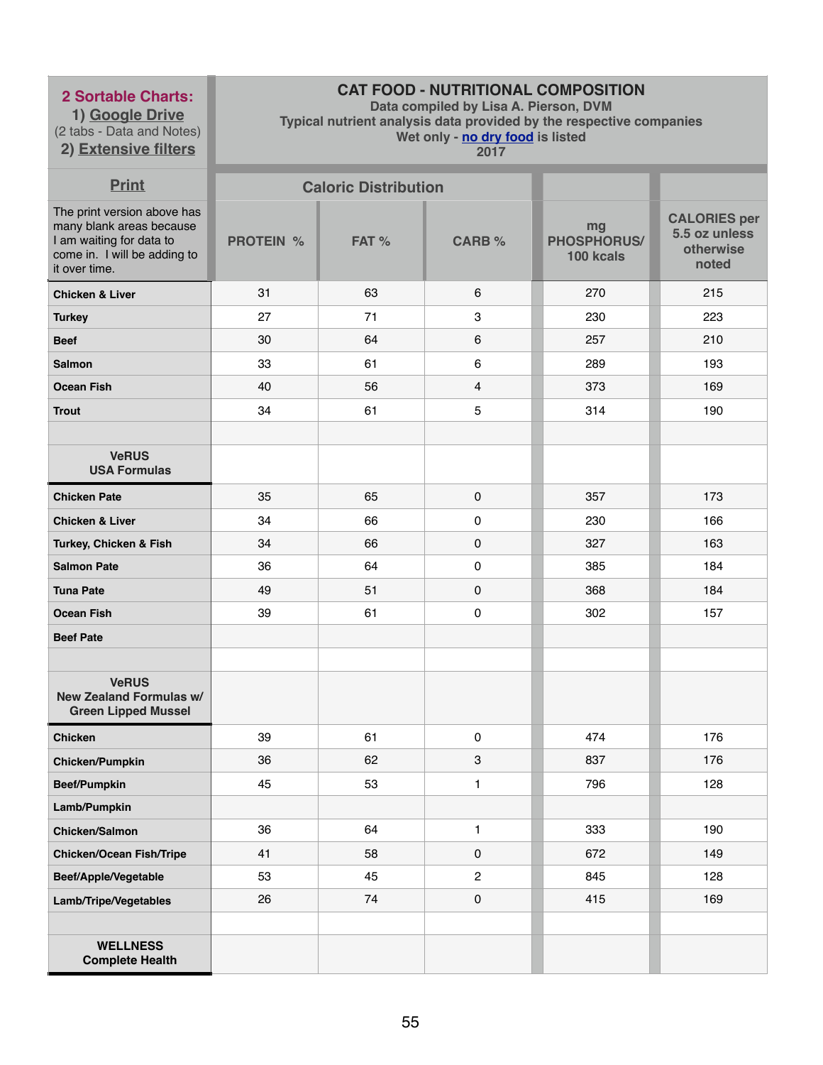| **2 Sortable Charts:** 1) Google Drive (2 tabs - Data and Notes) 2) Extensive filters | **CAT FOOD - NUTRITIONAL COMPOSITION** Data compiled by Lisa A. Pierson, DVM Typical nutrient analysis data provided by the respective companies Wet only - no dry food is listed 2017 | | | | |
|---|---|---|---|---|---|
| **Print** | **Caloric Distribution** | | | | |
| The print version above has many blank areas because I am waiting for data to come in. I will be adding to it over time. | **PROTEIN %** | **FAT %** | **CARB %** | **mg PHOSPHORUS/ 100 kcals** | **CALORIES per 5.5 oz unless otherwise noted** |
| **Chicken & Liver** | 31 | 63 | 6 | 270 | 215 |
| **Turkey** | 27 | 71 | 3 | 230 | 223 |
| **Beef** | 30 | 64 | 6 | 257 | 210 |
| **Salmon** | 33 | 61 | 6 | 289 | 193 |
| **Ocean Fish** | 40 | 56 | 4 | 373 | 169 |
| **Trout** | 34 | 61 | 5 | 314 | 190 |
| | | | | | |
| **VeRUS USA Formulas** | | | | | |
| **Chicken Pate** | 35 | 65 | 0 | 357 | 173 |
| **Chicken & Liver** | 34 | 66 | 0 | 230 | 166 |
| **Turkey, Chicken & Fish** | 34 | 66 | 0 | 327 | 163 |
| **Salmon Pate** | 36 | 64 | 0 | 385 | 184 |
| **Tuna Pate** | 49 | 51 | 0 | 368 | 184 |
| **Ocean Fish** | 39 | 61 | 0 | 302 | 157 |
| **Beef Pate** | | | | | |
| | | | | | |
| **VeRUS New Zealand Formulas w/ Green Lipped Mussel** | | | | | |
| **Chicken** | 39 | 61 | 0 | 474 | 176 |
| **Chicken/Pumpkin** | 36 | 62 | 3 | 837 | 176 |
| **Beef/Pumpkin** | 45 | 53 | 1 | 796 | 128 |
| **Lamb/Pumpkin** | | | | | |
| **Chicken/Salmon** | 36 | 64 | 1 | 333 | 190 |
| **Chicken/Ocean Fish/Tripe** | 41 | 58 | 0 | 672 | 149 |
| **Beef/Apple/Vegetable** | 53 | 45 | 2 | 845 | 128 |
| **Lamb/Tripe/Vegetables** | 26 | 74 | 0 | 415 | 169 |
| | | | | | |
| **WELLNESS Complete Health** | | | | | |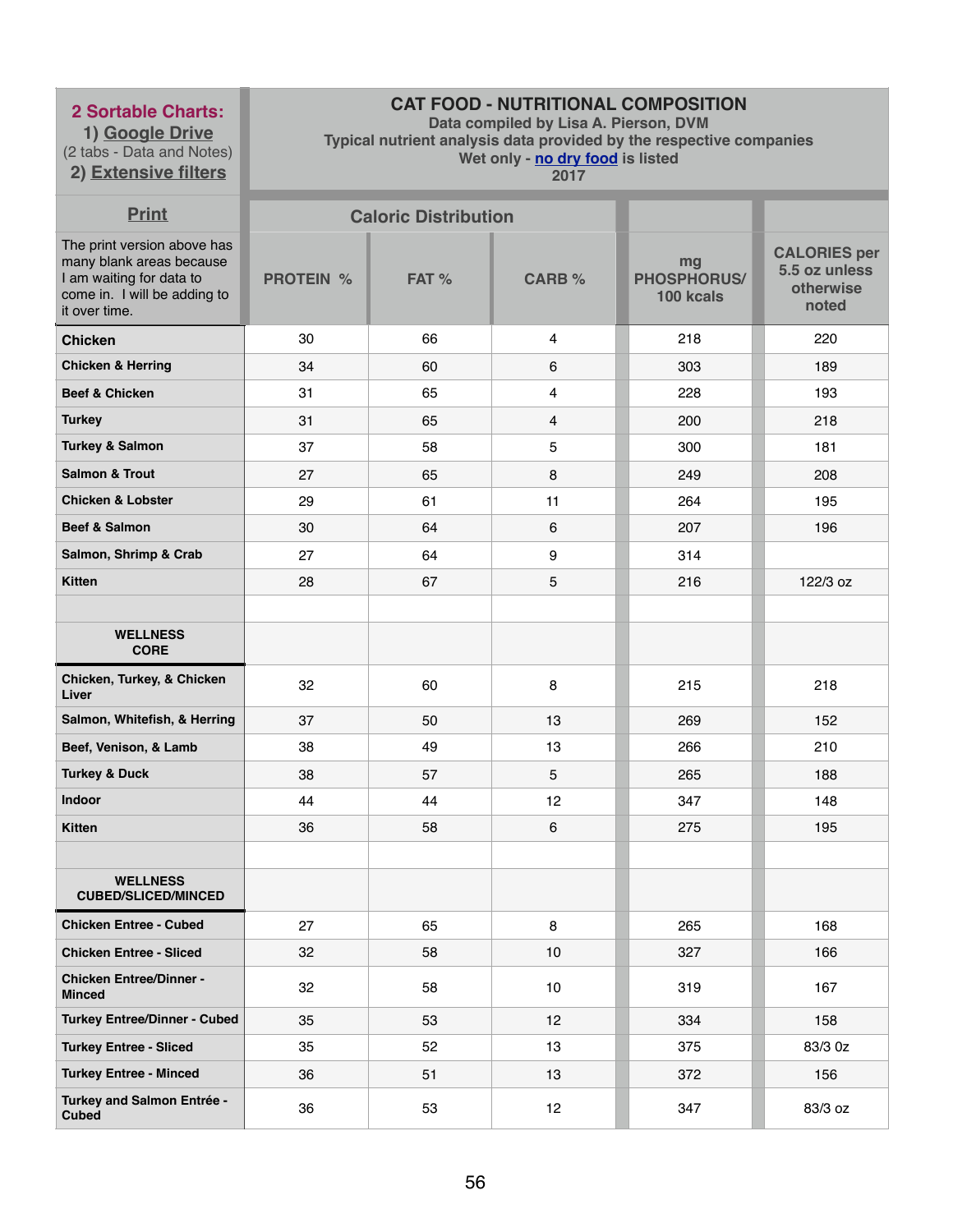| **2 Sortable Charts:** 1) Google Drive (2 tabs - Data and Notes) 2) Extensive filters | **CAT FOOD - NUTRITIONAL COMPOSITION** Data compiled by Lisa A. Pierson, DVM Typical nutrient analysis data provided by the respective companies Wet only - no dry food is listed 2017 | | | | |
|---|---|---|---|---|---|
| Print | Caloric Distribution | | | | |
| The print version above has many blank areas because I am waiting for data to come in. I will be adding to it over time. | PROTEIN % | FAT % | CARB % | mg PHOSPHORUS/ 100 kcals | CALORIES per 5.5 oz unless otherwise noted |
| **Chicken** | 30 | 66 | 4 | 218 | 220 |
| **Chicken & Herring** | 34 | 60 | 6 | 303 | 189 |
| **Beef & Chicken** | 31 | 65 | 4 | 228 | 193 |
| **Turkey** | 31 | 65 | 4 | 200 | 218 |
| **Turkey & Salmon** | 37 | 58 | 5 | 300 | 181 |
| **Salmon & Trout** | 27 | 65 | 8 | 249 | 208 |
| **Chicken & Lobster** | 29 | 61 | 11 | 264 | 195 |
| **Beef & Salmon** | 30 | 64 | 6 | 207 | 196 |
| **Salmon, Shrimp & Crab** | 27 | 64 | 9 | 314 | |
| **Kitten** | 28 | 67 | 5 | 216 | 122/3 oz |
| | | | | | |
| **WELLNESS CORE** | | | | | |
| **Chicken, Turkey, & Chicken Liver** | 32 | 60 | 8 | 215 | 218 |
| **Salmon, Whitefish, & Herring** | 37 | 50 | 13 | 269 | 152 |
| **Beef, Venison, & Lamb** | 38 | 49 | 13 | 266 | 210 |
| **Turkey & Duck** | 38 | 57 | 5 | 265 | 188 |
| **Indoor** | 44 | 44 | 12 | 347 | 148 |
| **Kitten** | 36 | 58 | 6 | 275 | 195 |
| | | | | | |
| **WELLNESS CUBED/SLICED/MINCED** | | | | | |
| **Chicken Entree - Cubed** | 27 | 65 | 8 | 265 | 168 |
| **Chicken Entree - Sliced** | 32 | 58 | 10 | 327 | 166 |
| **Chicken Entree/Dinner - Minced** | 32 | 58 | 10 | 319 | 167 |
| **Turkey Entree/Dinner - Cubed** | 35 | 53 | 12 | 334 | 158 |
| **Turkey Entree - Sliced** | 35 | 52 | 13 | 375 | 83/3 0z |
| **Turkey Entree - Minced** | 36 | 51 | 13 | 372 | 156 |
| **Turkey and Salmon Entrée - Cubed** | 36 | 53 | 12 | 347 | 83/3 oz |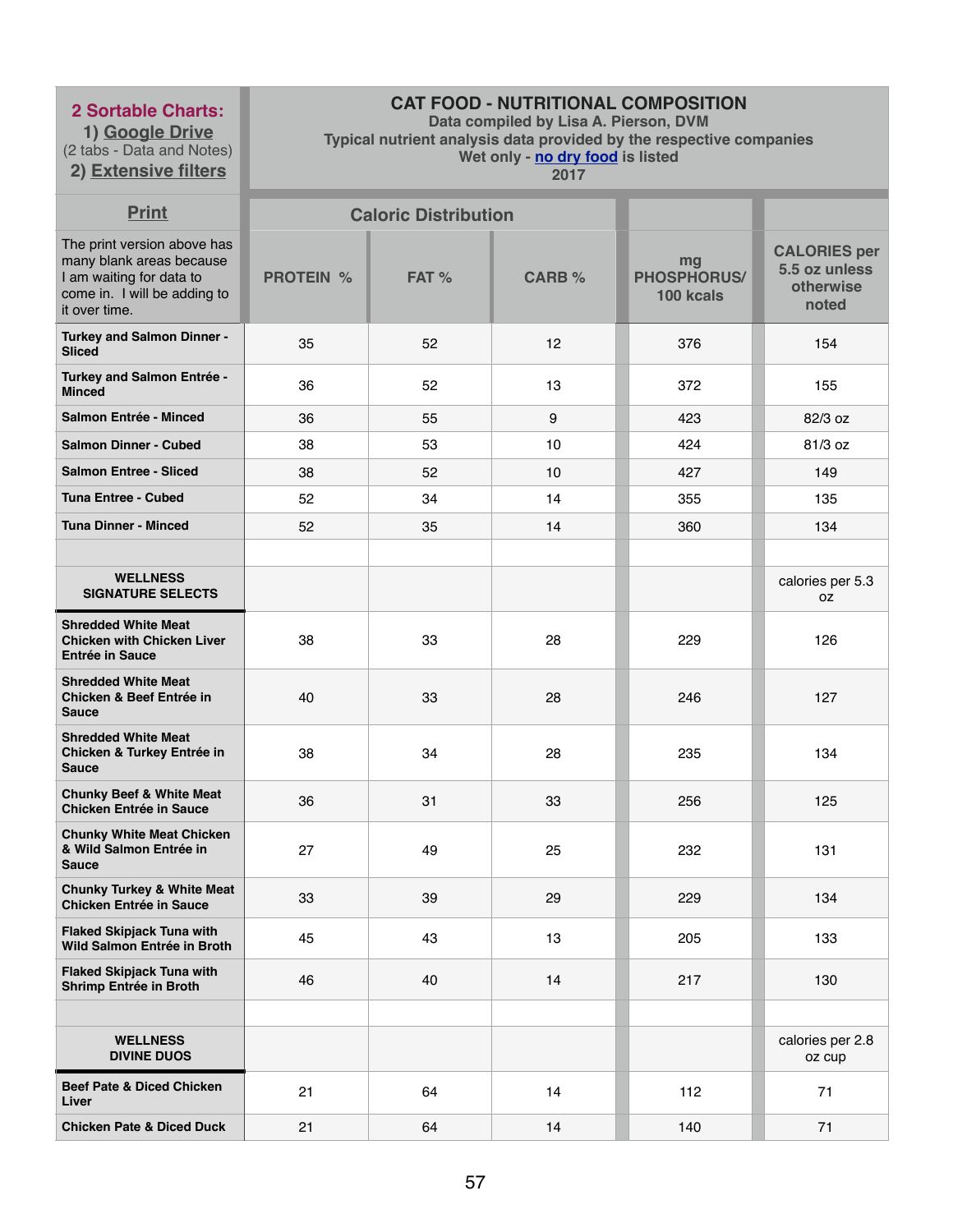| 2 Sortable Charts: 1) Google Drive (2 tabs - Data and Notes) 2) Extensive filters | CAT FOOD - NUTRITIONAL COMPOSITION Data compiled by Lisa A. Pierson, DVM Typical nutrient analysis data provided by the respective companies Wet only - no dry food is listed 2017 | | | | |
|---|---|---|---|---|---|
| Print | Caloric Distribution | | | | |
| The print version above has many blank areas because I am waiting for data to come in. I will be adding to it over time. | PROTEIN % | FAT % | CARB % | mg PHOSPHORUS/ 100 kcals | CALORIES per 5.5 oz unless otherwise noted |
| **Turkey and Salmon Dinner - Sliced** | 35 | 52 | 12 | 376 | 154 |
| **Turkey and Salmon Entrée - Minced** | 36 | 52 | 13 | 372 | 155 |
| **Salmon Entrée - Minced** | 36 | 55 | 9 | 423 | 82/3 oz |
| **Salmon Dinner - Cubed** | 38 | 53 | 10 | 424 | 81/3 oz |
| **Salmon Entree - Sliced** | 38 | 52 | 10 | 427 | 149 |
| **Tuna Entree - Cubed** | 52 | 34 | 14 | 355 | 135 |
| **Tuna Dinner - Minced** | 52 | 35 | 14 | 360 | 134 |
| | | | | | |
| **WELLNESS SIGNATURE SELECTS** | | | | | calories per 5.3 oz |
| **Shredded White Meat Chicken with Chicken Liver Entrée in Sauce** | 38 | 33 | 28 | 229 | 126 |
| **Shredded White Meat Chicken & Beef Entrée in Sauce** | 40 | 33 | 28 | 246 | 127 |
| **Shredded White Meat Chicken & Turkey Entrée in Sauce** | 38 | 34 | 28 | 235 | 134 |
| **Chunky Beef & White Meat Chicken Entrée in Sauce** | 36 | 31 | 33 | 256 | 125 |
| **Chunky White Meat Chicken & Wild Salmon Entrée in Sauce** | 27 | 49 | 25 | 232 | 131 |
| **Chunky Turkey & White Meat Chicken Entrée in Sauce** | 33 | 39 | 29 | 229 | 134 |
| **Flaked Skipjack Tuna with Wild Salmon Entrée in Broth** | 45 | 43 | 13 | 205 | 133 |
| **Flaked Skipjack Tuna with Shrimp Entrée in Broth** | 46 | 40 | 14 | 217 | 130 |
| | | | | | |
| **WELLNESS DIVINE DUOS** | | | | | calories per 2.8 oz cup |
| **Beef Pate & Diced Chicken Liver** | 21 | 64 | 14 | 112 | 71 |
| **Chicken Pate & Diced Duck** | 21 | 64 | 14 | 140 | 71 |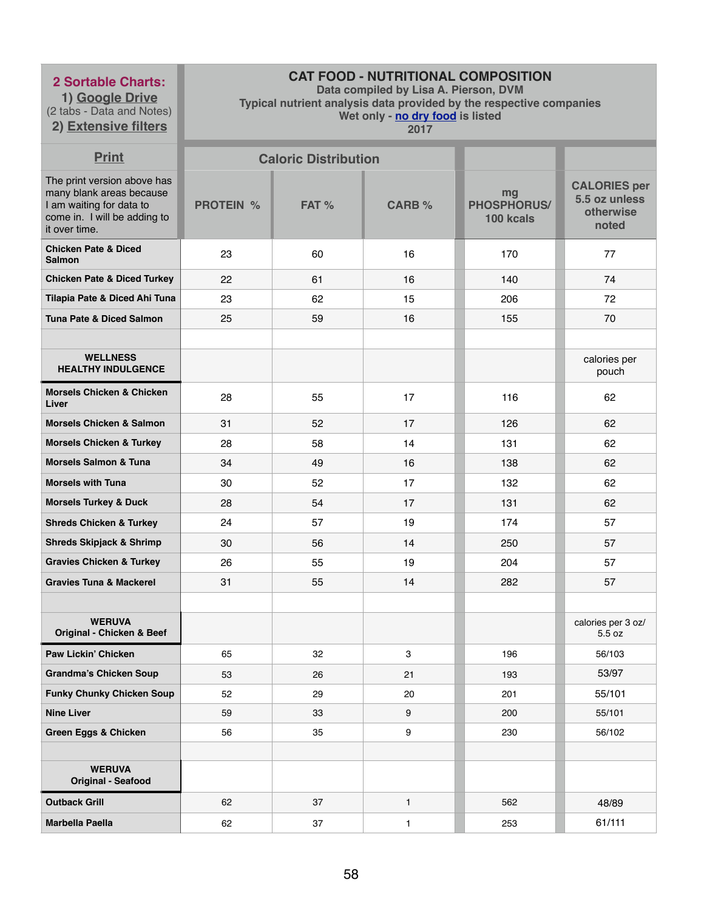| **2 Sortable Charts:** 1) Google Drive (2 tabs - Data and Notes) 2) Extensive filters | **CAT FOOD - NUTRITIONAL COMPOSITION** Data compiled by Lisa A. Pierson, DVM Typical nutrient analysis data provided by the respective companies Wet only - no dry food is listed 2017 | | | | |
|---|---|---|---|---|---|
| Print | Caloric Distribution | | | | |
| The print version above has many blank areas because I am waiting for data to come in. I will be adding to it over time. | PROTEIN % | FAT % | CARB % | mg PHOSPHORUS/ 100 kcals | CALORIES per 5.5 oz unless otherwise noted |
| **Chicken Pate & Diced Salmon** | 23 | 60 | 16 | 170 | 77 |
| **Chicken Pate & Diced Turkey** | 22 | 61 | 16 | 140 | 74 |
| **Tilapia Pate & Diced Ahi Tuna** | 23 | 62 | 15 | 206 | 72 |
| **Tuna Pate & Diced Salmon** | 25 | 59 | 16 | 155 | 70 |
| | | | | | |
| **WELLNESS HEALTHY INDULGENCE** | | | | | calories per pouch |
| **Morsels Chicken & Chicken Liver** | 28 | 55 | 17 | 116 | 62 |
| **Morsels Chicken & Salmon** | 31 | 52 | 17 | 126 | 62 |
| **Morsels Chicken & Turkey** | 28 | 58 | 14 | 131 | 62 |
| **Morsels Salmon & Tuna** | 34 | 49 | 16 | 138 | 62 |
| **Morsels with Tuna** | 30 | 52 | 17 | 132 | 62 |
| **Morsels Turkey & Duck** | 28 | 54 | 17 | 131 | 62 |
| **Shreds Chicken & Turkey** | 24 | 57 | 19 | 174 | 57 |
| **Shreds Skipjack & Shrimp** | 30 | 56 | 14 | 250 | 57 |
| **Gravies Chicken & Turkey** | 26 | 55 | 19 | 204 | 57 |
| **Gravies Tuna & Mackerel** | 31 | 55 | 14 | 282 | 57 |
| | | | | | |
| **WERUVA Original - Chicken & Beef** | | | | | calories per 3 oz/ 5.5 oz |
| **Paw Lickin' Chicken** | 65 | 32 | 3 | 196 | 56/103 |
| **Grandma's Chicken Soup** | 53 | 26 | 21 | 193 | 53/97 |
| **Funky Chunky Chicken Soup** | 52 | 29 | 20 | 201 | 55/101 |
| **Nine Liver** | 59 | 33 | 9 | 200 | 55/101 |
| **Green Eggs & Chicken** | 56 | 35 | 9 | 230 | 56/102 |
| | | | | | |
| **WERUVA Original - Seafood** | | | | | |
| **Outback Grill** | 62 | 37 | 1 | 562 | 48/89 |
| **Marbella Paella** | 62 | 37 | 1 | 253 | 61/111 |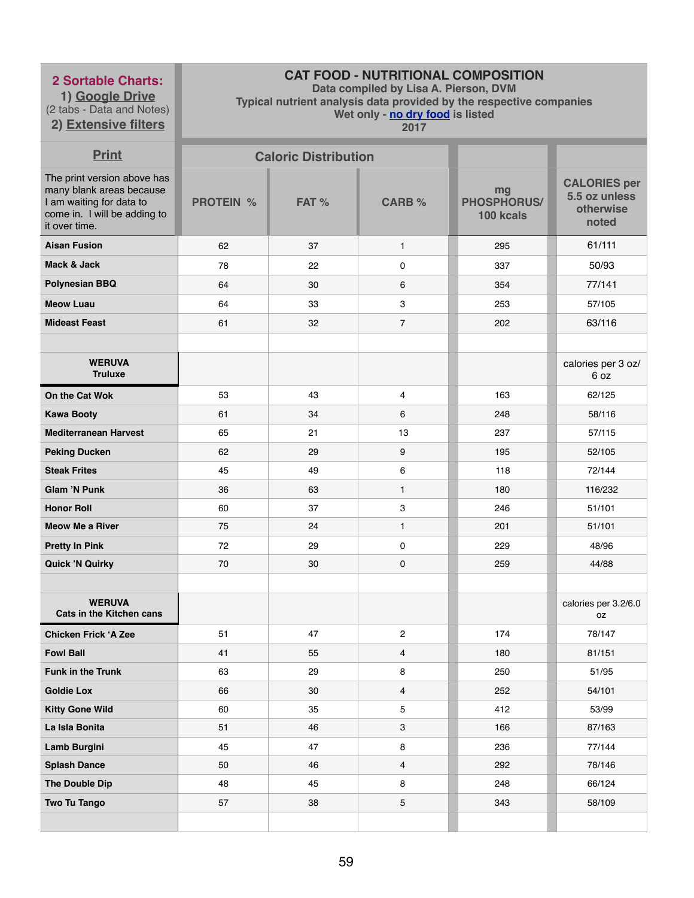| 2 Sortable Charts: 1) Google Drive (2 tabs - Data and Notes) 2) Extensive filters | CAT FOOD - NUTRITIONAL COMPOSITION Data compiled by Lisa A. Pierson, DVM Typical nutrient analysis data provided by the respective companies Wet only - no dry food is listed 2017 | | | | |
|---|---|---|---|---|---|
| Print | Caloric Distribution | | | | |
| The print version above has many blank areas because I am waiting for data to come in. I will be adding to it over time. | PROTEIN % | FAT % | CARB % | mg PHOSPHORUS/ 100 kcals | CALORIES per 5.5 oz unless otherwise noted |
| Aisan Fusion | 62 | 37 | 1 | 295 | 61/111 |
| Mack & Jack | 78 | 22 | 0 | 337 | 50/93 |
| Polynesian BBQ | 64 | 30 | 6 | 354 | 77/141 |
| Meow Luau | 64 | 33 | 3 | 253 | 57/105 |
| Mideast Feast | 61 | 32 | 7 | 202 | 63/116 |
| | | | | | |
| WERUVA Truluxe | | | | | calories per 3 oz/ 6 oz |
| On the Cat Wok | 53 | 43 | 4 | 163 | 62/125 |
| Kawa Booty | 61 | 34 | 6 | 248 | 58/116 |
| Mediterranean Harvest | 65 | 21 | 13 | 237 | 57/115 |
| Peking Ducken | 62 | 29 | 9 | 195 | 52/105 |
| Steak Frites | 45 | 49 | 6 | 118 | 72/144 |
| Glam 'N Punk | 36 | 63 | 1 | 180 | 116/232 |
| Honor Roll | 60 | 37 | 3 | 246 | 51/101 |
| Meow Me a River | 75 | 24 | 1 | 201 | 51/101 |
| Pretty In Pink | 72 | 29 | 0 | 229 | 48/96 |
| Quick 'N Quirky | 70 | 30 | 0 | 259 | 44/88 |
| | | | | | |
| WERUVA Cats in the Kitchen cans | | | | | calories per 3.2/6.0 oz |
| Chicken Frick 'A Zee | 51 | 47 | 2 | 174 | 78/147 |
| Fowl Ball | 41 | 55 | 4 | 180 | 81/151 |
| Funk in the Trunk | 63 | 29 | 8 | 250 | 51/95 |
| Goldie Lox | 66 | 30 | 4 | 252 | 54/101 |
| Kitty Gone Wild | 60 | 35 | 5 | 412 | 53/99 |
| La Isla Bonita | 51 | 46 | 3 | 166 | 87/163 |
| Lamb Burgini | 45 | 47 | 8 | 236 | 77/144 |
| Splash Dance | 50 | 46 | 4 | 292 | 78/146 |
| The Double Dip | 48 | 45 | 8 | 248 | 66/124 |
| Two Tu Tango | 57 | 38 | 5 | 343 | 58/109 |
| | | | | | |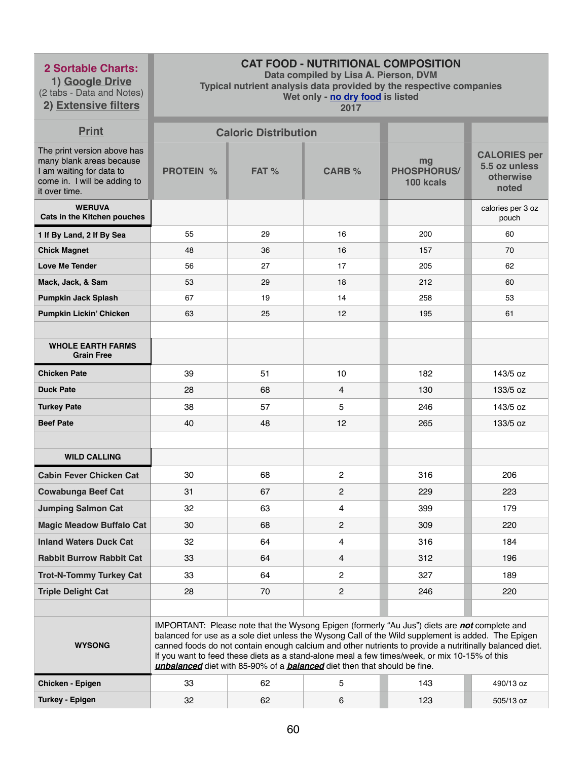| **2 Sortable Charts:** 1) Google Drive (2 tabs - Data and Notes) 2) Extensive filters | **CAT FOOD - NUTRITIONAL COMPOSITION** Data compiled by Lisa A. Pierson, DVM Typical nutrient analysis data provided by the respective companies Wet only - no dry food is listed 2017 | | | | |
|---|---|---|---|---|---|
| **Print** | **Caloric Distribution** | | | | |
| The print version above has many blank areas because I am waiting for data to come in. I will be adding to it over time. | **PROTEIN %** | **FAT %** | **CARB %** | **mg PHOSPHORUS/ 100 kcals** | **CALORIES per 5.5 oz unless otherwise noted** |
| **WERUVA Cats in the Kitchen pouches** | | | | | calories per 3 oz pouch |
| **1 If By Land, 2 If By Sea** | 55 | 29 | 16 | 200 | 60 |
| **Chick Magnet** | 48 | 36 | 16 | 157 | 70 |
| **Love Me Tender** | 56 | 27 | 17 | 205 | 62 |
| **Mack, Jack, & Sam** | 53 | 29 | 18 | 212 | 60 |
| **Pumpkin Jack Splash** | 67 | 19 | 14 | 258 | 53 |
| **Pumpkin Lickin' Chicken** | 63 | 25 | 12 | 195 | 61 |
| | | | | | |
| **WHOLE EARTH FARMS Grain Free** | | | | | |
| **Chicken Pate** | 39 | 51 | 10 | 182 | 143/5 oz |
| **Duck Pate** | 28 | 68 | 4 | 130 | 133/5 oz |
| **Turkey Pate** | 38 | 57 | 5 | 246 | 143/5 oz |
| **Beef Pate** | 40 | 48 | 12 | 265 | 133/5 oz |
| | | | | | |
| **WILD CALLING** | | | | | |
| **Cabin Fever Chicken Cat** | 30 | 68 | 2 | 316 | 206 |
| **Cowabunga Beef Cat** | 31 | 67 | 2 | 229 | 223 |
| **Jumping Salmon Cat** | 32 | 63 | 4 | 399 | 179 |
| **Magic Meadow Buffalo Cat** | 30 | 68 | 2 | 309 | 220 |
| **Inland Waters Duck Cat** | 32 | 64 | 4 | 316 | 184 |
| **Rabbit Burrow Rabbit Cat** | 33 | 64 | 4 | 312 | 196 |
| **Trot-N-Tommy Turkey Cat** | 33 | 64 | 2 | 327 | 189 |
| **Triple Delight Cat** | 28 | 70 | 2 | 246 | 220 |
| | | | | | |
| **WYSONG** | IMPORTANT: Please note that the Wysong Epigen (formerly "Au Jus") diets are ***not*** complete and balanced for use as a sole diet unless the Wysong Call of the Wild supplement is added. The Epigen canned foods do not contain enough calcium and other nutrients to provide a nutritinally balanced diet. If you want to feed these diets as a stand-alone meal a few times/week, or mix 10-15% of this ***unbalanced*** diet with 85-90% of a ***balanced*** diet then that should be fine. | | | | |
| **Chicken - Epigen** | 33 | 62 | 5 | 143 | 490/13 oz |
| **Turkey - Epigen** | 32 | 62 | 6 | 123 | 505/13 oz |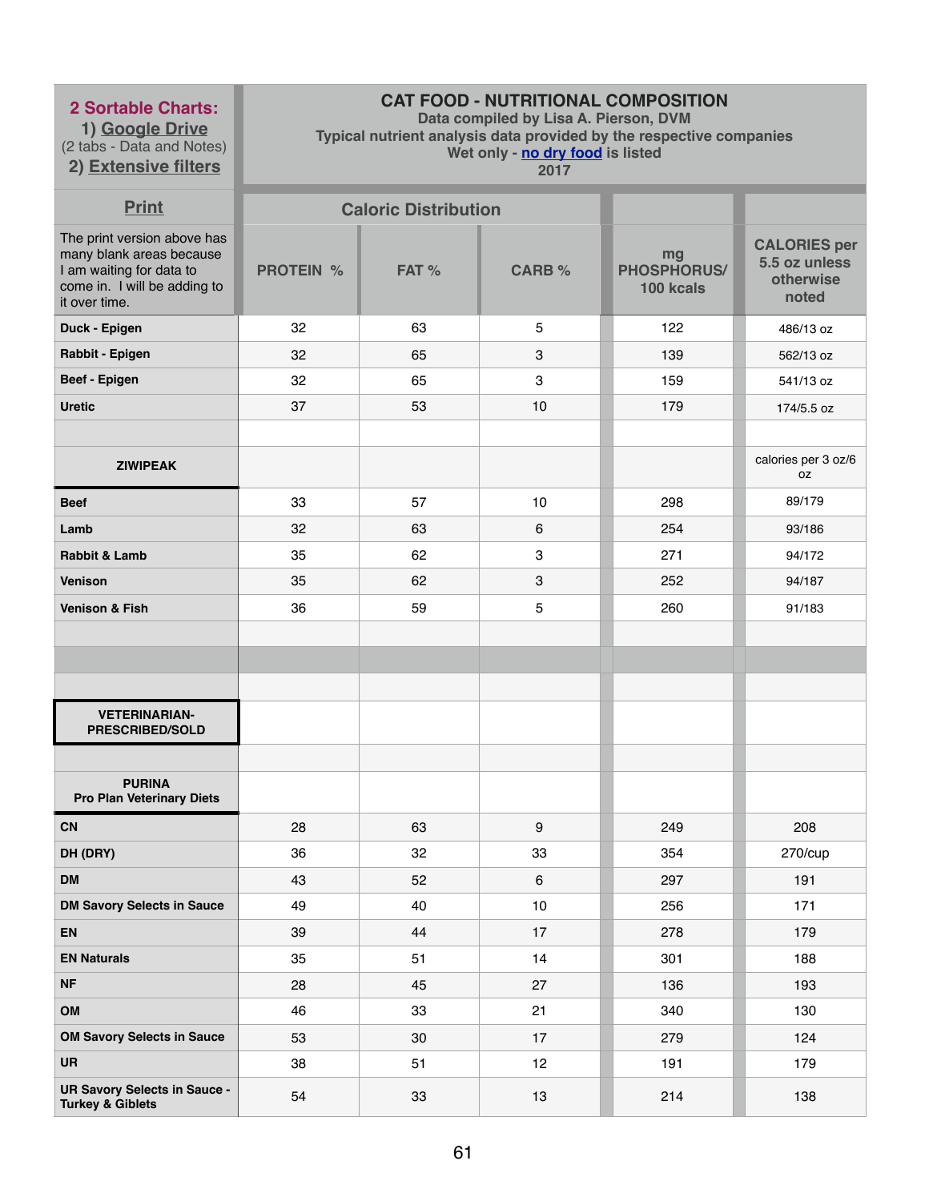| **2 Sortable Charts:**<br>1) Google Drive<br>(2 tabs - Data and Notes)<br>2) Extensive filters | **CAT FOOD - NUTRITIONAL COMPOSITION**<br>Data compiled by Lisa A. Pierson, DVM<br>Typical nutrient analysis data provided by the respective companies<br>Wet only - no dry food is listed<br>2017 | | | | |
|---|---|---|---|---|---|
| **Print** | **Caloric Distribution** | | | | |
| The print version above has many blank areas because I am waiting for data to come in. I will be adding to it over time. | **PROTEIN %** | **FAT %** | **CARB %** | **mg PHOSPHORUS/ 100 kcals** | **CALORIES per 5.5 oz unless otherwise noted** |
| **Duck - Epigen** | 32 | 63 | 5 | 122 | 486/13 oz |
| **Rabbit - Epigen** | 32 | 65 | 3 | 139 | 562/13 oz |
| **Beef - Epigen** | 32 | 65 | 3 | 159 | 541/13 oz |
| **Uretic** | 37 | 53 | 10 | 179 | 174/5.5 oz |
| | | | | | |
| **ZIWIPEAK** | | | | | calories per 3 oz/6 oz |
| **Beef** | 33 | 57 | 10 | 298 | 89/179 |
| **Lamb** | 32 | 63 | 6 | 254 | 93/186 |
| **Rabbit & Lamb** | 35 | 62 | 3 | 271 | 94/172 |
| **Venison** | 35 | 62 | 3 | 252 | 94/187 |
| **Venison & Fish** | 36 | 59 | 5 | 260 | 91/183 |
| | | | | | |
| | | | | | |
| | | | | | |
| **VETERINARIAN-PRESCRIBED/SOLD** | | | | | |
| | | | | | |
| **PURINA Pro Plan Veterinary Diets** | | | | | |
| **CN** | 28 | 63 | 9 | 249 | 208 |
| **DH (DRY)** | 36 | 32 | 33 | 354 | 270/cup |
| **DM** | 43 | 52 | 6 | 297 | 191 |
| **DM Savory Selects in Sauce** | 49 | 40 | 10 | 256 | 171 |
| **EN** | 39 | 44 | 17 | 278 | 179 |
| **EN Naturals** | 35 | 51 | 14 | 301 | 188 |
| **NF** | 28 | 45 | 27 | 136 | 193 |
| **OM** | 46 | 33 | 21 | 340 | 130 |
| **OM Savory Selects in Sauce** | 53 | 30 | 17 | 279 | 124 |
| **UR** | 38 | 51 | 12 | 191 | 179 |
| **UR Savory Selects in Sauce - Turkey & Giblets** | 54 | 33 | 13 | 214 | 138 |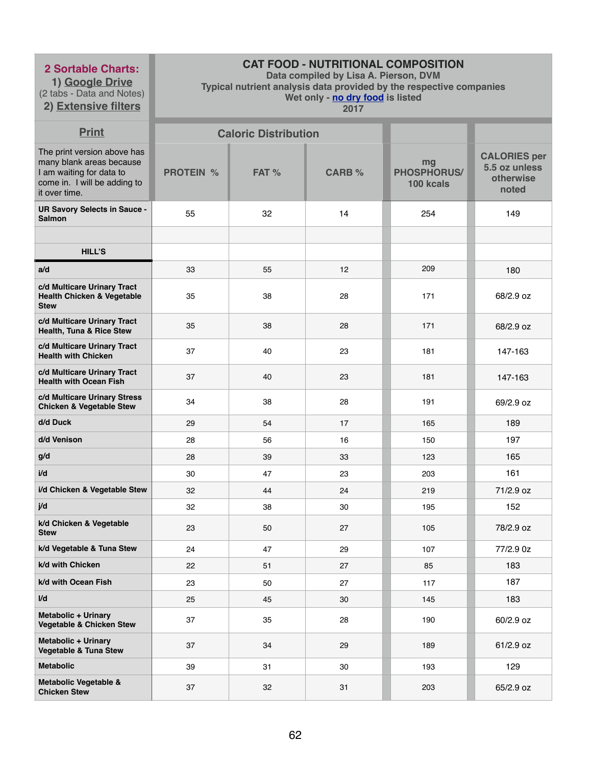| 2 Sortable Charts: 1) Google Drive (2 tabs - Data and Notes) 2) Extensive filters | CAT FOOD - NUTRITIONAL COMPOSITION Data compiled by Lisa A. Pierson, DVM Typical nutrient analysis data provided by the respective companies Wet only - no dry food is listed 2017 | | | | |
|---|---|---|---|---|---|
| Print | Caloric Distribution | | | | |
| The print version above has many blank areas because I am waiting for data to come in. I will be adding to it over time. | PROTEIN % | FAT % | CARB % | mg PHOSPHORUS/ 100 kcals | CALORIES per 5.5 oz unless otherwise noted |
| **UR Savory Selects in Sauce - Salmon** | 55 | 32 | 14 | 254 | 149 |
| | | | | | |
| **HILL'S** | | | | | |
| **a/d** | 33 | 55 | 12 | 209 | 180 |
| **c/d Multicare Urinary Tract Health Chicken & Vegetable Stew** | 35 | 38 | 28 | 171 | 68/2.9 oz |
| **c/d Multicare Urinary Tract Health, Tuna & Rice Stew** | 35 | 38 | 28 | 171 | 68/2.9 oz |
| **c/d Multicare Urinary Tract Health with Chicken** | 37 | 40 | 23 | 181 | 147-163 |
| **c/d Multicare Urinary Tract Health with Ocean Fish** | 37 | 40 | 23 | 181 | 147-163 |
| **c/d Multicare Urinary Stress Chicken & Vegetable Stew** | 34 | 38 | 28 | 191 | 69/2.9 oz |
| **d/d Duck** | 29 | 54 | 17 | 165 | 189 |
| **d/d Venison** | 28 | 56 | 16 | 150 | 197 |
| **g/d** | 28 | 39 | 33 | 123 | 165 |
| **i/d** | 30 | 47 | 23 | 203 | 161 |
| **i/d Chicken & Vegetable Stew** | 32 | 44 | 24 | 219 | 71/2.9 oz |
| **j/d** | 32 | 38 | 30 | 195 | 152 |
| **k/d Chicken & Vegetable Stew** | 23 | 50 | 27 | 105 | 78/2.9 oz |
| **k/d Vegetable & Tuna Stew** | 24 | 47 | 29 | 107 | 77/2.9 0z |
| **k/d with Chicken** | 22 | 51 | 27 | 85 | 183 |
| **k/d with Ocean Fish** | 23 | 50 | 27 | 117 | 187 |
| **l/d** | 25 | 45 | 30 | 145 | 183 |
| **Metabolic + Urinary Vegetable & Chicken Stew** | 37 | 35 | 28 | 190 | 60/2.9 oz |
| **Metabolic + Urinary Vegetable & Tuna Stew** | 37 | 34 | 29 | 189 | 61/2.9 oz |
| **Metabolic** | 39 | 31 | 30 | 193 | 129 |
| **Metabolic Vegetable & Chicken Stew** | 37 | 32 | 31 | 203 | 65/2.9 oz |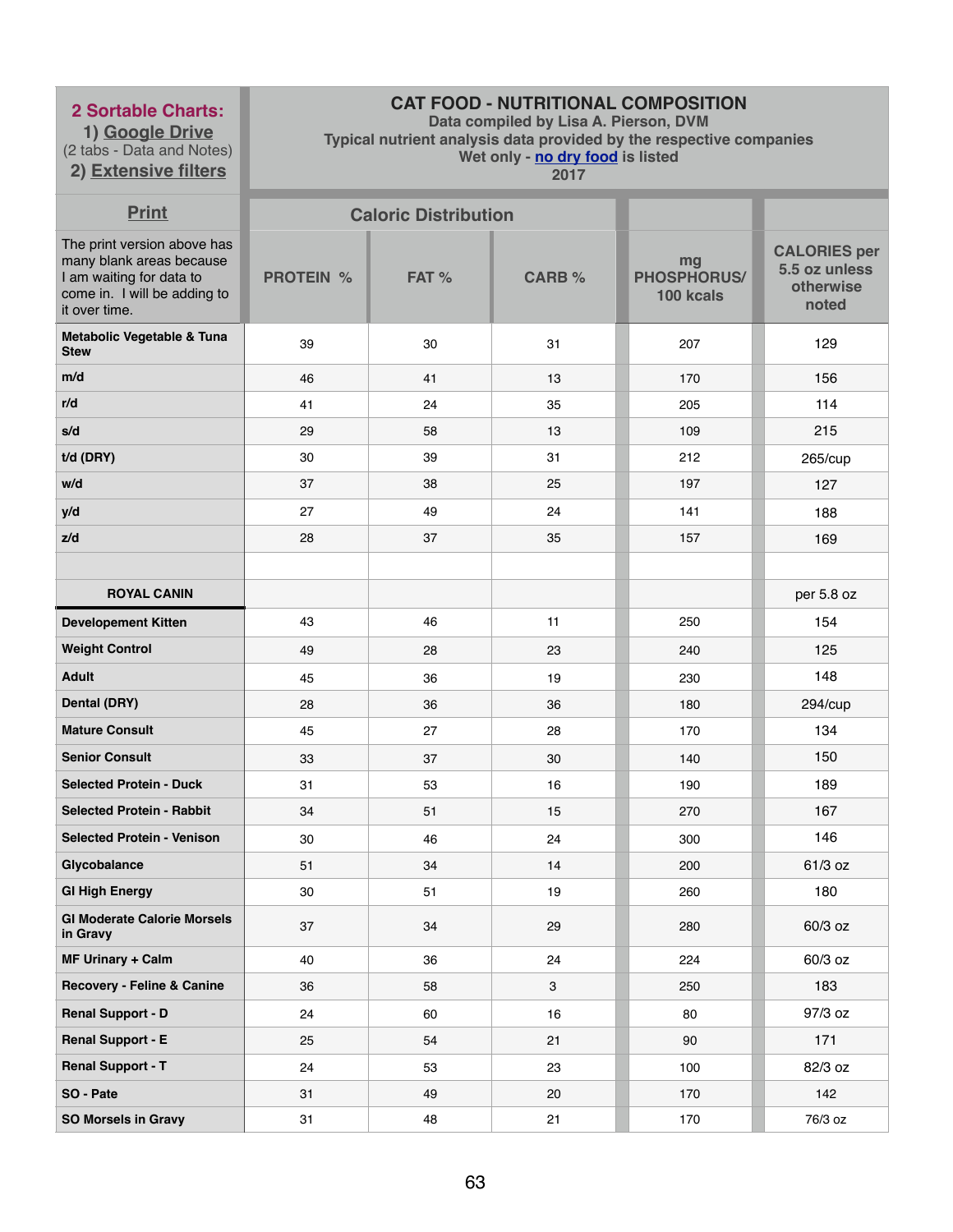| 2 Sortable Charts:<br>1) Google Drive<br>(2 tabs - Data and Notes)<br>2) Extensive filters | CAT FOOD - NUTRITIONAL COMPOSITION<br>Data compiled by Lisa A. Pierson, DVM<br>Typical nutrient analysis data provided by the respective companies<br>Wet only - no dry food is listed<br>2017 | | | | |
|---|---|---|---|---|---|
| Print | Caloric Distribution | | | | |
| The print version above has many blank areas because I am waiting for data to come in. I will be adding to it over time. | PROTEIN % | FAT % | CARB % | mg PHOSPHORUS/ 100 kcals | CALORIES per 5.5 oz unless otherwise noted |
| **Metabolic Vegetable & Tuna Stew** | 39 | 30 | 31 | 207 | 129 |
| **m/d** | 46 | 41 | 13 | 170 | 156 |
| **r/d** | 41 | 24 | 35 | 205 | 114 |
| **s/d** | 29 | 58 | 13 | 109 | 215 |
| **t/d (DRY)** | 30 | 39 | 31 | 212 | 265/cup |
| **w/d** | 37 | 38 | 25 | 197 | 127 |
| **y/d** | 27 | 49 | 24 | 141 | 188 |
| **z/d** | 28 | 37 | 35 | 157 | 169 |
| | | | | | |
| **ROYAL CANIN** | | | | | per 5.8 oz |
| **Developement Kitten** | 43 | 46 | 11 | 250 | 154 |
| **Weight Control** | 49 | 28 | 23 | 240 | 125 |
| **Adult** | 45 | 36 | 19 | 230 | 148 |
| **Dental (DRY)** | 28 | 36 | 36 | 180 | 294/cup |
| **Mature Consult** | 45 | 27 | 28 | 170 | 134 |
| **Senior Consult** | 33 | 37 | 30 | 140 | 150 |
| **Selected Protein - Duck** | 31 | 53 | 16 | 190 | 189 |
| **Selected Protein - Rabbit** | 34 | 51 | 15 | 270 | 167 |
| **Selected Protein - Venison** | 30 | 46 | 24 | 300 | 146 |
| **Glycobalance** | 51 | 34 | 14 | 200 | 61/3 oz |
| **GI High Energy** | 30 | 51 | 19 | 260 | 180 |
| **GI Moderate Calorie Morsels in Gravy** | 37 | 34 | 29 | 280 | 60/3 oz |
| **MF Urinary + Calm** | 40 | 36 | 24 | 224 | 60/3 oz |
| **Recovery - Feline & Canine** | 36 | 58 | 3 | 250 | 183 |
| **Renal Support - D** | 24 | 60 | 16 | 80 | 97/3 oz |
| **Renal Support - E** | 25 | 54 | 21 | 90 | 171 |
| **Renal Support - T** | 24 | 53 | 23 | 100 | 82/3 oz |
| **SO - Pate** | 31 | 49 | 20 | 170 | 142 |
| **SO Morsels in Gravy** | 31 | 48 | 21 | 170 | 76/3 oz |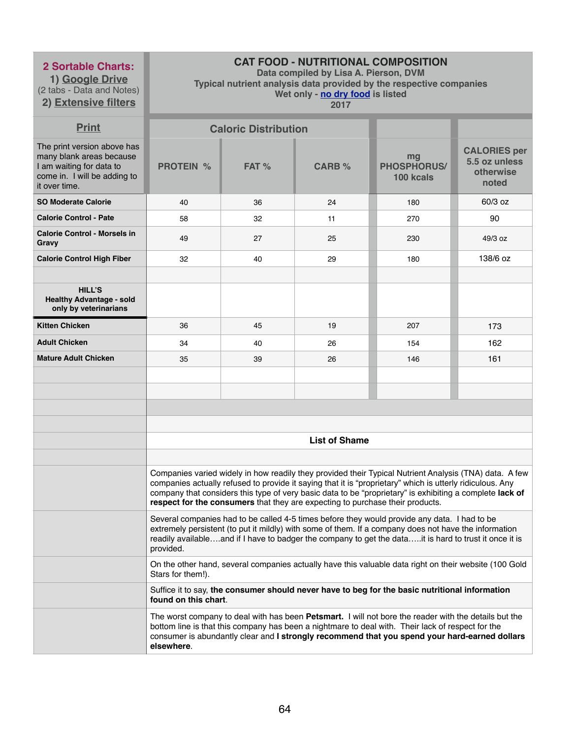| **2 Sortable Charts:** 1) Google Drive (2 tabs - Data and Notes) 2) Extensive filters | **CAT FOOD - NUTRITIONAL COMPOSITION** Data compiled by Lisa A. Pierson, DVM Typical nutrient analysis data provided by the respective companies Wet only - no dry food is listed 2017 | | | | |
|---|---|---|---|---|---|
| **Print** | **Caloric Distribution** | | | | |
| The print version above has many blank areas because I am waiting for data to come in. I will be adding to it over time. | **PROTEIN %** | **FAT %** | **CARB %** | **mg PHOSPHORUS/ 100 kcals** | **CALORIES per 5.5 oz unless otherwise noted** |
| **SO Moderate Calorie** | 40 | 36 | 24 | 180 | 60/3 oz |
| **Calorie Control - Pate** | 58 | 32 | 11 | 270 | 90 |
| **Calorie Control - Morsels in Gravy** | 49 | 27 | 25 | 230 | 49/3 oz |
| **Calorie Control High Fiber** | 32 | 40 | 29 | 180 | 138/6 oz |
| | | | | | |
| **HILL'S Healthy Advantage - sold only by veterinarians** | | | | | |
| **Kitten Chicken** | 36 | 45 | 19 | 207 | 173 |
| **Adult Chicken** | 34 | 40 | 26 | 154 | 162 |
| **Mature Adult Chicken** | 35 | 39 | 26 | 146 | 161 |

**List of Shame**

Companies varied widely in how readily they provided their Typical Nutrient Analysis (TNA) data. A few companies actually refused to provide it saying that it is "proprietary" which is utterly ridiculous. Any company that considers this type of very basic data to be "proprietary" is exhibiting a complete **lack of respect for the consumers** that they are expecting to purchase their products.

Several companies had to be called 4-5 times before they would provide any data. I had to be extremely persistent (to put it mildly) with some of them. If a company does not have the information readily available….and if I have to badger the company to get the data…..it is hard to trust it once it is provided.

On the other hand, several companies actually have this valuable data right on their website (100 Gold Stars for them!).

Suffice it to say, **the consumer should never have to beg for the basic nutritional information found on this chart**.

The worst company to deal with has been **Petsmart.** I will not bore the reader with the details but the bottom line is that this company has been a nightmare to deal with. Their lack of respect for the consumer is abundantly clear and **I strongly recommend that you spend your hard-earned dollars elsewhere**.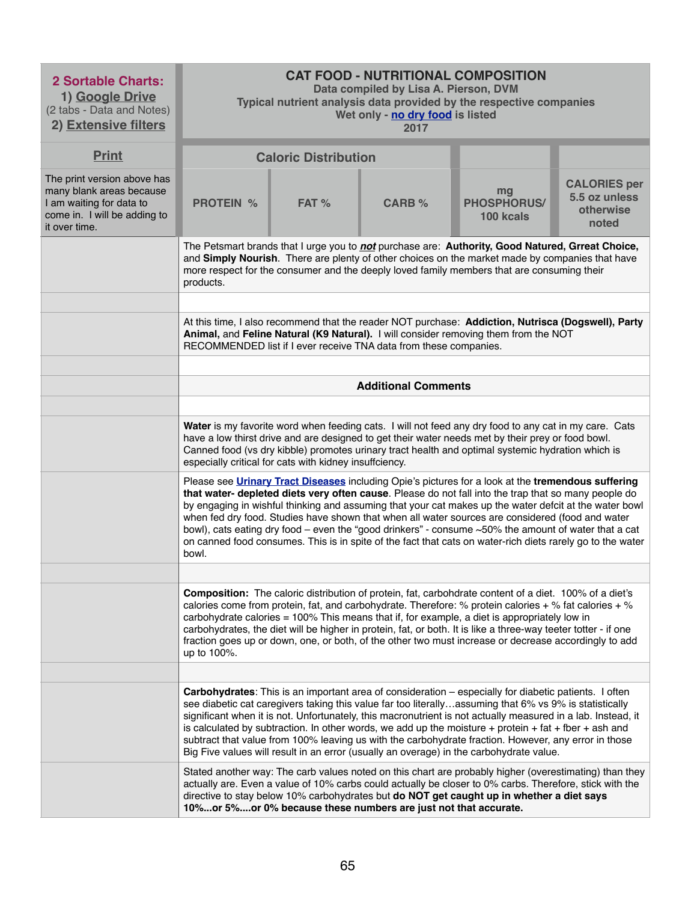| **2 Sortable Charts:** 1) Google Drive (2 tabs - Data and Notes) 2) Extensive filters | **CAT FOOD - NUTRITIONAL COMPOSITION** Data compiled by Lisa A. Pierson, DVM Typical nutrient analysis data provided by the respective companies Wet only - no dry food is listed 2017 | | | | |
|---|---|---|---|---|---|
| **Print** | **Caloric Distribution** | | | | |
| The print version above has many blank areas because I am waiting for data to come in. I will be adding to it over time. | **PROTEIN %** | **FAT %** | **CARB %** | **mg PHOSPHORUS/ 100 kcals** | **CALORIES per 5.5 oz unless otherwise noted** |

The Petsmart brands that I urge you to ***not*** purchase are: **Authority, Good Natured, Grreat Choice,** and **Simply Nourish**. There are plenty of other choices on the market made by companies that have more respect for the consumer and the deeply loved family members that are consuming their products.

At this time, I also recommend that the reader NOT purchase: **Addiction, Nutrisca (Dogswell), Party Animal,** and **Feline Natural (K9 Natural).** I will consider removing them from the NOT RECOMMENDED list if I ever receive TNA data from these companies.

## Additional Comments

**Water** is my favorite word when feeding cats. I will not feed any dry food to any cat in my care. Cats have a low thirst drive and are designed to get their water needs met by their prey or food bowl. Canned food (vs dry kibble) promotes urinary tract health and optimal systemic hydration which is especially critical for cats with kidney insuffciency.

Please see **Urinary Tract Diseases** including Opie's pictures for a look at the **tremendous suffering that water- depleted diets very often cause**. Please do not fall into the trap that so many people do by engaging in wishful thinking and assuming that your cat makes up the water defcit at the water bowl when fed dry food. Studies have shown that when all water sources are considered (food and water bowl), cats eating dry food – even the "good drinkers" - consume ~50% the amount of water that a cat on canned food consumes. This is in spite of the fact that cats on water-rich diets rarely go to the water bowl.

**Composition:** The caloric distribution of protein, fat, carbohdrate content of a diet. 100% of a diet's calories come from protein, fat, and carbohydrate. Therefore: % protein calories + % fat calories + % carbohydrate calories = 100% This means that if, for example, a diet is appropriately low in carbohydrates, the diet will be higher in protein, fat, or both. It is like a three-way teeter totter - if one fraction goes up or down, one, or both, of the other two must increase or decrease accordingly to add up to 100%.

**Carbohydrates**: This is an important area of consideration – especially for diabetic patients. I often see diabetic cat caregivers taking this value far too literally…assuming that 6% vs 9% is statistically significant when it is not. Unfortunately, this macronutrient is not actually measured in a lab. Instead, it is calculated by subtraction. In other words, we add up the moisture + protein + fat + fber + ash and subtract that value from 100% leaving us with the carbohydrate fraction. However, any error in those Big Five values will result in an error (usually an overage) in the carbohydrate value.

Stated another way: The carb values noted on this chart are probably higher (overestimating) than they actually are. Even a value of 10% carbs could actually be closer to 0% carbs. Therefore, stick with the directive to stay below 10% carbohydrates but **do NOT get caught up in whether a diet says 10%...or 5%....or 0% because these numbers are just not that accurate.**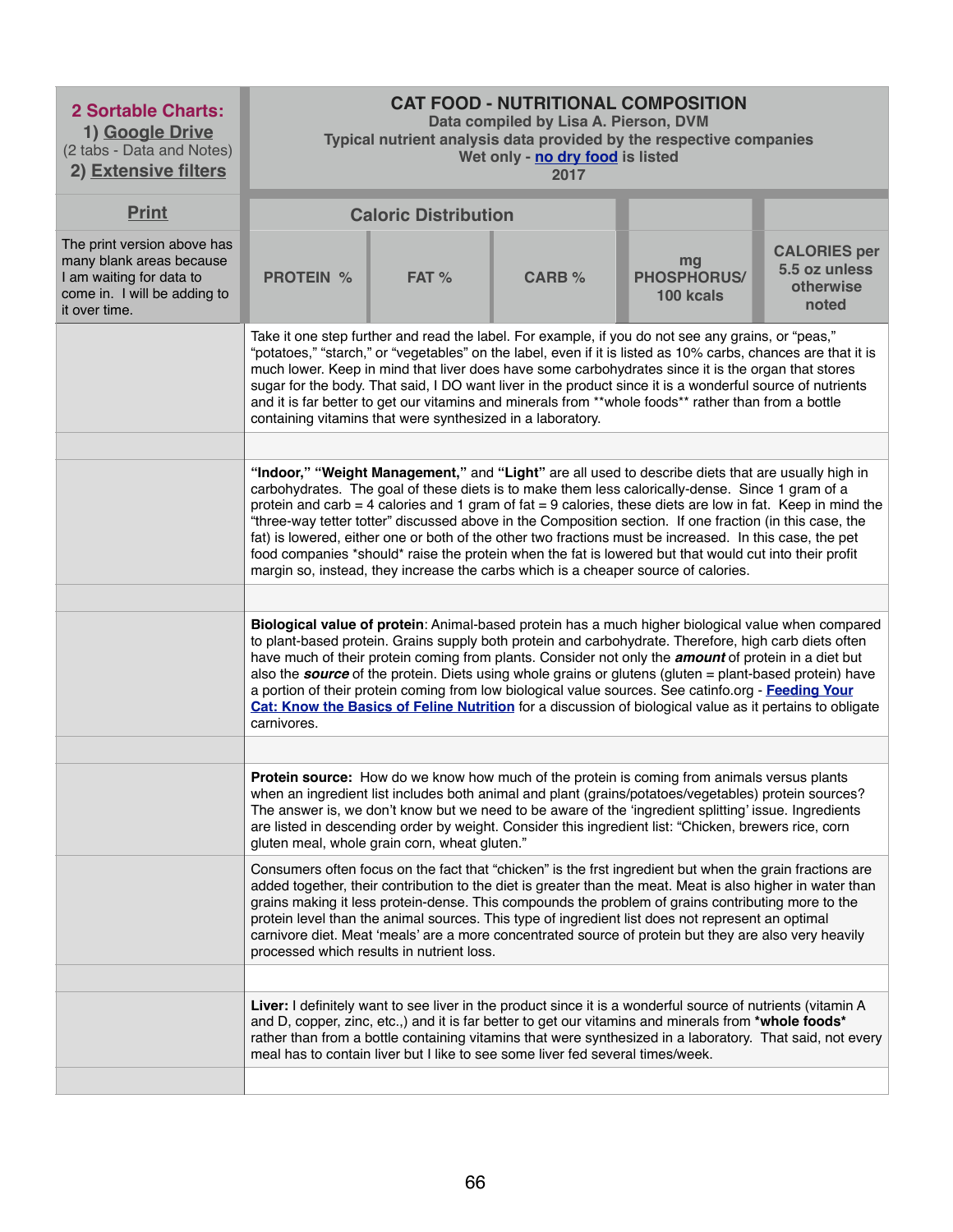| **2 Sortable Charts:** 1) Google Drive (2 tabs - Data and Notes) 2) Extensive filters | **CAT FOOD - NUTRITIONAL COMPOSITION** Data compiled by Lisa A. Pierson, DVM Typical nutrient analysis data provided by the respective companies Wet only - no dry food is listed 2017 | | | | |
|---|---|---|---|---|---|
| **Print** | **Caloric Distribution** | | | | |
| The print version above has many blank areas because I am waiting for data to come in. I will be adding to it over time. | **PROTEIN %** | **FAT %** | **CARB %** | **mg PHOSPHORUS/ 100 kcals** | **CALORIES per 5.5 oz unless otherwise noted** |

Take it one step further and read the label. For example, if you do not see any grains, or "peas," "potatoes," "starch," or "vegetables" on the label, even if it is listed as 10% carbs, chances are that it is much lower. Keep in mind that liver does have some carbohydrates since it is the organ that stores sugar for the body. That said, I DO want liver in the product since it is a wonderful source of nutrients and it is far better to get our vitamins and minerals from **whole foods** rather than from a bottle containing vitamins that were synthesized in a laboratory.

**"Indoor," "Weight Management,"** and **"Light"** are all used to describe diets that are usually high in carbohydrates. The goal of these diets is to make them less calorically-dense. Since 1 gram of a protein and carb = 4 calories and 1 gram of fat = 9 calories, these diets are low in fat. Keep in mind the "three-way tetter totter" discussed above in the Composition section. If one fraction (in this case, the fat) is lowered, either one or both of the other two fractions must be increased. In this case, the pet food companies *should* raise the protein when the fat is lowered but that would cut into their profit margin so, instead, they increase the carbs which is a cheaper source of calories.

**Biological value of protein**: Animal-based protein has a much higher biological value when compared to plant-based protein. Grains supply both protein and carbohydrate. Therefore, high carb diets often have much of their protein coming from plants. Consider not only the ***amount*** of protein in a diet but also the ***source*** of the protein. Diets using whole grains or glutens (gluten = plant-based protein) have a portion of their protein coming from low biological value sources. See catinfo.org - **Feeding Your Cat: Know the Basics of Feline Nutrition** for a discussion of biological value as it pertains to obligate carnivores.

**Protein source:** How do we know how much of the protein is coming from animals versus plants when an ingredient list includes both animal and plant (grains/potatoes/vegetables) protein sources? The answer is, we don't know but we need to be aware of the 'ingredient splitting' issue. Ingredients are listed in descending order by weight. Consider this ingredient list: "Chicken, brewers rice, corn gluten meal, whole grain corn, wheat gluten."

Consumers often focus on the fact that "chicken" is the frst ingredient but when the grain fractions are added together, their contribution to the diet is greater than the meat. Meat is also higher in water than grains making it less protein-dense. This compounds the problem of grains contributing more to the protein level than the animal sources. This type of ingredient list does not represent an optimal carnivore diet. Meat 'meals' are a more concentrated source of protein but they are also very heavily processed which results in nutrient loss.

**Liver:** I definitely want to see liver in the product since it is a wonderful source of nutrients (vitamin A and D, copper, zinc, etc.,) and it is far better to get our vitamins and minerals from ***whole foods*** rather than from a bottle containing vitamins that were synthesized in a laboratory. That said, not every meal has to contain liver but I like to see some liver fed several times/week.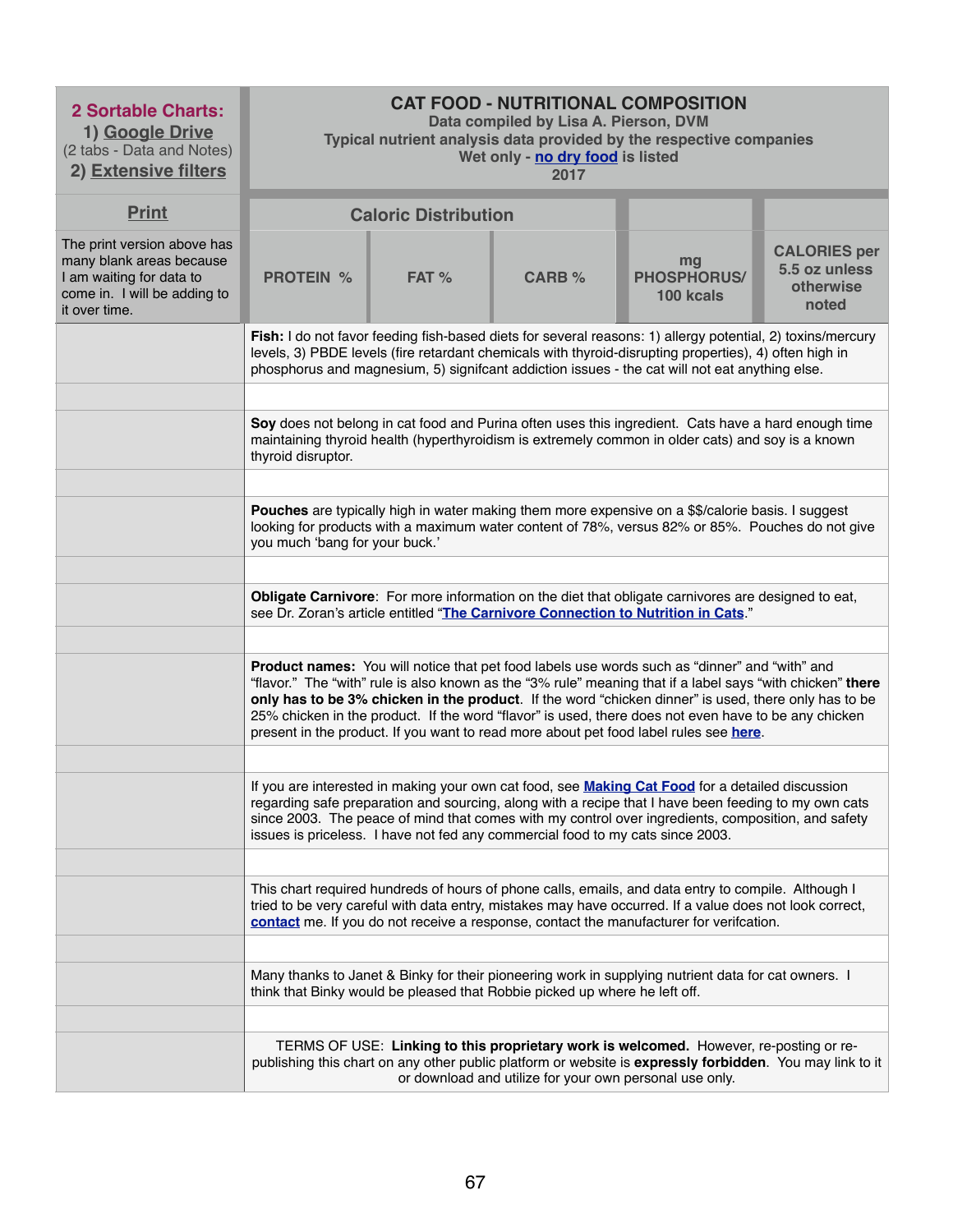| 2 Sortable Charts: 1) Google Drive (2 tabs - Data and Notes) 2) Extensive filters | CAT FOOD - NUTRITIONAL COMPOSITION<br>Data compiled by Lisa A. Pierson, DVM<br>Typical nutrient analysis data provided by the respective companies<br>Wet only - no dry food is listed<br>2017 | | | | |
|---|---|---|---|---|---|
| Print | Caloric Distribution | | | | |
| The print version above has many blank areas because I am waiting for data to come in. I will be adding to it over time. | PROTEIN % | FAT % | CARB % | mg PHOSPHORUS/ 100 kcals | CALORIES per 5.5 oz unless otherwise noted |
| | **Fish:** I do not favor feeding fish-based diets for several reasons: 1) allergy potential, 2) toxins/mercury levels, 3) PBDE levels (fire retardant chemicals with thyroid-disrupting properties), 4) often high in phosphorus and magnesium, 5) signifcant addiction issues - the cat will not eat anything else. | | | | |
| | | | | | |
| | **Soy** does not belong in cat food and Purina often uses this ingredient. Cats have a hard enough time maintaining thyroid health (hyperthyroidism is extremely common in older cats) and soy is a known thyroid disruptor. | | | | |
| | | | | | |
| | **Pouches** are typically high in water making them more expensive on a $$/calorie basis. I suggest looking for products with a maximum water content of 78%, versus 82% or 85%. Pouches do not give you much 'bang for your buck.' | | | | |
| | | | | | |
| | **Obligate Carnivore**: For more information on the diet that obligate carnivores are designed to eat, see Dr. Zoran's article entitled "**The Carnivore Connection to Nutrition in Cats**." | | | | |
| | | | | | |
| | **Product names:** You will notice that pet food labels use words such as "dinner" and "with" and "flavor." The "with" rule is also known as the "3% rule" meaning that if a label says "with chicken" **there only has to be 3% chicken in the product**. If the word "chicken dinner" is used, there only has to be 25% chicken in the product. If the word "flavor" is used, there does not even have to be any chicken present in the product. If you want to read more about pet food label rules see **here**. | | | | |
| | | | | | |
| | If you are interested in making your own cat food, see **Making Cat Food** for a detailed discussion regarding safe preparation and sourcing, along with a recipe that I have been feeding to my own cats since 2003. The peace of mind that comes with my control over ingredients, composition, and safety issues is priceless. I have not fed any commercial food to my cats since 2003. | | | | |
| | | | | | |
| | This chart required hundreds of hours of phone calls, emails, and data entry to compile. Although I tried to be very careful with data entry, mistakes may have occurred. If a value does not look correct, **contact** me. If you do not receive a response, contact the manufacturer for verifcation. | | | | |
| | | | | | |
| | Many thanks to Janet & Binky for their pioneering work in supplying nutrient data for cat owners. I think that Binky would be pleased that Robbie picked up where he left off. | | | | |
| | | | | | |
| | TERMS OF USE: **Linking to this proprietary work is welcomed.** However, re-posting or re-publishing this chart on any other public platform or website is **expressly forbidden**. You may link to it or download and utilize for your own personal use only. | | | | |